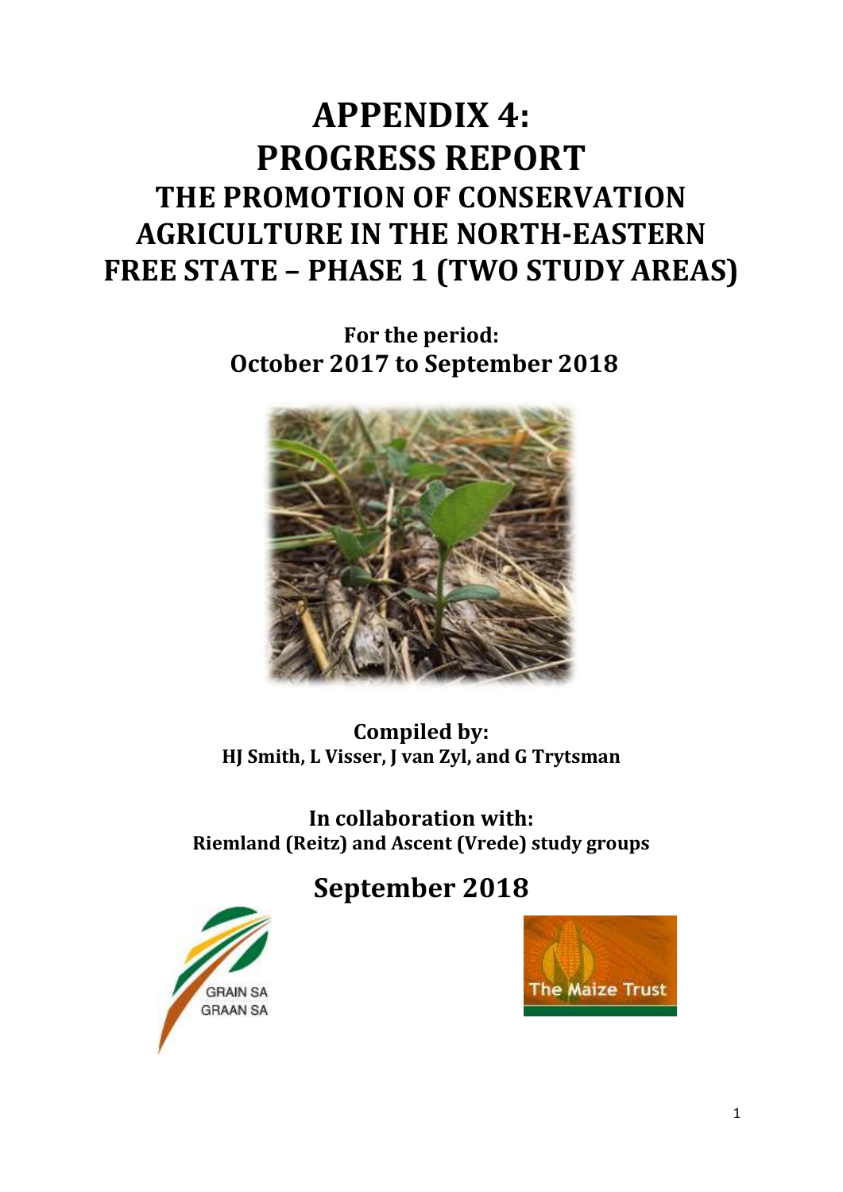# APPENDIX 4:
# PROGRESS REPORT
## THE PROMOTION OF CONSERVATION AGRICULTURE IN THE NORTH-EASTERN FREE STATE – PHASE 1 (TWO STUDY AREAS)

**For the period:**
**October 2017 to September 2018**

**Compiled by:**
**HJ Smith, L Visser, J van Zyl, and G Trytsman**

**In collaboration with:**
**Riemland (Reitz) and Ascent (Vrede) study groups**

## September 2018

GRAIN SA
GRAAN SA

The Maize Trust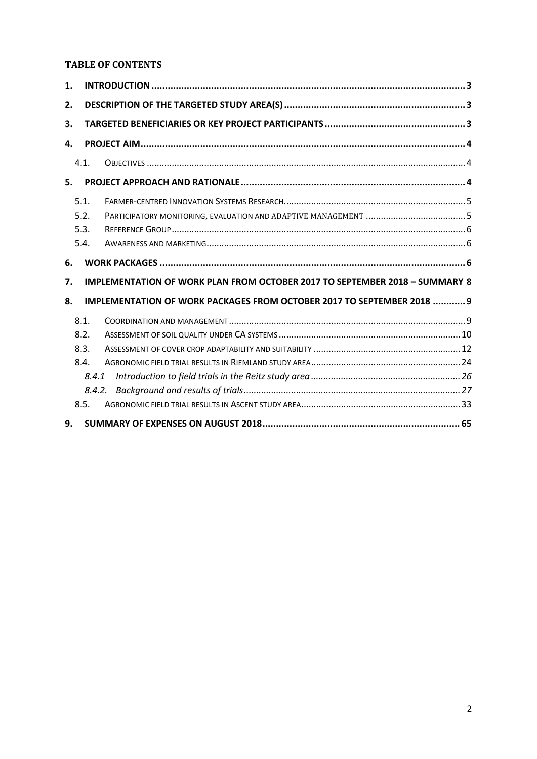**TABLE OF CONTENTS**

1. INTRODUCTION ..... 3
2. DESCRIPTION OF THE TARGETED STUDY AREA(S) ..... 3
3. TARGETED BENEFICIARIES OR KEY PROJECT PARTICIPANTS ..... 3
4. PROJECT AIM ..... 4
   - 4.1. OBJECTIVES ..... 4
5. PROJECT APPROACH AND RATIONALE ..... 4
   - 5.1. FARMER-CENTRED INNOVATION SYSTEMS RESEARCH ..... 5
   - 5.2. PARTICIPATORY MONITORING, EVALUATION AND ADAPTIVE MANAGEMENT ..... 5
   - 5.3. REFERENCE GROUP ..... 6
   - 5.4. AWARENESS AND MARKETING ..... 6
6. WORK PACKAGES ..... 6
7. IMPLEMENTATION OF WORK PLAN FROM OCTOBER 2017 TO SEPTEMBER 2018 – SUMMARY ..... 8
8. IMPLEMENTATION OF WORK PACKAGES FROM OCTOBER 2017 TO SEPTEMBER 2018 ..... 9
   - 8.1. COORDINATION AND MANAGEMENT ..... 9
   - 8.2. ASSESSMENT OF SOIL QUALITY UNDER CA SYSTEMS ..... 10
   - 8.3. ASSESSMENT OF COVER CROP ADAPTABILITY AND SUITABILITY ..... 12
   - 8.4. AGRONOMIC FIELD TRIAL RESULTS IN RIEMLAND STUDY AREA ..... 24
     - *8.4.1 Introduction to field trials in the Reitz study area* ..... 26
     - *8.4.2. Background and results of trials* ..... 27
   - 8.5. AGRONOMIC FIELD TRIAL RESULTS IN ASCENT STUDY AREA ..... 33
9. SUMMARY OF EXPENSES ON AUGUST 2018 ..... 65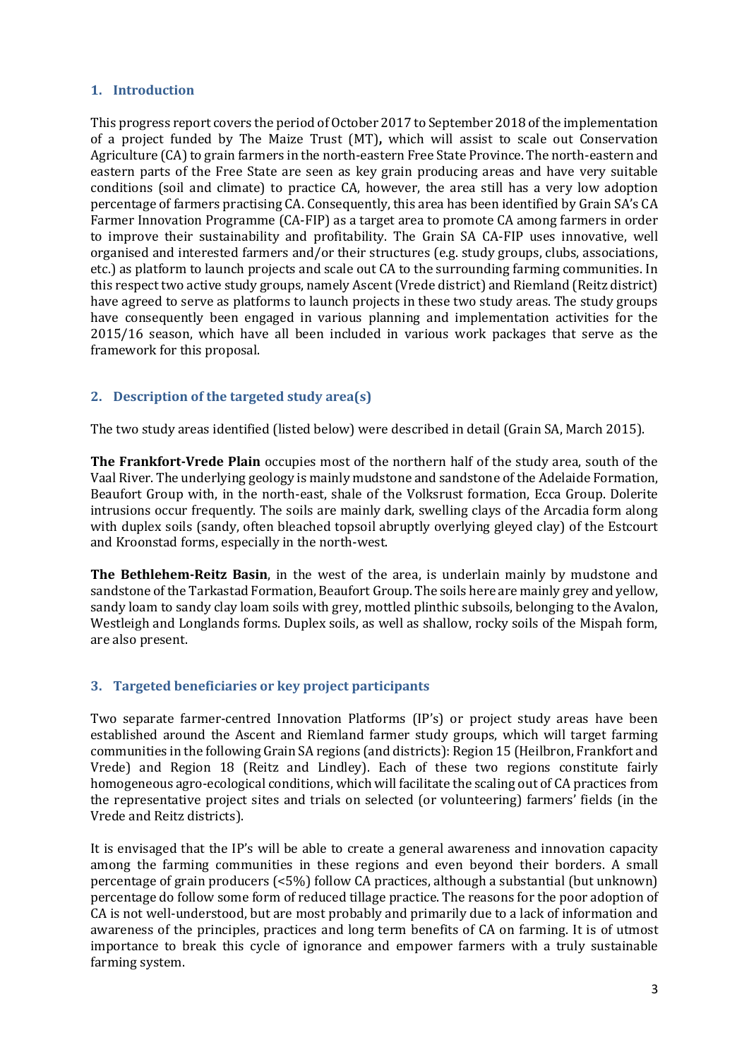## 1. Introduction

This progress report covers the period of October 2017 to September 2018 of the implementation of a project funded by The Maize Trust (MT)**,** which will assist to scale out Conservation Agriculture (CA) to grain farmers in the north-eastern Free State Province. The north-eastern and eastern parts of the Free State are seen as key grain producing areas and have very suitable conditions (soil and climate) to practice CA, however, the area still has a very low adoption percentage of farmers practising CA. Consequently, this area has been identified by Grain SA's CA Farmer Innovation Programme (CA-FIP) as a target area to promote CA among farmers in order to improve their sustainability and profitability. The Grain SA CA-FIP uses innovative, well organised and interested farmers and/or their structures (e.g. study groups, clubs, associations, etc.) as platform to launch projects and scale out CA to the surrounding farming communities. In this respect two active study groups, namely Ascent (Vrede district) and Riemland (Reitz district) have agreed to serve as platforms to launch projects in these two study areas. The study groups have consequently been engaged in various planning and implementation activities for the 2015/16 season, which have all been included in various work packages that serve as the framework for this proposal.

## 2. Description of the targeted study area(s)

The two study areas identified (listed below) were described in detail (Grain SA, March 2015).

**The Frankfort-Vrede Plain** occupies most of the northern half of the study area, south of the Vaal River. The underlying geology is mainly mudstone and sandstone of the Adelaide Formation, Beaufort Group with, in the north-east, shale of the Volksrust formation, Ecca Group. Dolerite intrusions occur frequently. The soils are mainly dark, swelling clays of the Arcadia form along with duplex soils (sandy, often bleached topsoil abruptly overlying gleyed clay) of the Estcourt and Kroonstad forms, especially in the north-west.

**The Bethlehem-Reitz Basin**, in the west of the area, is underlain mainly by mudstone and sandstone of the Tarkastad Formation, Beaufort Group. The soils here are mainly grey and yellow, sandy loam to sandy clay loam soils with grey, mottled plinthic subsoils, belonging to the Avalon, Westleigh and Longlands forms. Duplex soils, as well as shallow, rocky soils of the Mispah form, are also present.

## 3. Targeted beneficiaries or key project participants

Two separate farmer-centred Innovation Platforms (IP's) or project study areas have been established around the Ascent and Riemland farmer study groups, which will target farming communities in the following Grain SA regions (and districts): Region 15 (Heilbron, Frankfort and Vrede) and Region 18 (Reitz and Lindley). Each of these two regions constitute fairly homogeneous agro-ecological conditions, which will facilitate the scaling out of CA practices from the representative project sites and trials on selected (or volunteering) farmers' fields (in the Vrede and Reitz districts).

It is envisaged that the IP's will be able to create a general awareness and innovation capacity among the farming communities in these regions and even beyond their borders. A small percentage of grain producers (<5%) follow CA practices, although a substantial (but unknown) percentage do follow some form of reduced tillage practice. The reasons for the poor adoption of CA is not well-understood, but are most probably and primarily due to a lack of information and awareness of the principles, practices and long term benefits of CA on farming. It is of utmost importance to break this cycle of ignorance and empower farmers with a truly sustainable farming system.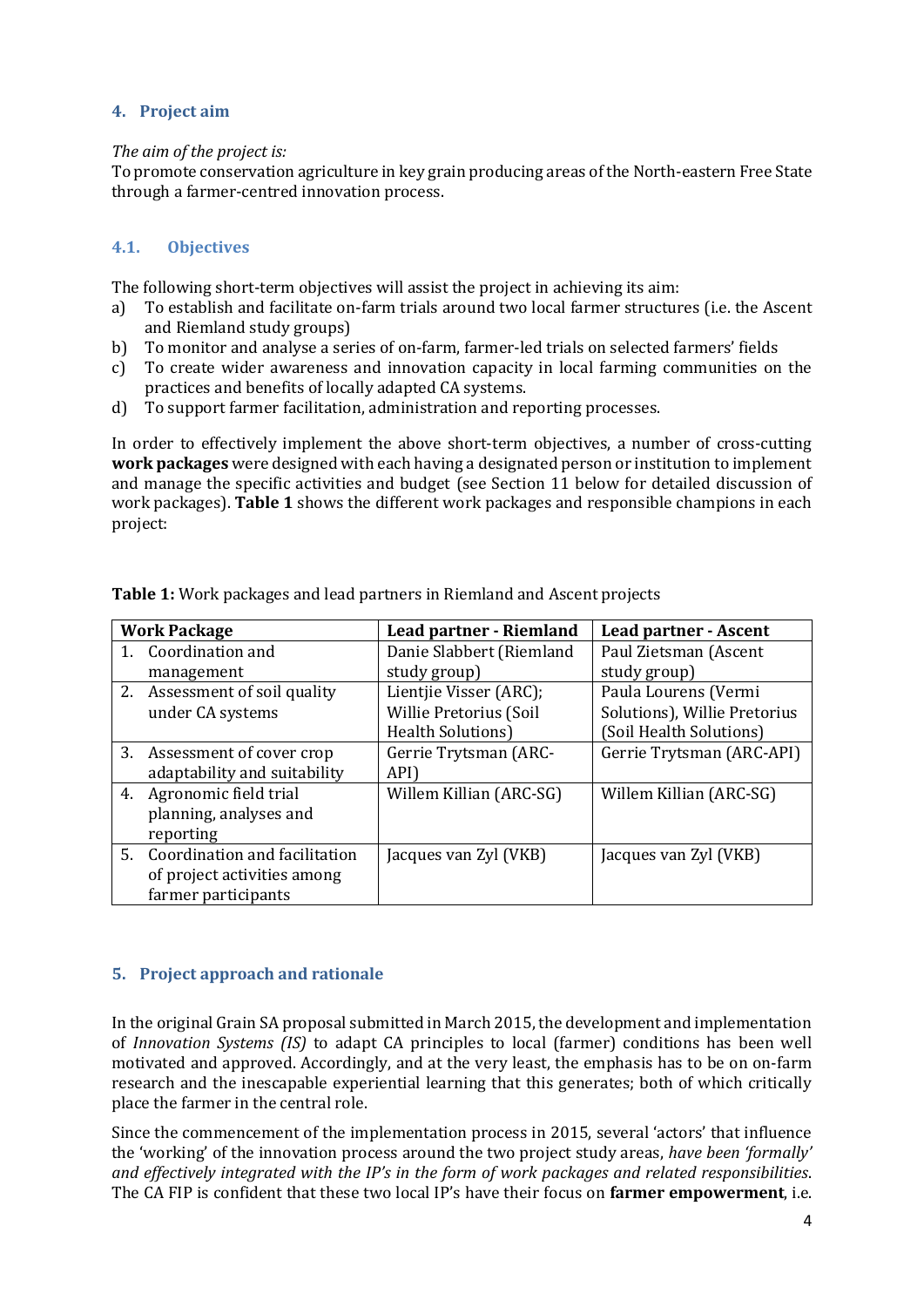## 4. Project aim

*The aim of the project is:*
To promote conservation agriculture in key grain producing areas of the North-eastern Free State through a farmer-centred innovation process.

### 4.1. Objectives

The following short-term objectives will assist the project in achieving its aim:

a) To establish and facilitate on-farm trials around two local farmer structures (i.e. the Ascent and Riemland study groups)
b) To monitor and analyse a series of on-farm, farmer-led trials on selected farmers' fields
c) To create wider awareness and innovation capacity in local farming communities on the practices and benefits of locally adapted CA systems.
d) To support farmer facilitation, administration and reporting processes.

In order to effectively implement the above short-term objectives, a number of cross-cutting **work packages** were designed with each having a designated person or institution to implement and manage the specific activities and budget (see Section 11 below for detailed discussion of work packages). **Table 1** shows the different work packages and responsible champions in each project:

**Table 1:** Work packages and lead partners in Riemland and Ascent projects

| Work Package | Lead partner - Riemland | Lead partner - Ascent |
|---|---|---|
| 1. Coordination and management | Danie Slabbert (Riemland study group) | Paul Zietsman (Ascent study group) |
| 2. Assessment of soil quality under CA systems | Lientjie Visser (ARC); Willie Pretorius (Soil Health Solutions) | Paula Lourens (Vermi Solutions), Willie Pretorius (Soil Health Solutions) |
| 3. Assessment of cover crop adaptability and suitability | Gerrie Trytsman (ARC-API) | Gerrie Trytsman (ARC-API) |
| 4. Agronomic field trial planning, analyses and reporting | Willem Killian (ARC-SG) | Willem Killian (ARC-SG) |
| 5. Coordination and facilitation of project activities among farmer participants | Jacques van Zyl (VKB) | Jacques van Zyl (VKB) |

## 5. Project approach and rationale

In the original Grain SA proposal submitted in March 2015, the development and implementation of *Innovation Systems (IS)* to adapt CA principles to local (farmer) conditions has been well motivated and approved. Accordingly, and at the very least, the emphasis has to be on on-farm research and the inescapable experiential learning that this generates; both of which critically place the farmer in the central role.

Since the commencement of the implementation process in 2015, several 'actors' that influence the 'working' of the innovation process around the two project study areas, *have been 'formally' and effectively integrated with the IP's in the form of work packages and related responsibilities*. The CA FIP is confident that these two local IP's have their focus on **farmer empowerment**, i.e.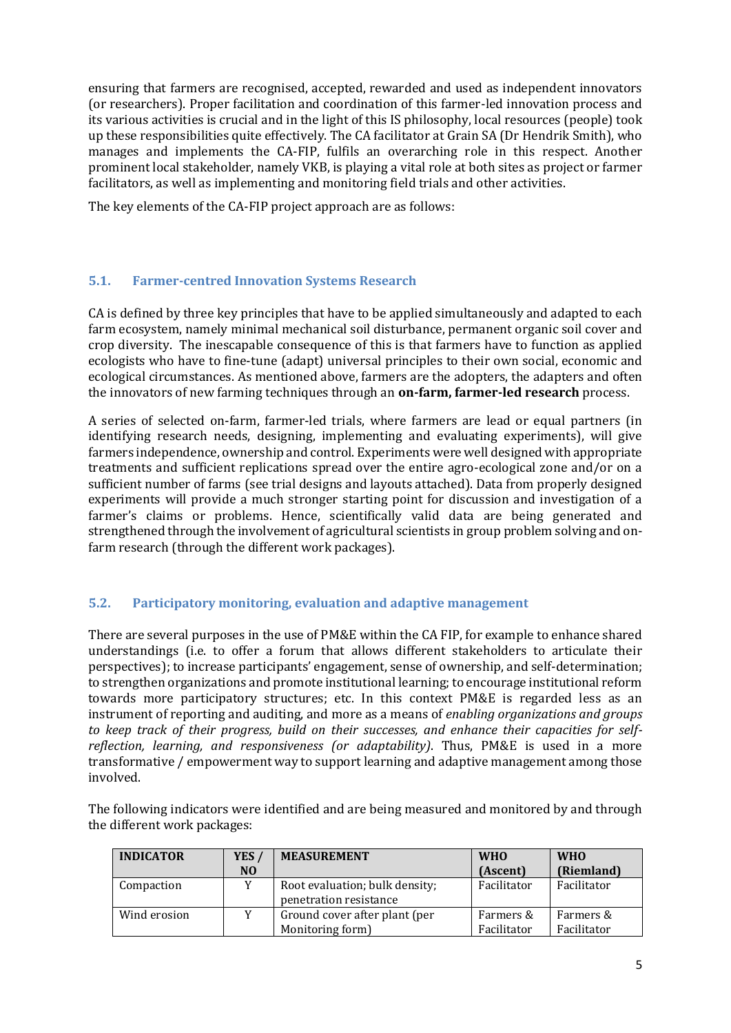ensuring that farmers are recognised, accepted, rewarded and used as independent innovators (or researchers). Proper facilitation and coordination of this farmer-led innovation process and its various activities is crucial and in the light of this IS philosophy, local resources (people) took up these responsibilities quite effectively. The CA facilitator at Grain SA (Dr Hendrik Smith), who manages and implements the CA-FIP, fulfils an overarching role in this respect. Another prominent local stakeholder, namely VKB, is playing a vital role at both sites as project or farmer facilitators, as well as implementing and monitoring field trials and other activities.

The key elements of the CA-FIP project approach are as follows:

## 5.1. Farmer-centred Innovation Systems Research

CA is defined by three key principles that have to be applied simultaneously and adapted to each farm ecosystem, namely minimal mechanical soil disturbance, permanent organic soil cover and crop diversity. The inescapable consequence of this is that farmers have to function as applied ecologists who have to fine-tune (adapt) universal principles to their own social, economic and ecological circumstances. As mentioned above, farmers are the adopters, the adapters and often the innovators of new farming techniques through an **on-farm, farmer-led research** process.

A series of selected on-farm, farmer-led trials, where farmers are lead or equal partners (in identifying research needs, designing, implementing and evaluating experiments), will give farmers independence, ownership and control. Experiments were well designed with appropriate treatments and sufficient replications spread over the entire agro-ecological zone and/or on a sufficient number of farms (see trial designs and layouts attached). Data from properly designed experiments will provide a much stronger starting point for discussion and investigation of a farmer's claims or problems. Hence, scientifically valid data are being generated and strengthened through the involvement of agricultural scientists in group problem solving and on-farm research (through the different work packages).

## 5.2. Participatory monitoring, evaluation and adaptive management

There are several purposes in the use of PM&E within the CA FIP, for example to enhance shared understandings (i.e. to offer a forum that allows different stakeholders to articulate their perspectives); to increase participants' engagement, sense of ownership, and self-determination; to strengthen organizations and promote institutional learning; to encourage institutional reform towards more participatory structures; etc. In this context PM&E is regarded less as an instrument of reporting and auditing, and more as a means of *enabling organizations and groups to keep track of their progress, build on their successes, and enhance their capacities for self-reflection, learning, and responsiveness (or adaptability)*. Thus, PM&E is used in a more transformative / empowerment way to support learning and adaptive management among those involved.

The following indicators were identified and are being measured and monitored by and through the different work packages:

| INDICATOR | YES / NO | MEASUREMENT | WHO (Ascent) | WHO (Riemland) |
|---|---|---|---|---|
| Compaction | Y | Root evaluation; bulk density; penetration resistance | Facilitator | Facilitator |
| Wind erosion | Y | Ground cover after plant (per Monitoring form) | Farmers & Facilitator | Farmers & Facilitator |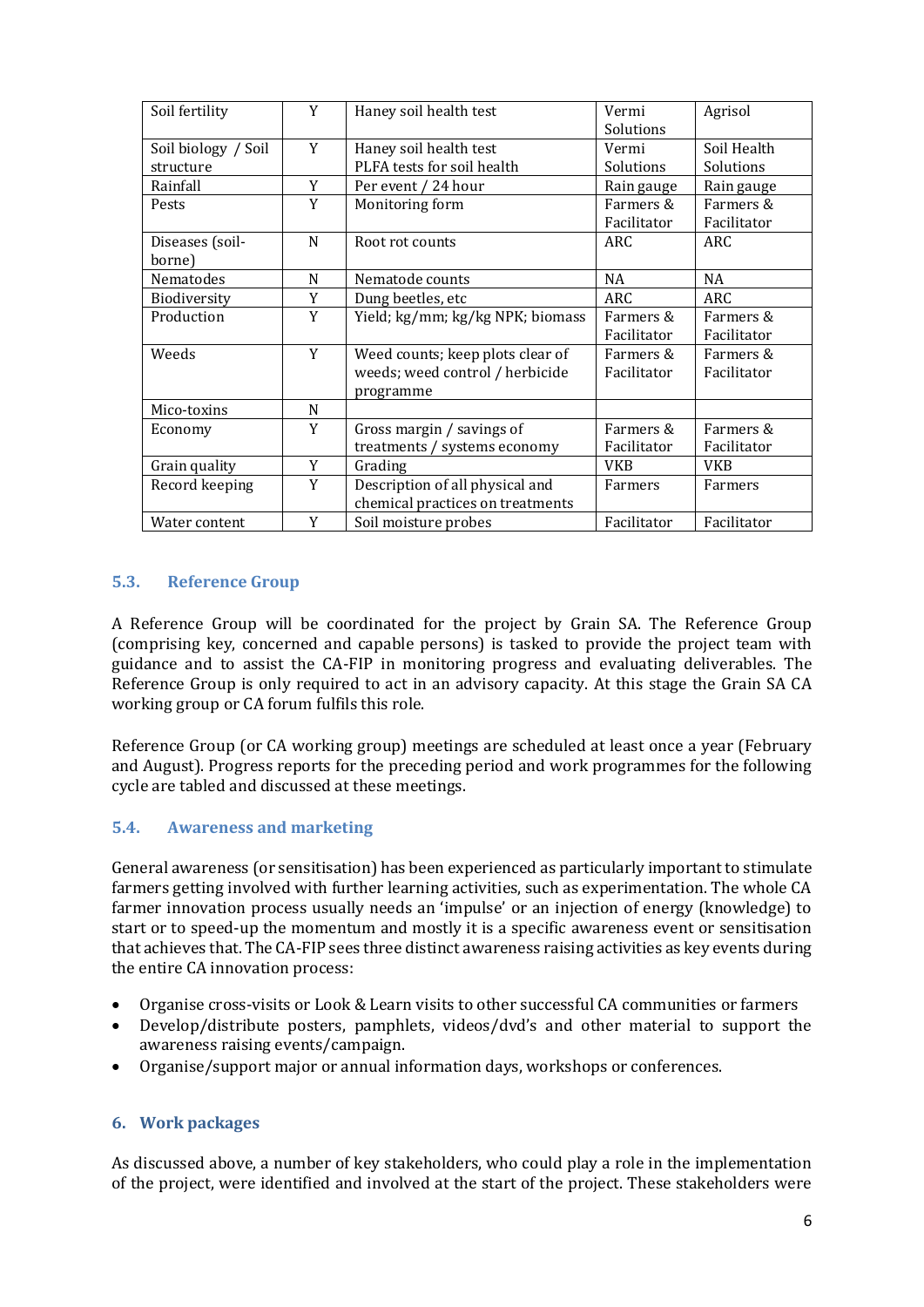| Soil fertility | Y | Haney soil health test | Vermi Solutions | Agrisol |
|---|---|---|---|---|
| Soil biology / Soil structure | Y | Haney soil health test PLFA tests for soil health | Vermi Solutions | Soil Health Solutions |
| Rainfall | Y | Per event / 24 hour | Rain gauge | Rain gauge |
| Pests | Y | Monitoring form | Farmers & Facilitator | Farmers & Facilitator |
| Diseases (soil-borne) | N | Root rot counts | ARC | ARC |
| Nematodes | N | Nematode counts | NA | NA |
| Biodiversity | Y | Dung beetles, etc | ARC | ARC |
| Production | Y | Yield; kg/mm; kg/kg NPK; biomass | Farmers & Facilitator | Farmers & Facilitator |
| Weeds | Y | Weed counts; keep plots clear of weeds; weed control / herbicide programme | Farmers & Facilitator | Farmers & Facilitator |
| Mico-toxins | N | | | |
| Economy | Y | Gross margin / savings of treatments / systems economy | Farmers & Facilitator | Farmers & Facilitator |
| Grain quality | Y | Grading | VKB | VKB |
| Record keeping | Y | Description of all physical and chemical practices on treatments | Farmers | Farmers |
| Water content | Y | Soil moisture probes | Facilitator | Facilitator |

### 5.3. Reference Group

A Reference Group will be coordinated for the project by Grain SA. The Reference Group (comprising key, concerned and capable persons) is tasked to provide the project team with guidance and to assist the CA-FIP in monitoring progress and evaluating deliverables. The Reference Group is only required to act in an advisory capacity. At this stage the Grain SA CA working group or CA forum fulfils this role.

Reference Group (or CA working group) meetings are scheduled at least once a year (February and August). Progress reports for the preceding period and work programmes for the following cycle are tabled and discussed at these meetings.

### 5.4. Awareness and marketing

General awareness (or sensitisation) has been experienced as particularly important to stimulate farmers getting involved with further learning activities, such as experimentation. The whole CA farmer innovation process usually needs an 'impulse' or an injection of energy (knowledge) to start or to speed-up the momentum and mostly it is a specific awareness event or sensitisation that achieves that. The CA-FIP sees three distinct awareness raising activities as key events during the entire CA innovation process:

- Organise cross-visits or Look & Learn visits to other successful CA communities or farmers
- Develop/distribute posters, pamphlets, videos/dvd's and other material to support the awareness raising events/campaign.
- Organise/support major or annual information days, workshops or conferences.

## 6. Work packages

As discussed above, a number of key stakeholders, who could play a role in the implementation of the project, were identified and involved at the start of the project. These stakeholders were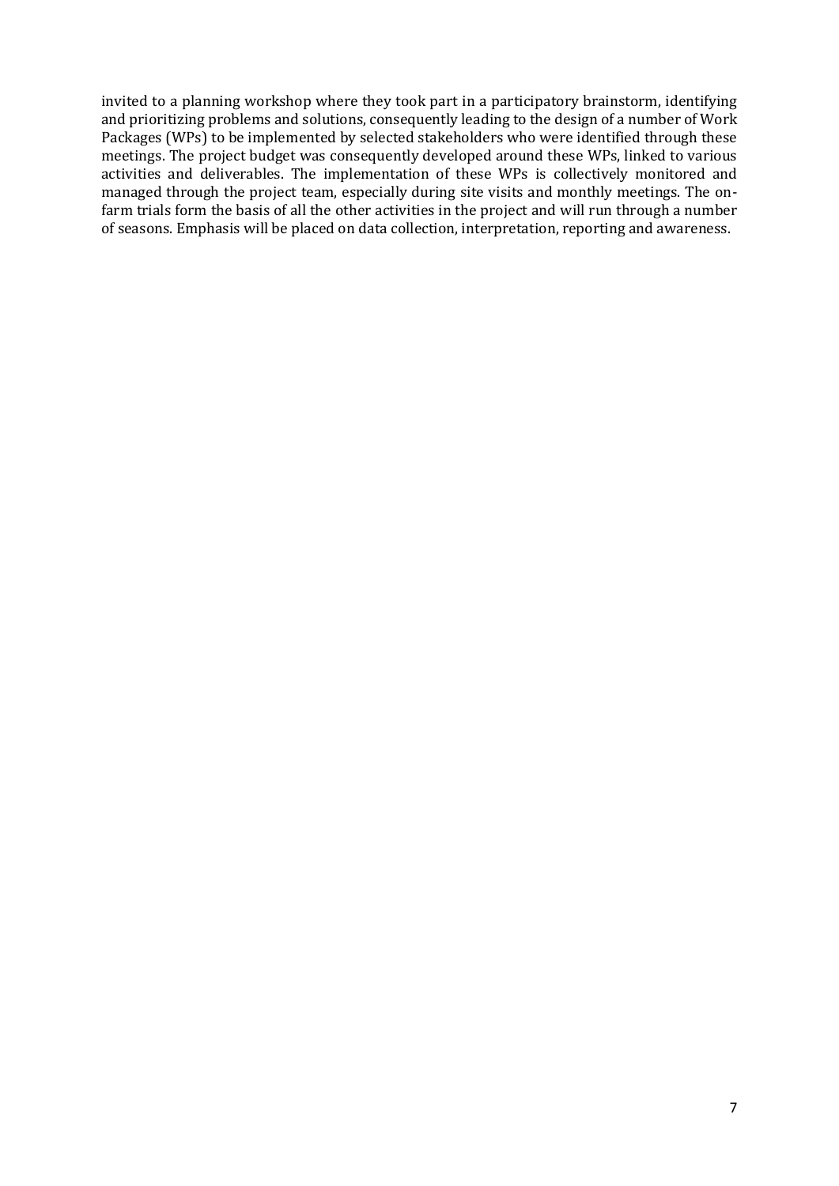invited to a planning workshop where they took part in a participatory brainstorm, identifying and prioritizing problems and solutions, consequently leading to the design of a number of Work Packages (WPs) to be implemented by selected stakeholders who were identified through these meetings. The project budget was consequently developed around these WPs, linked to various activities and deliverables. The implementation of these WPs is collectively monitored and managed through the project team, especially during site visits and monthly meetings. The on-farm trials form the basis of all the other activities in the project and will run through a number of seasons. Emphasis will be placed on data collection, interpretation, reporting and awareness.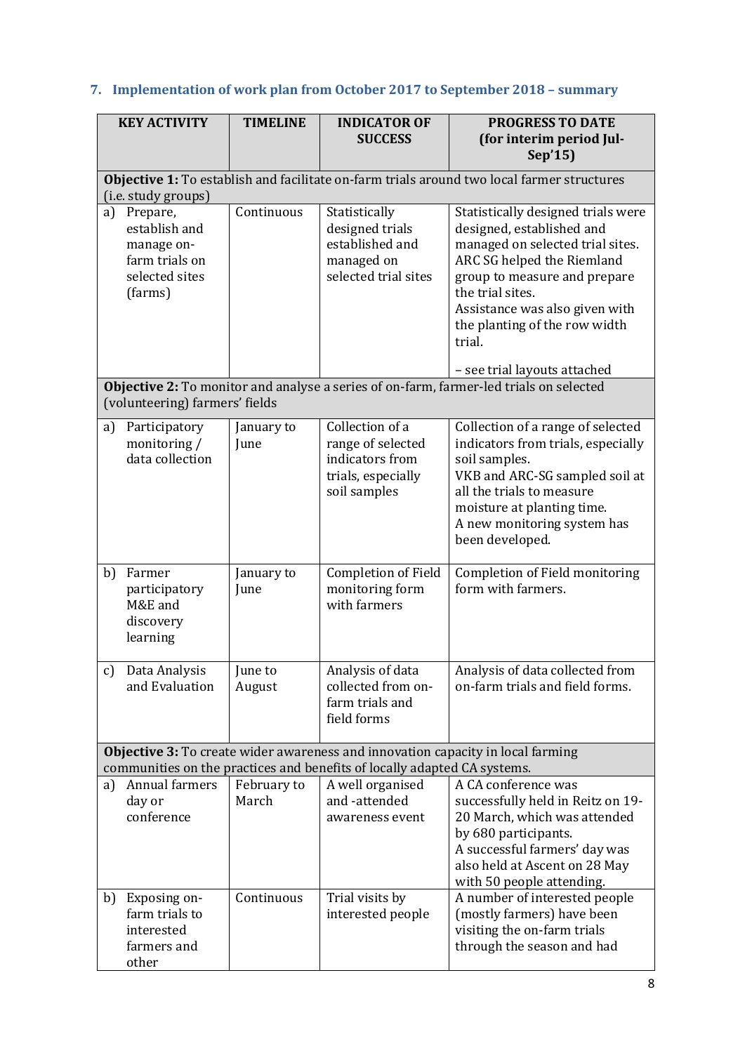## 7. Implementation of work plan from October 2017 to September 2018 – summary

| KEY ACTIVITY | TIMELINE | INDICATOR OF SUCCESS | PROGRESS TO DATE (for interim period Jul-Sep'15) |
|---|---|---|---|
| **Objective 1:** To establish and facilitate on-farm trials around two local farmer structures (i.e. study groups) | | | |
| a) Prepare, establish and manage on-farm trials on selected sites (farms) | Continuous | Statistically designed trials established and managed on selected trial sites | Statistically designed trials were designed, established and managed on selected trial sites. ARC SG helped the Riemland group to measure and prepare the trial sites. Assistance was also given with the planting of the row width trial. – see trial layouts attached |
| **Objective 2:** To monitor and analyse a series of on-farm, farmer-led trials on selected (volunteering) farmers' fields | | | |
| a) Participatory monitoring / data collection | January to June | Collection of a range of selected indicators from trials, especially soil samples | Collection of a range of selected indicators from trials, especially soil samples. VKB and ARC-SG sampled soil at all the trials to measure moisture at planting time. A new monitoring system has been developed. |
| b) Farmer participatory M&E and discovery learning | January to June | Completion of Field monitoring form with farmers | Completion of Field monitoring form with farmers. |
| c) Data Analysis and Evaluation | June to August | Analysis of data collected from on-farm trials and field forms | Analysis of data collected from on-farm trials and field forms. |
| **Objective 3:** To create wider awareness and innovation capacity in local farming communities on the practices and benefits of locally adapted CA systems. | | | |
| a) Annual farmers day or conference | February to March | A well organised and -attended awareness event | A CA conference was successfully held in Reitz on 19-20 March, which was attended by 680 participants. A successful farmers' day was also held at Ascent on 28 May with 50 people attending. |
| b) Exposing on-farm trials to interested farmers and other | Continuous | Trial visits by interested people | A number of interested people (mostly farmers) have been visiting the on-farm trials through the season and had |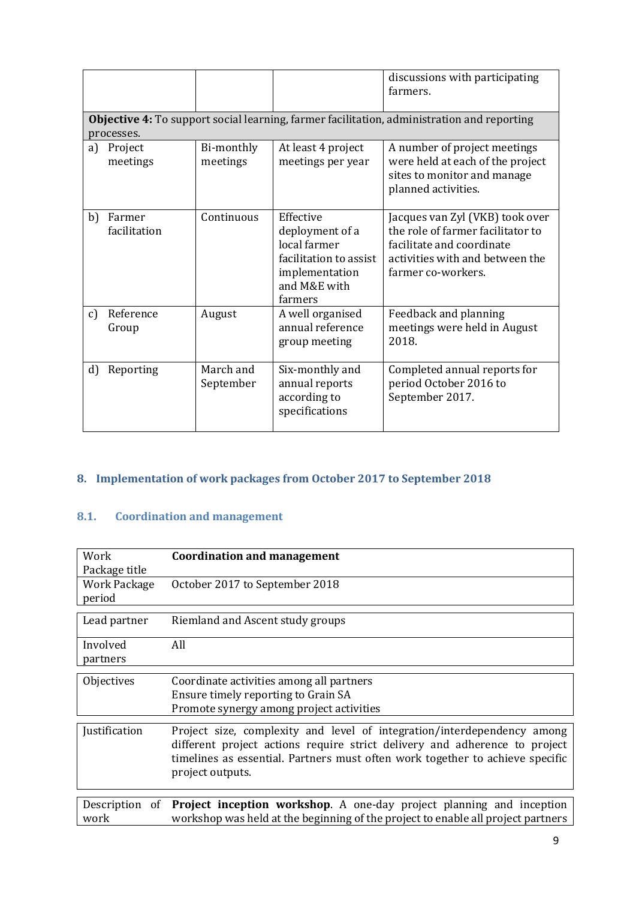| | | | discussions with participating farmers. |
|---|---|---|---|
| **Objective 4:** To support social learning, farmer facilitation, administration and reporting processes. | | | |
| a) Project meetings | Bi-monthly meetings | At least 4 project meetings per year | A number of project meetings were held at each of the project sites to monitor and manage planned activities. |
| b) Farmer facilitation | Continuous | Effective deployment of a local farmer facilitation to assist implementation and M&E with farmers | Jacques van Zyl (VKB) took over the role of farmer facilitator to facilitate and coordinate activities with and between the farmer co-workers. |
| c) Reference Group | August | A well organised annual reference group meeting | Feedback and planning meetings were held in August 2018. |
| d) Reporting | March and September | Six-monthly and annual reports according to specifications | Completed annual reports for period October 2016 to September 2017. |

## 8. Implementation of work packages from October 2017 to September 2018

### 8.1. Coordination and management

| Work Package title | **Coordination and management** |
|---|---|
| Work Package period | October 2017 to September 2018 |
| Lead partner | Riemland and Ascent study groups |
| Involved partners | All |
| Objectives | Coordinate activities among all partners<br>Ensure timely reporting to Grain SA<br>Promote synergy among project activities |
| Justification | Project size, complexity and level of integration/interdependency among different project actions require strict delivery and adherence to project timelines as essential. Partners must often work together to achieve specific project outputs. |
| Description of work | **Project inception workshop**. A one-day project planning and inception workshop was held at the beginning of the project to enable all project partners |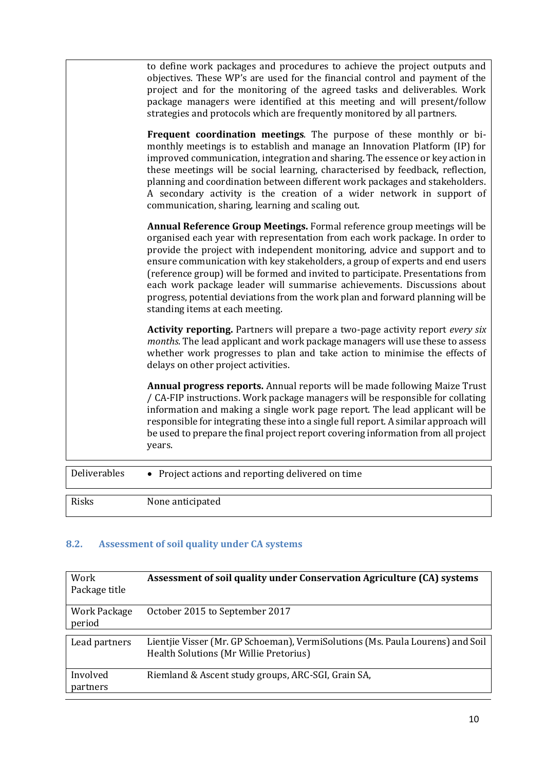| | |
|---|---|
| | to define work packages and procedures to achieve the project outputs and objectives. These WP's are used for the financial control and payment of the project and for the monitoring of the agreed tasks and deliverables. Work package managers were identified at this meeting and will present/follow strategies and protocols which are frequently monitored by all partners.<br><br>**Frequent coordination meetings**. The purpose of these monthly or bi-monthly meetings is to establish and manage an Innovation Platform (IP) for improved communication, integration and sharing. The essence or key action in these meetings will be social learning, characterised by feedback, reflection, planning and coordination between different work packages and stakeholders. A secondary activity is the creation of a wider network in support of communication, sharing, learning and scaling out.<br><br>**Annual Reference Group Meetings.** Formal reference group meetings will be organised each year with representation from each work package. In order to provide the project with independent monitoring, advice and support and to ensure communication with key stakeholders, a group of experts and end users (reference group) will be formed and invited to participate. Presentations from each work package leader will summarise achievements. Discussions about progress, potential deviations from the work plan and forward planning will be standing items at each meeting.<br><br>**Activity reporting.** Partners will prepare a two-page activity report *every six months.* The lead applicant and work package managers will use these to assess whether work progresses to plan and take action to minimise the effects of delays on other project activities.<br><br>**Annual progress reports.** Annual reports will be made following Maize Trust / CA-FIP instructions. Work package managers will be responsible for collating information and making a single work page report. The lead applicant will be responsible for integrating these into a single full report. A similar approach will be used to prepare the final project report covering information from all project years. |
| Deliverables | • Project actions and reporting delivered on time |
| Risks | None anticipated |

### 8.2. Assessment of soil quality under CA systems

| | |
|---|---|
| Work Package title | **Assessment of soil quality under Conservation Agriculture (CA) systems** |
| Work Package period | October 2015 to September 2017 |
| Lead partners | Lientjie Visser (Mr. GP Schoeman), VermiSolutions (Ms. Paula Lourens) and Soil Health Solutions (Mr Willie Pretorius) |
| Involved partners | Riemland & Ascent study groups, ARC-SGI, Grain SA, |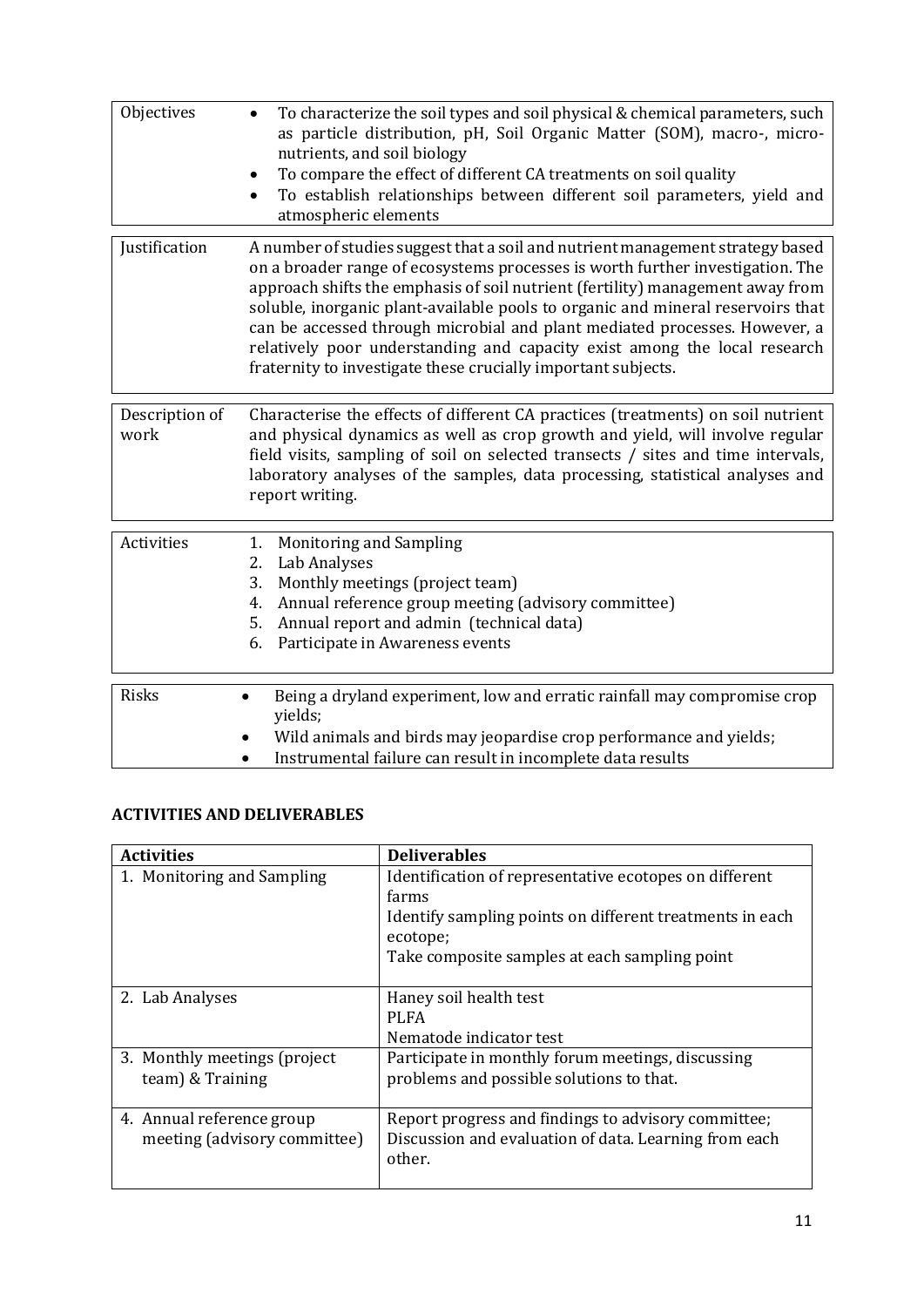| | |
|---|---|
| Objectives | • To characterize the soil types and soil physical & chemical parameters, such as particle distribution, pH, Soil Organic Matter (SOM), macro-, micro-nutrients, and soil biology<br>• To compare the effect of different CA treatments on soil quality<br>• To establish relationships between different soil parameters, yield and atmospheric elements |
| Justification | A number of studies suggest that a soil and nutrient management strategy based on a broader range of ecosystems processes is worth further investigation. The approach shifts the emphasis of soil nutrient (fertility) management away from soluble, inorganic plant-available pools to organic and mineral reservoirs that can be accessed through microbial and plant mediated processes. However, a relatively poor understanding and capacity exist among the local research fraternity to investigate these crucially important subjects. |
| Description of work | Characterise the effects of different CA practices (treatments) on soil nutrient and physical dynamics as well as crop growth and yield, will involve regular field visits, sampling of soil on selected transects / sites and time intervals, laboratory analyses of the samples, data processing, statistical analyses and report writing. |
| Activities | 1. Monitoring and Sampling<br>2. Lab Analyses<br>3. Monthly meetings (project team)<br>4. Annual reference group meeting (advisory committee)<br>5. Annual report and admin (technical data)<br>6. Participate in Awareness events |
| Risks | • Being a dryland experiment, low and erratic rainfall may compromise crop yields;<br>• Wild animals and birds may jeopardise crop performance and yields;<br>• Instrumental failure can result in incomplete data results |

**ACTIVITIES AND DELIVERABLES**

| Activities | Deliverables |
|---|---|
| 1. Monitoring and Sampling | Identification of representative ecotopes on different farms<br>Identify sampling points on different treatments in each ecotope;<br>Take composite samples at each sampling point |
| 2. Lab Analyses | Haney soil health test<br>PLFA<br>Nematode indicator test |
| 3. Monthly meetings (project team) & Training | Participate in monthly forum meetings, discussing problems and possible solutions to that. |
| 4. Annual reference group meeting (advisory committee) | Report progress and findings to advisory committee;<br>Discussion and evaluation of data. Learning from each other. |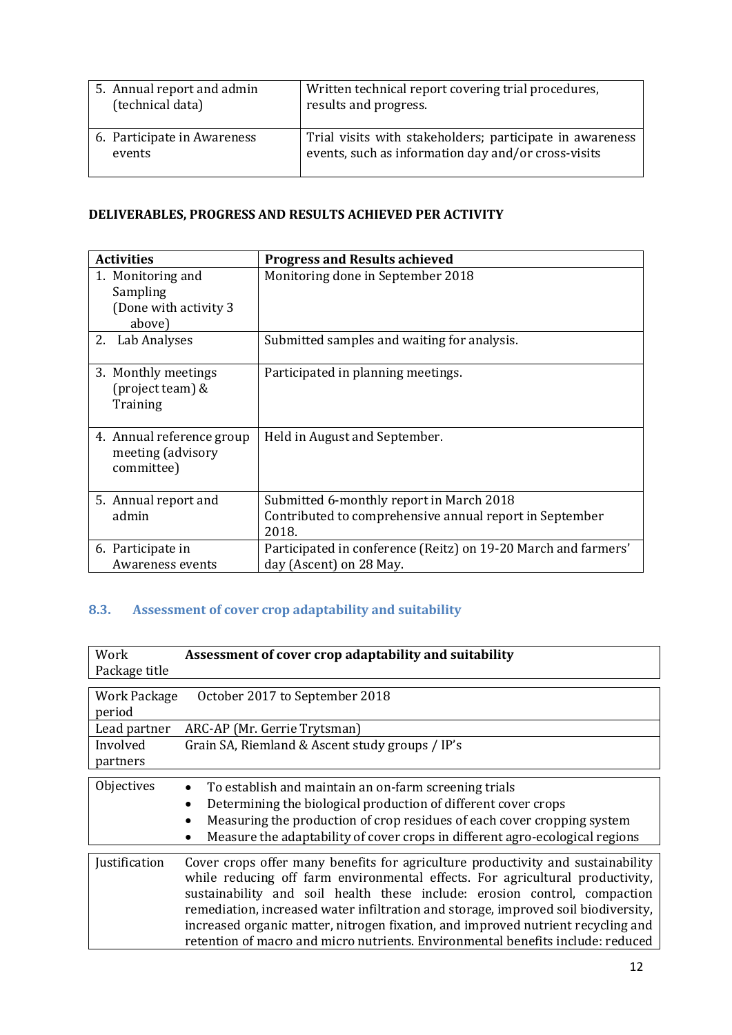| | |
|---|---|
| 5. Annual report and admin (technical data) | Written technical report covering trial procedures, results and progress. |
| 6. Participate in Awareness events | Trial visits with stakeholders; participate in awareness events, such as information day and/or cross-visits |

**DELIVERABLES, PROGRESS AND RESULTS ACHIEVED PER ACTIVITY**

| Activities | Progress and Results achieved |
|---|---|
| 1. Monitoring and Sampling (Done with activity 3 above) | Monitoring done in September 2018 |
| 2. Lab Analyses | Submitted samples and waiting for analysis. |
| 3. Monthly meetings (project team) & Training | Participated in planning meetings. |
| 4. Annual reference group meeting (advisory committee) | Held in August and September. |
| 5. Annual report and admin | Submitted 6-monthly report in March 2018<br>Contributed to comprehensive annual report in September 2018. |
| 6. Participate in Awareness events | Participated in conference (Reitz) on 19-20 March and farmers' day (Ascent) on 28 May. |

## 8.3. Assessment of cover crop adaptability and suitability

| | |
|---|---|
| Work Package title | **Assessment of cover crop adaptability and suitability** |
| Work Package period | October 2017 to September 2018 |
| Lead partner | ARC-AP (Mr. Gerrie Trytsman) |
| Involved partners | Grain SA, Riemland & Ascent study groups / IP's |
| Objectives | • To establish and maintain an on-farm screening trials<br>• Determining the biological production of different cover crops<br>• Measuring the production of crop residues of each cover cropping system<br>• Measure the adaptability of cover crops in different agro-ecological regions |
| Justification | Cover crops offer many benefits for agriculture productivity and sustainability while reducing off farm environmental effects. For agricultural productivity, sustainability and soil health these include: erosion control, compaction remediation, increased water infiltration and storage, improved soil biodiversity, increased organic matter, nitrogen fixation, and improved nutrient recycling and retention of macro and micro nutrients. Environmental benefits include: reduced |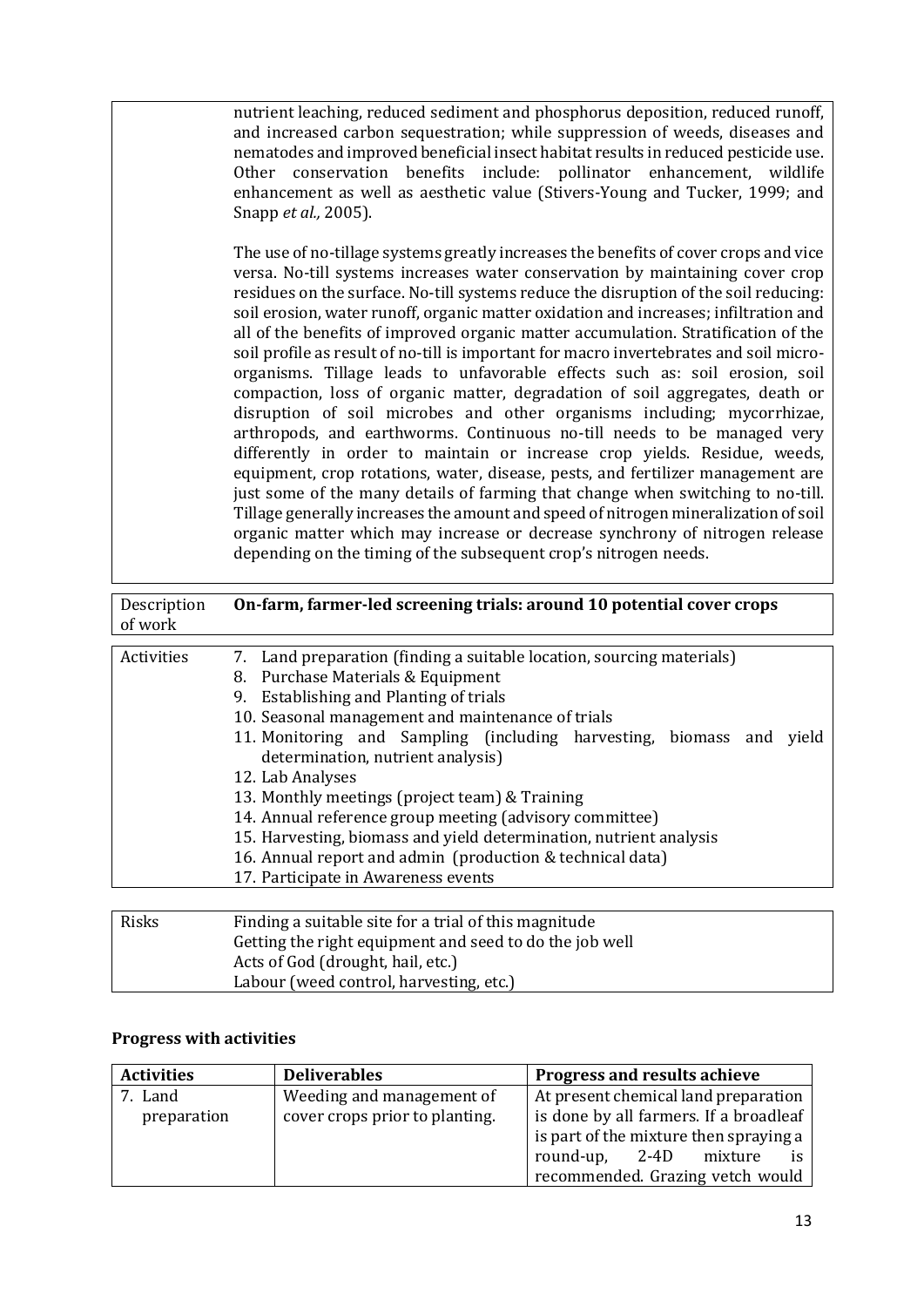nutrient leaching, reduced sediment and phosphorus deposition, reduced runoff, and increased carbon sequestration; while suppression of weeds, diseases and nematodes and improved beneficial insect habitat results in reduced pesticide use. Other conservation benefits include: pollinator enhancement, wildlife enhancement as well as aesthetic value (Stivers-Young and Tucker, 1999; and Snapp *et al.,* 2005).

The use of no-tillage systems greatly increases the benefits of cover crops and vice versa. No-till systems increases water conservation by maintaining cover crop residues on the surface. No-till systems reduce the disruption of the soil reducing: soil erosion, water runoff, organic matter oxidation and increases; infiltration and all of the benefits of improved organic matter accumulation. Stratification of the soil profile as result of no-till is important for macro invertebrates and soil micro-organisms. Tillage leads to unfavorable effects such as: soil erosion, soil compaction, loss of organic matter, degradation of soil aggregates, death or disruption of soil microbes and other organisms including; mycorrhizae, arthropods, and earthworms. Continuous no-till needs to be managed very differently in order to maintain or increase crop yields. Residue, weeds, equipment, crop rotations, water, disease, pests, and fertilizer management are just some of the many details of farming that change when switching to no-till. Tillage generally increases the amount and speed of nitrogen mineralization of soil organic matter which may increase or decrease synchrony of nitrogen release depending on the timing of the subsequent crop's nitrogen needs.

| Description of work | **On-farm, farmer-led screening trials: around 10 potential cover crops** |
|---|---|

| Activities | 7. Land preparation (finding a suitable location, sourcing materials)<br>8. Purchase Materials & Equipment<br>9. Establishing and Planting of trials<br>10. Seasonal management and maintenance of trials<br>11. Monitoring and Sampling (including harvesting, biomass and yield determination, nutrient analysis)<br>12. Lab Analyses<br>13. Monthly meetings (project team) & Training<br>14. Annual reference group meeting (advisory committee)<br>15. Harvesting, biomass and yield determination, nutrient analysis<br>16. Annual report and admin (production & technical data)<br>17. Participate in Awareness events |
|---|---|

| Risks | Finding a suitable site for a trial of this magnitude<br>Getting the right equipment and seed to do the job well<br>Acts of God (drought, hail, etc.)<br>Labour (weed control, harvesting, etc.) |
|---|---|

**Progress with activities**

| **Activities** | **Deliverables** | **Progress and results achieve** |
|---|---|---|
| 7. Land preparation | Weeding and management of cover crops prior to planting. | At present chemical land preparation is done by all farmers. If a broadleaf is part of the mixture then spraying a round-up, 2-4D mixture is recommended. Grazing vetch would |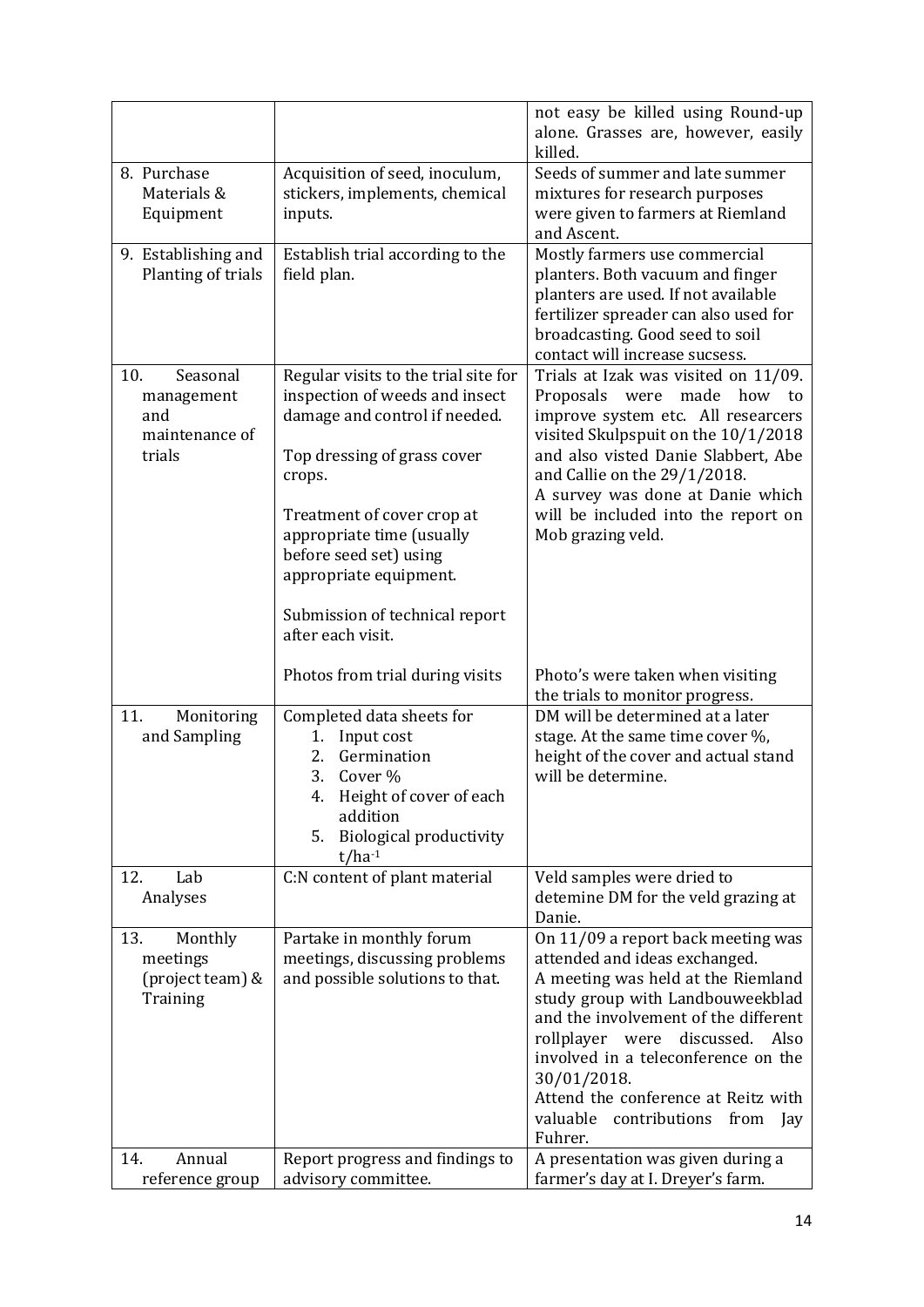| | | not easy be killed using Round-up alone. Grasses are, however, easily killed. |
|---|---|---|
| 8. Purchase Materials & Equipment | Acquisition of seed, inoculum, stickers, implements, chemical inputs. | Seeds of summer and late summer mixtures for research purposes were given to farmers at Riemland and Ascent. |
| 9. Establishing and Planting of trials | Establish trial according to the field plan. | Mostly farmers use commercial planters. Both vacuum and finger planters are used. If not available fertilizer spreader can also used for broadcasting. Good seed to soil contact will increase sucsess. |
| 10. Seasonal management and maintenance of trials | Regular visits to the trial site for inspection of weeds and insect damage and control if needed.<br><br>Top dressing of grass cover crops.<br><br>Treatment of cover crop at appropriate time (usually before seed set) using appropriate equipment.<br><br>Submission of technical report after each visit.<br><br>Photos from trial during visits | Trials at Izak was visited on 11/09. Proposals were made how to improve system etc. All researcers visited Skulpspuit on the 10/1/2018 and also visted Danie Slabbert, Abe and Callie on the 29/1/2018.<br>A survey was done at Danie which will be included into the report on Mob grazing veld.<br><br>Photo's were taken when visiting the trials to monitor progress. |
| 11. Monitoring and Sampling | Completed data sheets for<br>1. Input cost<br>2. Germination<br>3. Cover %<br>4. Height of cover of each addition<br>5. Biological productivity t/ha$^{-1}$ | DM will be determined at a later stage. At the same time cover %, height of the cover and actual stand will be determine. |
| 12. Lab Analyses | C:N content of plant material | Veld samples were dried to detemine DM for the veld grazing at Danie. |
| 13. Monthly meetings (project team) & Training | Partake in monthly forum meetings, discussing problems and possible solutions to that. | On 11/09 a report back meeting was attended and ideas exchanged.<br>A meeting was held at the Riemland study group with Landbouweekblad and the involvement of the different rollplayer were discussed. Also involved in a teleconference on the 30/01/2018.<br>Attend the conference at Reitz with valuable contributions from Jay Fuhrer. |
| 14. Annual reference group | Report progress and findings to advisory committee. | A presentation was given during a farmer's day at I. Dreyer's farm. |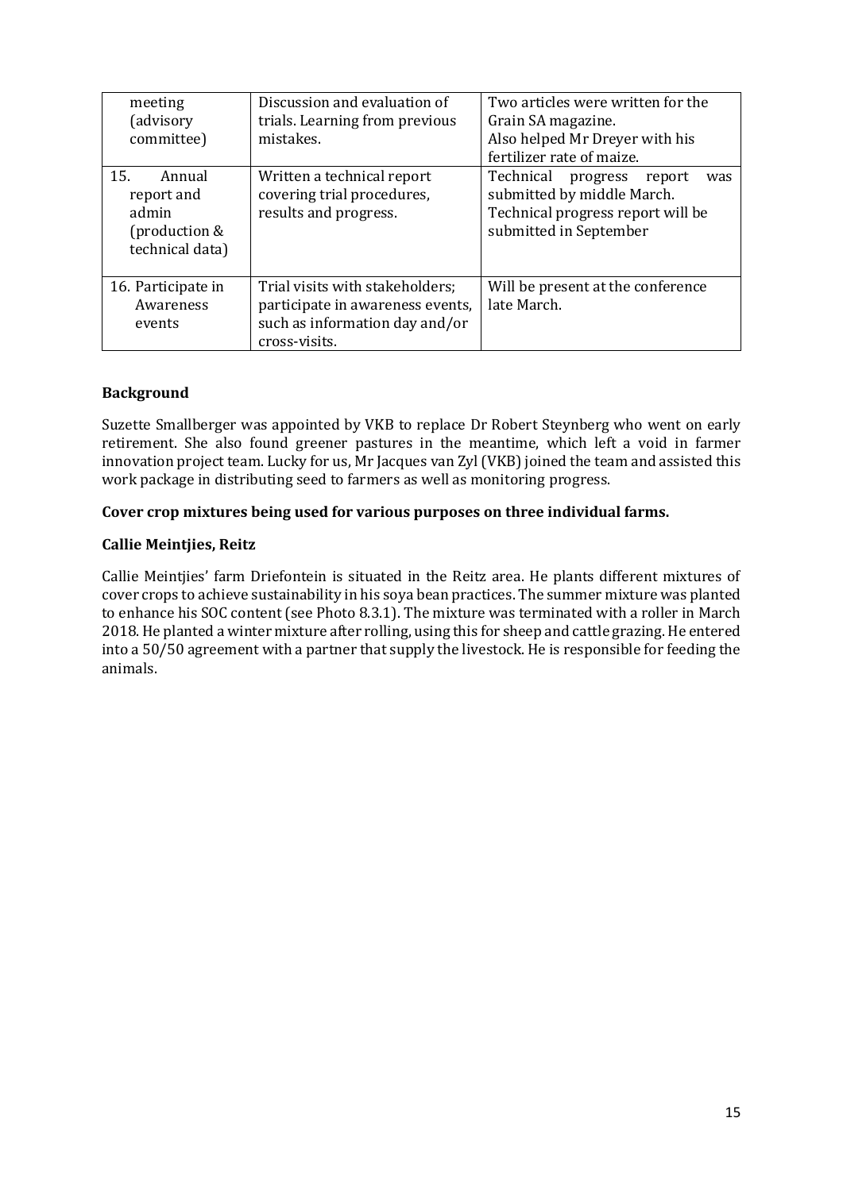| meeting (advisory committee) | Discussion and evaluation of trials. Learning from previous mistakes. | Two articles were written for the Grain SA magazine.<br>Also helped Mr Dreyer with his fertilizer rate of maize. |
|---|---|---|
| 15. Annual report and admin (production & technical data) | Written a technical report covering trial procedures, results and progress. | Technical progress report was submitted by middle March.<br>Technical progress report will be submitted in September |
| 16. Participate in Awareness events | Trial visits with stakeholders; participate in awareness events, such as information day and/or cross-visits. | Will be present at the conference late March. |

**Background**

Suzette Smallberger was appointed by VKB to replace Dr Robert Steynberg who went on early retirement. She also found greener pastures in the meantime, which left a void in farmer innovation project team. Lucky for us, Mr Jacques van Zyl (VKB) joined the team and assisted this work package in distributing seed to farmers as well as monitoring progress.

**Cover crop mixtures being used for various purposes on three individual farms.**

**Callie Meintjies, Reitz**

Callie Meintjies' farm Driefontein is situated in the Reitz area. He plants different mixtures of cover crops to achieve sustainability in his soya bean practices. The summer mixture was planted to enhance his SOC content (see Photo 8.3.1). The mixture was terminated with a roller in March 2018. He planted a winter mixture after rolling, using this for sheep and cattle grazing. He entered into a 50/50 agreement with a partner that supply the livestock. He is responsible for feeding the animals.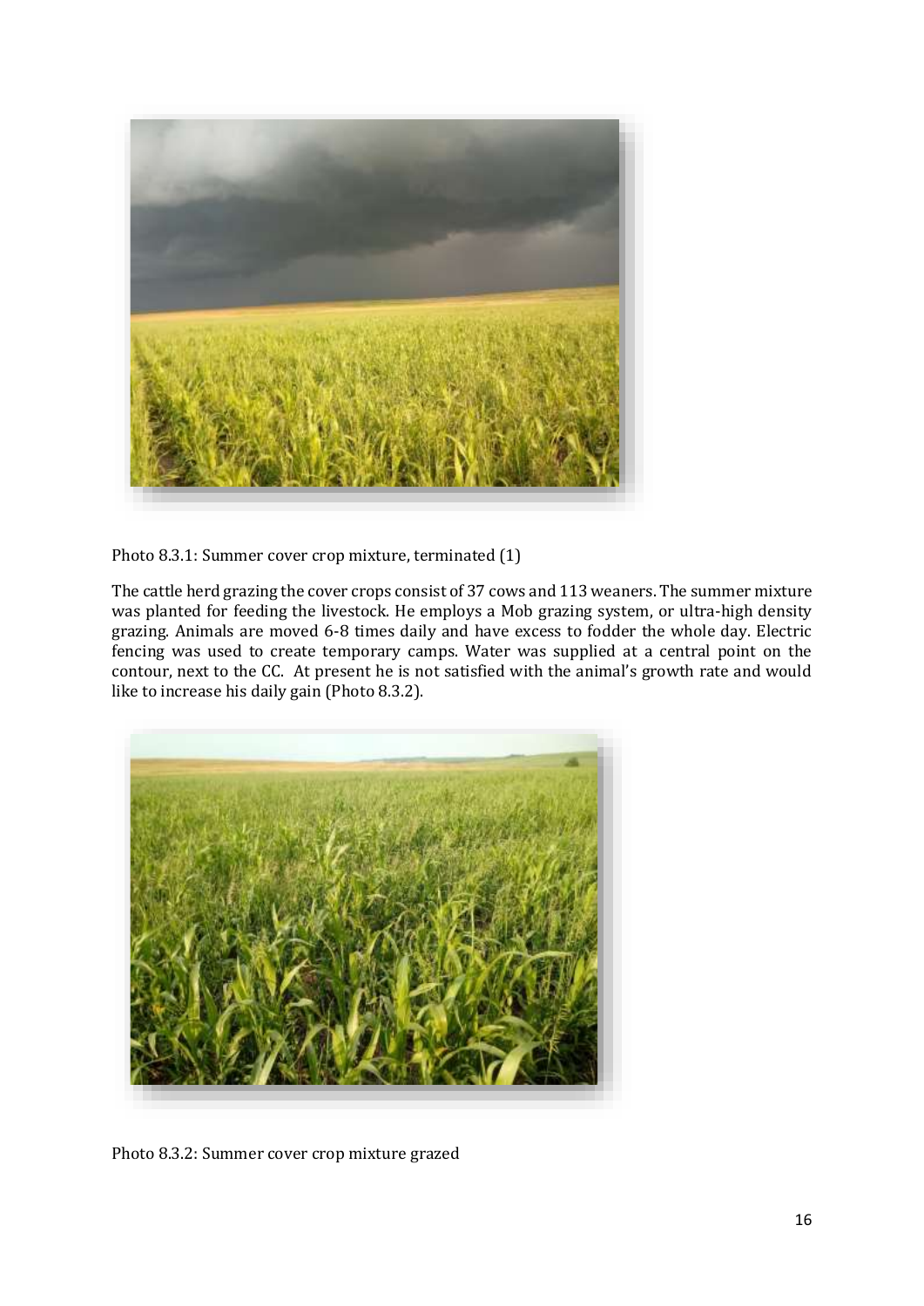Photo 8.3.1: Summer cover crop mixture, terminated (1)

The cattle herd grazing the cover crops consist of 37 cows and 113 weaners. The summer mixture was planted for feeding the livestock. He employs a Mob grazing system, or ultra-high density grazing. Animals are moved 6-8 times daily and have excess to fodder the whole day. Electric fencing was used to create temporary camps. Water was supplied at a central point on the contour, next to the CC. At present he is not satisfied with the animal's growth rate and would like to increase his daily gain (Photo 8.3.2).

Photo 8.3.2: Summer cover crop mixture grazed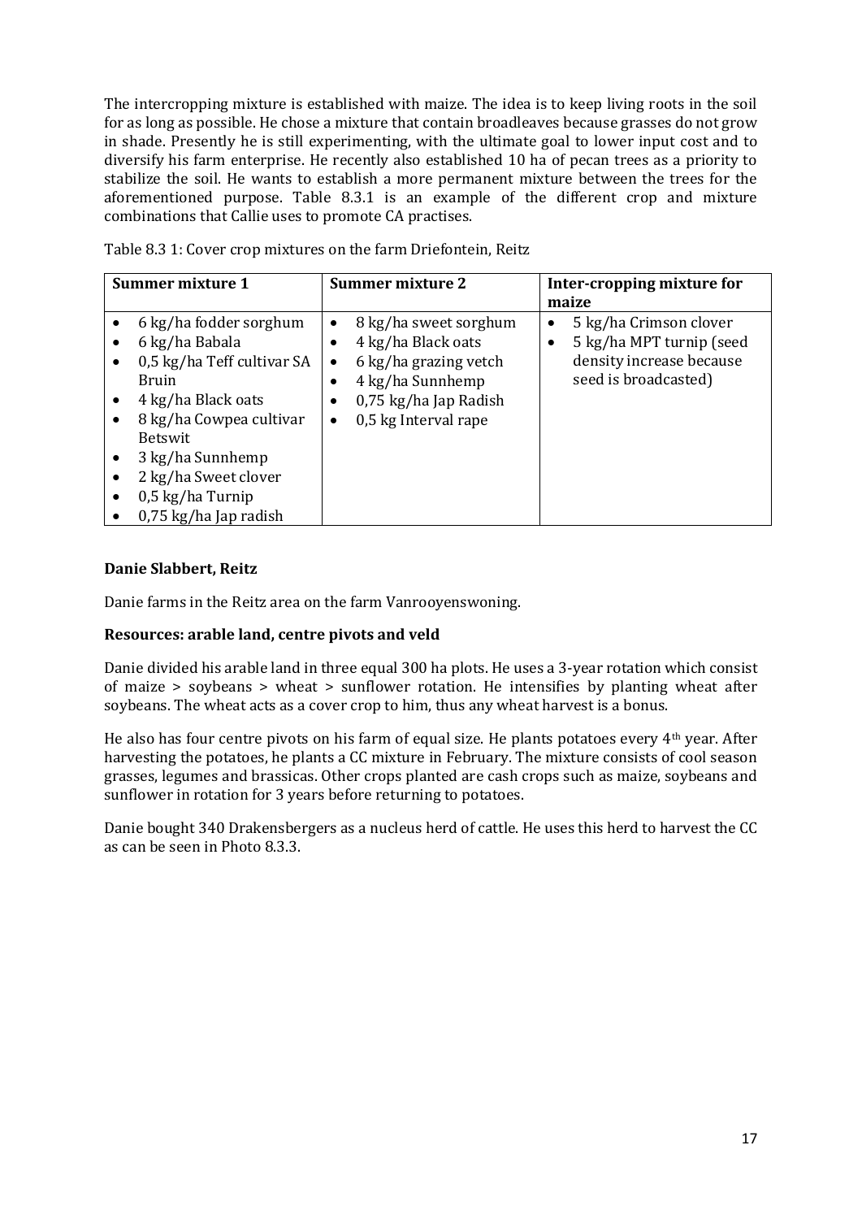The intercropping mixture is established with maize. The idea is to keep living roots in the soil for as long as possible. He chose a mixture that contain broadleaves because grasses do not grow in shade. Presently he is still experimenting, with the ultimate goal to lower input cost and to diversify his farm enterprise. He recently also established 10 ha of pecan trees as a priority to stabilize the soil. He wants to establish a more permanent mixture between the trees for the aforementioned purpose. Table 8.3.1 is an example of the different crop and mixture combinations that Callie uses to promote CA practises.

Table 8.3 1: Cover crop mixtures on the farm Driefontein, Reitz

| Summer mixture 1 | Summer mixture 2 | Inter-cropping mixture for maize |
|---|---|---|
| • 6 kg/ha fodder sorghum<br>• 6 kg/ha Babala<br>• 0,5 kg/ha Teff cultivar SA Bruin<br>• 4 kg/ha Black oats<br>• 8 kg/ha Cowpea cultivar Betswit<br>• 3 kg/ha Sunnhemp<br>• 2 kg/ha Sweet clover<br>• 0,5 kg/ha Turnip<br>• 0,75 kg/ha Jap radish | • 8 kg/ha sweet sorghum<br>• 4 kg/ha Black oats<br>• 6 kg/ha grazing vetch<br>• 4 kg/ha Sunnhemp<br>• 0,75 kg/ha Jap Radish<br>• 0,5 kg Interval rape | • 5 kg/ha Crimson clover<br>• 5 kg/ha MPT turnip (seed density increase because seed is broadcasted) |

**Danie Slabbert, Reitz**

Danie farms in the Reitz area on the farm Vanrooyenswoning.

**Resources: arable land, centre pivots and veld**

Danie divided his arable land in three equal 300 ha plots. He uses a 3-year rotation which consist of maize > soybeans > wheat > sunflower rotation. He intensifies by planting wheat after soybeans. The wheat acts as a cover crop to him, thus any wheat harvest is a bonus.

He also has four centre pivots on his farm of equal size. He plants potatoes every 4th year. After harvesting the potatoes, he plants a CC mixture in February. The mixture consists of cool season grasses, legumes and brassicas. Other crops planted are cash crops such as maize, soybeans and sunflower in rotation for 3 years before returning to potatoes.

Danie bought 340 Drakensbergers as a nucleus herd of cattle. He uses this herd to harvest the CC as can be seen in Photo 8.3.3.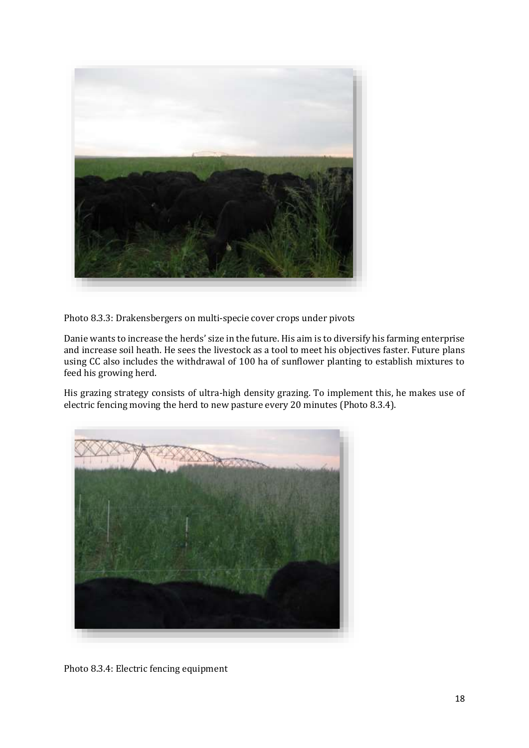Photo 8.3.3: Drakensbergers on multi-specie cover crops under pivots

Danie wants to increase the herds' size in the future. His aim is to diversify his farming enterprise and increase soil heath. He sees the livestock as a tool to meet his objectives faster. Future plans using CC also includes the withdrawal of 100 ha of sunflower planting to establish mixtures to feed his growing herd.

His grazing strategy consists of ultra-high density grazing. To implement this, he makes use of electric fencing moving the herd to new pasture every 20 minutes (Photo 8.3.4).

Photo 8.3.4: Electric fencing equipment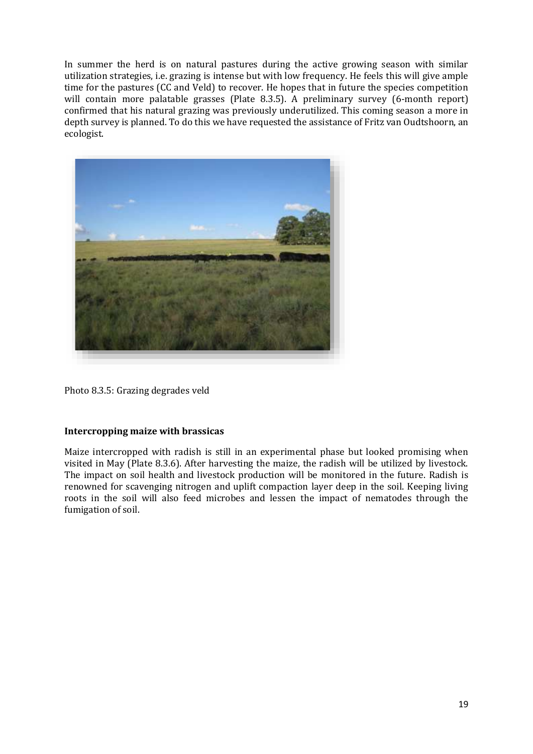In summer the herd is on natural pastures during the active growing season with similar utilization strategies, i.e. grazing is intense but with low frequency. He feels this will give ample time for the pastures (CC and Veld) to recover. He hopes that in future the species competition will contain more palatable grasses (Plate 8.3.5). A preliminary survey (6-month report) confirmed that his natural grazing was previously underutilized. This coming season a more in depth survey is planned. To do this we have requested the assistance of Fritz van Oudtshoorn, an ecologist.

Photo 8.3.5: Grazing degrades veld

**Intercropping maize with brassicas**

Maize intercropped with radish is still in an experimental phase but looked promising when visited in May (Plate 8.3.6). After harvesting the maize, the radish will be utilized by livestock. The impact on soil health and livestock production will be monitored in the future. Radish is renowned for scavenging nitrogen and uplift compaction layer deep in the soil. Keeping living roots in the soil will also feed microbes and lessen the impact of nematodes through the fumigation of soil.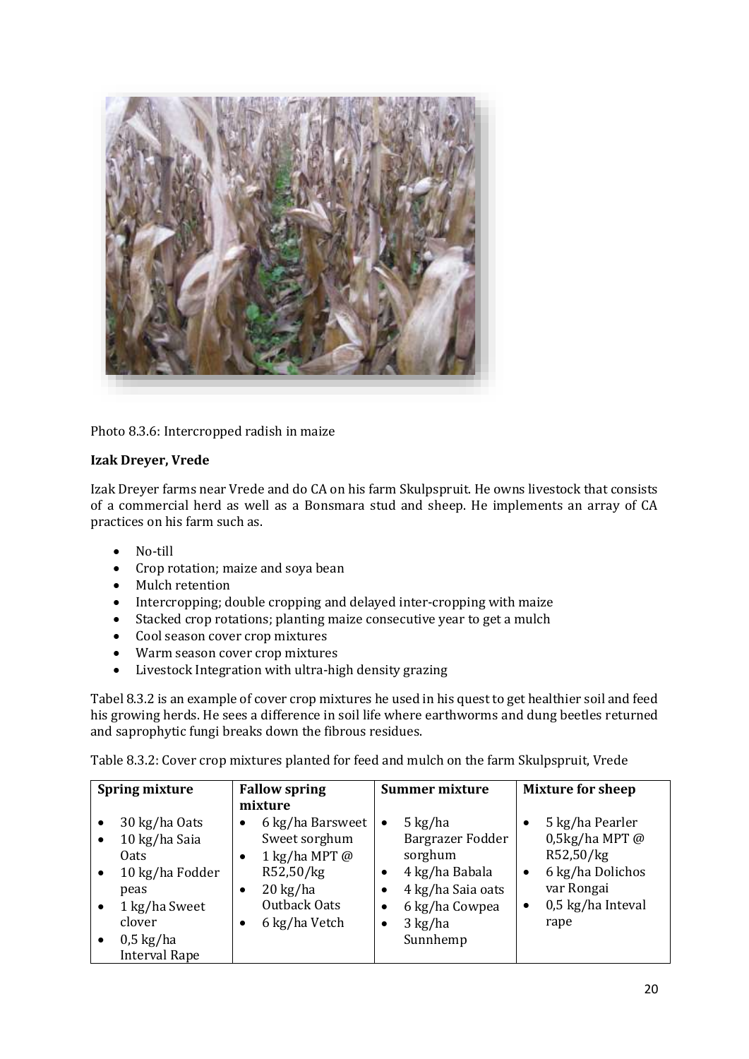Photo 8.3.6: Intercropped radish in maize

**Izak Dreyer, Vrede**

Izak Dreyer farms near Vrede and do CA on his farm Skulpspruit. He owns livestock that consists of a commercial herd as well as a Bonsmara stud and sheep. He implements an array of CA practices on his farm such as.

- No-till
- Crop rotation; maize and soya bean
- Mulch retention
- Intercropping; double cropping and delayed inter-cropping with maize
- Stacked crop rotations; planting maize consecutive year to get a mulch
- Cool season cover crop mixtures
- Warm season cover crop mixtures
- Livestock Integration with ultra-high density grazing

Tabel 8.3.2 is an example of cover crop mixtures he used in his quest to get healthier soil and feed his growing herds. He sees a difference in soil life where earthworms and dung beetles returned and saprophytic fungi breaks down the fibrous residues.

Table 8.3.2: Cover crop mixtures planted for feed and mulch on the farm Skulpspruit, Vrede

| Spring mixture | Fallow spring mixture | Summer mixture | Mixture for sheep |
|---|---|---|---|
| • 30 kg/ha Oats<br>• 10 kg/ha Saia Oats<br>• 10 kg/ha Fodder peas<br>• 1 kg/ha Sweet clover<br>• 0,5 kg/ha Interval Rape | • 6 kg/ha Barsweet Sweet sorghum<br>• 1 kg/ha MPT @ R52,50/kg<br>• 20 kg/ha Outback Oats<br>• 6 kg/ha Vetch | • 5 kg/ha Bargrazer Fodder sorghum<br>• 4 kg/ha Babala<br>• 4 kg/ha Saia oats<br>• 6 kg/ha Cowpea<br>• 3 kg/ha Sunnhemp | • 5 kg/ha Pearler 0,5kg/ha MPT @ R52,50/kg<br>• 6 kg/ha Dolichos var Rongai<br>• 0,5 kg/ha Inteval rape |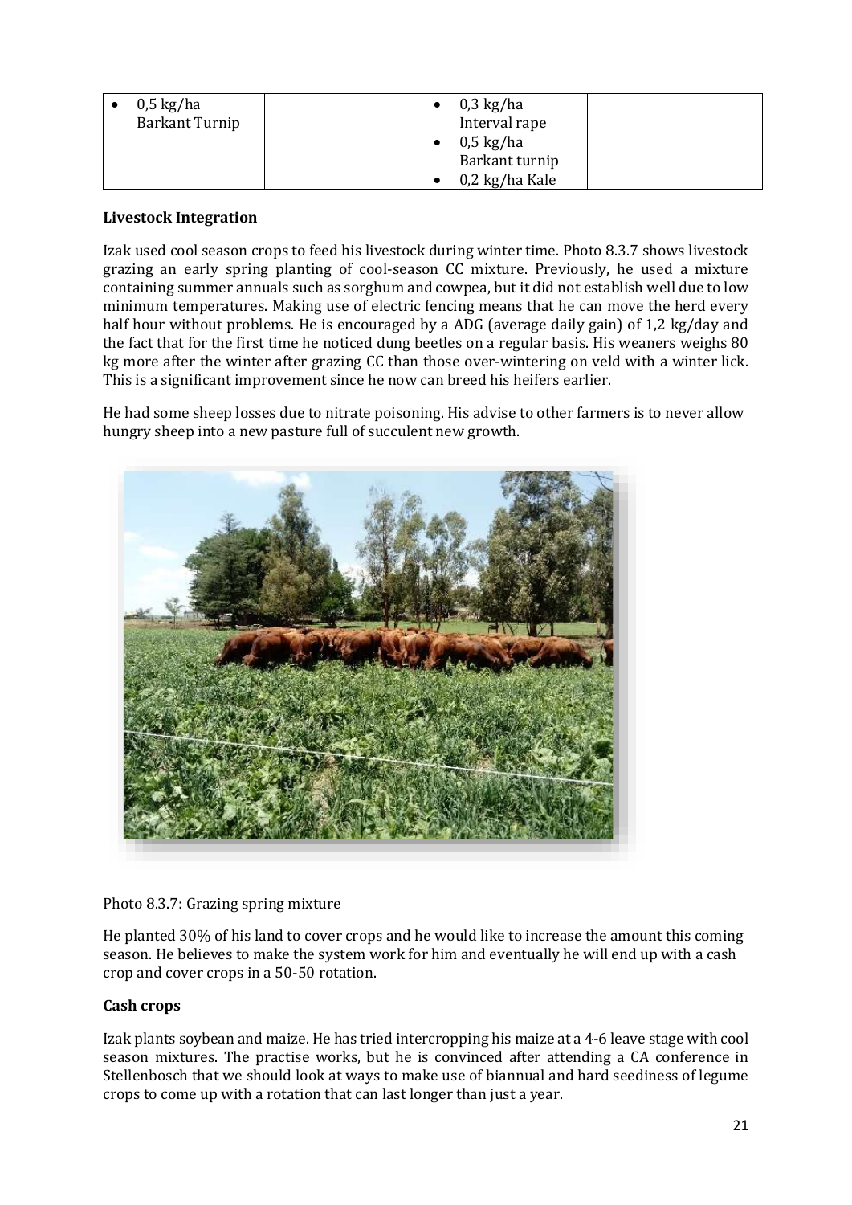| | | | |
|---|---|---|---|
| • 0,5 kg/ha Barkant Turnip | | • 0,3 kg/ha Interval rape<br>• 0,5 kg/ha Barkant turnip<br>• 0,2 kg/ha Kale | |

**Livestock Integration**

Izak used cool season crops to feed his livestock during winter time. Photo 8.3.7 shows livestock grazing an early spring planting of cool-season CC mixture. Previously, he used a mixture containing summer annuals such as sorghum and cowpea, but it did not establish well due to low minimum temperatures. Making use of electric fencing means that he can move the herd every half hour without problems. He is encouraged by a ADG (average daily gain) of 1,2 kg/day and the fact that for the first time he noticed dung beetles on a regular basis. His weaners weighs 80 kg more after the winter after grazing CC than those over-wintering on veld with a winter lick. This is a significant improvement since he now can breed his heifers earlier.

He had some sheep losses due to nitrate poisoning. His advise to other farmers is to never allow hungry sheep into a new pasture full of succulent new growth.

Photo 8.3.7: Grazing spring mixture

He planted 30% of his land to cover crops and he would like to increase the amount this coming season. He believes to make the system work for him and eventually he will end up with a cash crop and cover crops in a 50-50 rotation.

**Cash crops**

Izak plants soybean and maize. He has tried intercropping his maize at a 4-6 leave stage with cool season mixtures. The practise works, but he is convinced after attending a CA conference in Stellenbosch that we should look at ways to make use of biannual and hard seediness of legume crops to come up with a rotation that can last longer than just a year.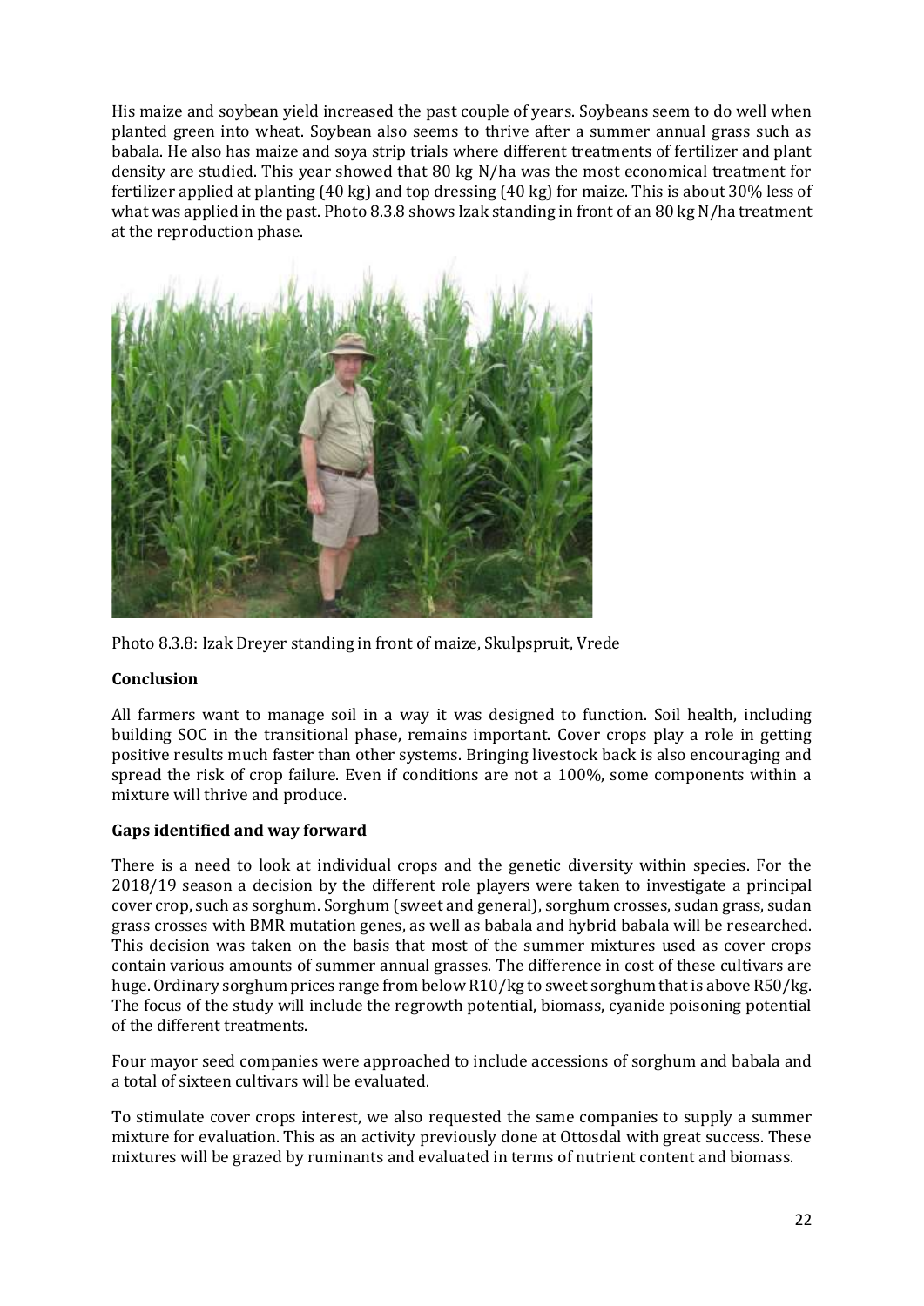His maize and soybean yield increased the past couple of years. Soybeans seem to do well when planted green into wheat. Soybean also seems to thrive after a summer annual grass such as babala. He also has maize and soya strip trials where different treatments of fertilizer and plant density are studied. This year showed that 80 kg N/ha was the most economical treatment for fertilizer applied at planting (40 kg) and top dressing (40 kg) for maize. This is about 30% less of what was applied in the past. Photo 8.3.8 shows Izak standing in front of an 80 kg N/ha treatment at the reproduction phase.

Photo 8.3.8: Izak Dreyer standing in front of maize, Skulpspruit, Vrede

**Conclusion**

All farmers want to manage soil in a way it was designed to function. Soil health, including building SOC in the transitional phase, remains important. Cover crops play a role in getting positive results much faster than other systems. Bringing livestock back is also encouraging and spread the risk of crop failure. Even if conditions are not a 100%, some components within a mixture will thrive and produce.

**Gaps identified and way forward**

There is a need to look at individual crops and the genetic diversity within species. For the 2018/19 season a decision by the different role players were taken to investigate a principal cover crop, such as sorghum. Sorghum (sweet and general), sorghum crosses, sudan grass, sudan grass crosses with BMR mutation genes, as well as babala and hybrid babala will be researched. This decision was taken on the basis that most of the summer mixtures used as cover crops contain various amounts of summer annual grasses. The difference in cost of these cultivars are huge. Ordinary sorghum prices range from below R10/kg to sweet sorghum that is above R50/kg. The focus of the study will include the regrowth potential, biomass, cyanide poisoning potential of the different treatments.

Four mayor seed companies were approached to include accessions of sorghum and babala and a total of sixteen cultivars will be evaluated.

To stimulate cover crops interest, we also requested the same companies to supply a summer mixture for evaluation. This as an activity previously done at Ottosdal with great success. These mixtures will be grazed by ruminants and evaluated in terms of nutrient content and biomass.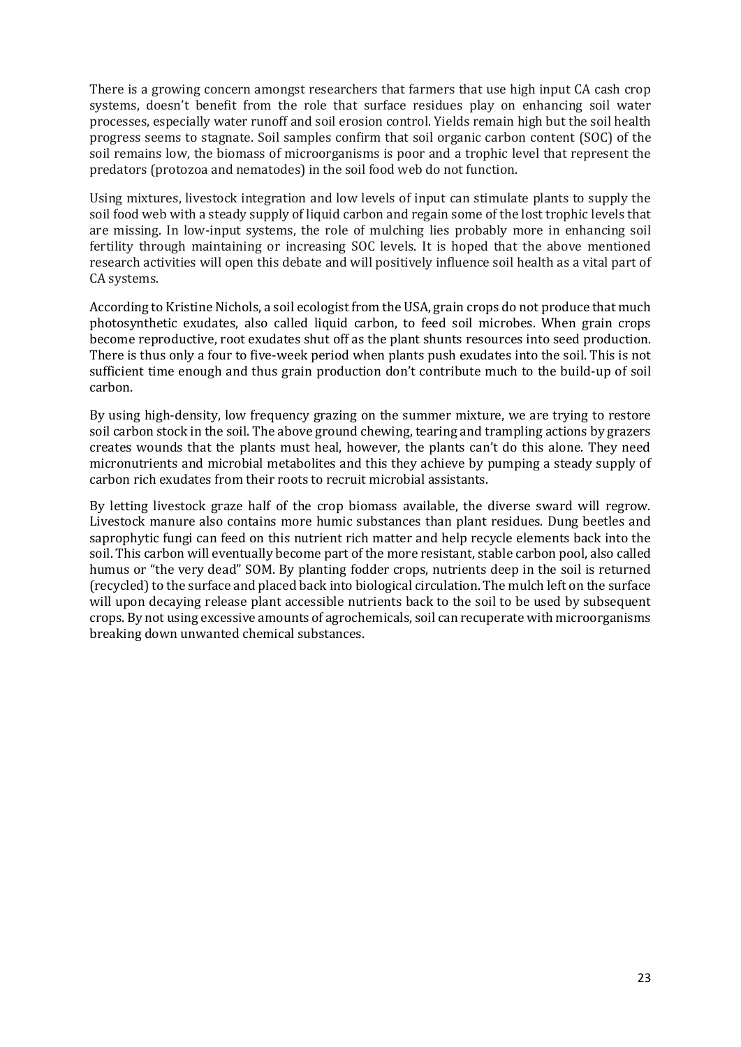There is a growing concern amongst researchers that farmers that use high input CA cash crop systems, doesn't benefit from the role that surface residues play on enhancing soil water processes, especially water runoff and soil erosion control. Yields remain high but the soil health progress seems to stagnate. Soil samples confirm that soil organic carbon content (SOC) of the soil remains low, the biomass of microorganisms is poor and a trophic level that represent the predators (protozoa and nematodes) in the soil food web do not function.

Using mixtures, livestock integration and low levels of input can stimulate plants to supply the soil food web with a steady supply of liquid carbon and regain some of the lost trophic levels that are missing. In low-input systems, the role of mulching lies probably more in enhancing soil fertility through maintaining or increasing SOC levels. It is hoped that the above mentioned research activities will open this debate and will positively influence soil health as a vital part of CA systems.

According to Kristine Nichols, a soil ecologist from the USA, grain crops do not produce that much photosynthetic exudates, also called liquid carbon, to feed soil microbes. When grain crops become reproductive, root exudates shut off as the plant shunts resources into seed production. There is thus only a four to five-week period when plants push exudates into the soil. This is not sufficient time enough and thus grain production don't contribute much to the build-up of soil carbon.

By using high-density, low frequency grazing on the summer mixture, we are trying to restore soil carbon stock in the soil. The above ground chewing, tearing and trampling actions by grazers creates wounds that the plants must heal, however, the plants can't do this alone. They need micronutrients and microbial metabolites and this they achieve by pumping a steady supply of carbon rich exudates from their roots to recruit microbial assistants.

By letting livestock graze half of the crop biomass available, the diverse sward will regrow. Livestock manure also contains more humic substances than plant residues. Dung beetles and saprophytic fungi can feed on this nutrient rich matter and help recycle elements back into the soil. This carbon will eventually become part of the more resistant, stable carbon pool, also called humus or "the very dead" SOM. By planting fodder crops, nutrients deep in the soil is returned (recycled) to the surface and placed back into biological circulation. The mulch left on the surface will upon decaying release plant accessible nutrients back to the soil to be used by subsequent crops. By not using excessive amounts of agrochemicals, soil can recuperate with microorganisms breaking down unwanted chemical substances.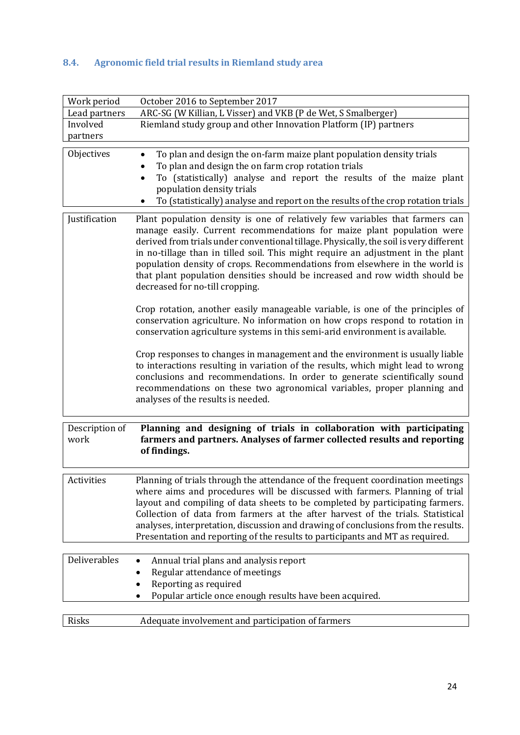### 8.4. Agronomic field trial results in Riemland study area

| | |
|---|---|
| Work period | October 2016 to September 2017 |
| Lead partners | ARC-SG (W Killian, L Visser) and VKB (P de Wet, S Smalberger) |
| Involved partners | Riemland study group and other Innovation Platform (IP) partners |

| | |
|---|---|
| Objectives | • To plan and design the on-farm maize plant population density trials<br>• To plan and design the on farm crop rotation trials<br>• To (statistically) analyse and report the results of the maize plant population density trials<br>• To (statistically) analyse and report on the results of the crop rotation trials |

| | |
|---|---|
| Justification | Plant population density is one of relatively few variables that farmers can manage easily. Current recommendations for maize plant population were derived from trials under conventional tillage. Physically, the soil is very different in no-tillage than in tilled soil. This might require an adjustment in the plant population density of crops. Recommendations from elsewhere in the world is that plant population densities should be increased and row width should be decreased for no-till cropping.<br><br>Crop rotation, another easily manageable variable, is one of the principles of conservation agriculture. No information on how crops respond to rotation in conservation agriculture systems in this semi-arid environment is available.<br><br>Crop responses to changes in management and the environment is usually liable to interactions resulting in variation of the results, which might lead to wrong conclusions and recommendations. In order to generate scientifically sound recommendations on these two agronomical variables, proper planning and analyses of the results is needed. |

| | |
|---|---|
| Description of work | **Planning and designing of trials in collaboration with participating farmers and partners. Analyses of farmer collected results and reporting of findings.** |

| | |
|---|---|
| Activities | Planning of trials through the attendance of the frequent coordination meetings where aims and procedures will be discussed with farmers. Planning of trial layout and compiling of data sheets to be completed by participating farmers. Collection of data from farmers at the after harvest of the trials. Statistical analyses, interpretation, discussion and drawing of conclusions from the results. Presentation and reporting of the results to participants and MT as required. |

| | |
|---|---|
| Deliverables | • Annual trial plans and analysis report<br>• Regular attendance of meetings<br>• Reporting as required<br>• Popular article once enough results have been acquired. |

| | |
|---|---|
| Risks | Adequate involvement and participation of farmers |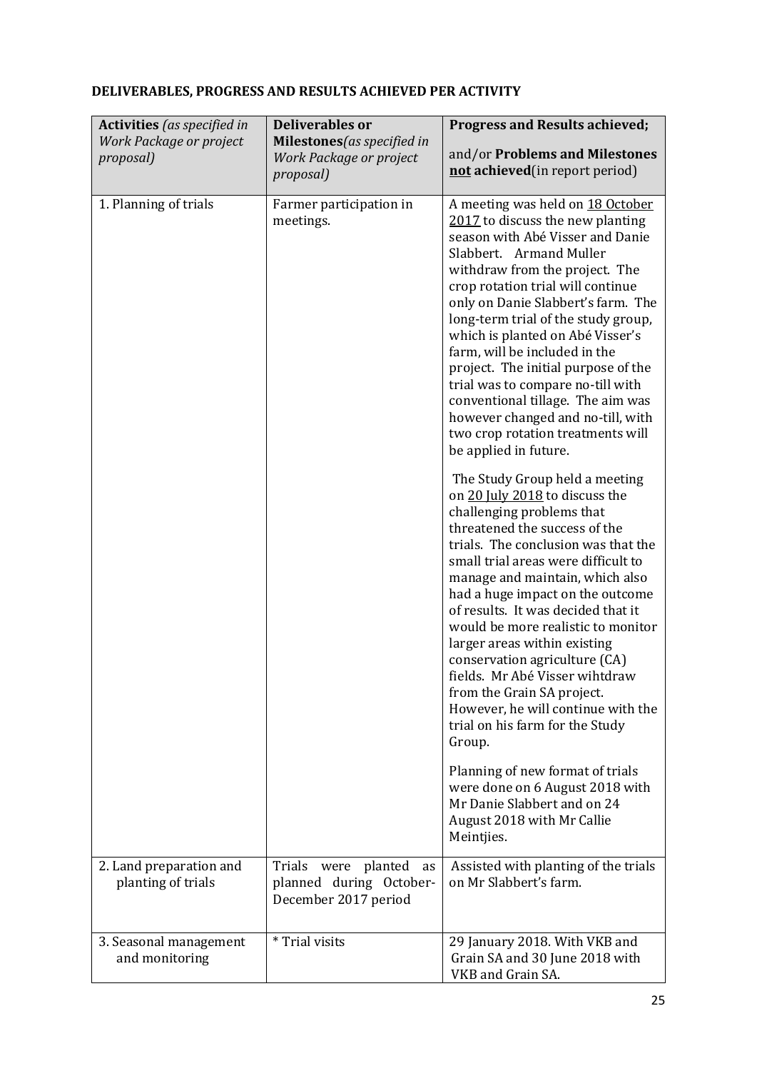**DELIVERABLES, PROGRESS AND RESULTS ACHIEVED PER ACTIVITY**

| **Activities** *(as specified in Work Package or project proposal)* | **Deliverables or Milestones***(as specified in Work Package or project proposal)* | **Progress and Results achieved;** and/or **Problems and Milestones not achieved**(in report period) |
|---|---|---|
| 1. Planning of trials | Farmer participation in meetings. | A meeting was held on 18 October 2017 to discuss the new planting season with Abé Visser and Danie Slabbert. Armand Muller withdraw from the project. The crop rotation trial will continue only on Danie Slabbert's farm. The long-term trial of the study group, which is planted on Abé Visser's farm, will be included in the project. The initial purpose of the trial was to compare no-till with conventional tillage. The aim was however changed and no-till, with two crop rotation treatments will be applied in future. <br><br> The Study Group held a meeting on 20 July 2018 to discuss the challenging problems that threatened the success of the trials. The conclusion was that the small trial areas were difficult to manage and maintain, which also had a huge impact on the outcome of results. It was decided that it would be more realistic to monitor larger areas within existing conservation agriculture (CA) fields. Mr Abé Visser wihtdraw from the Grain SA project. However, he will continue with the trial on his farm for the Study Group. <br><br> Planning of new format of trials were done on 6 August 2018 with Mr Danie Slabbert and on 24 August 2018 with Mr Callie Meintjies. |
| 2. Land preparation and planting of trials | Trials were planted as planned during October-December 2017 period | Assisted with planting of the trials on Mr Slabbert's farm. |
| 3. Seasonal management and monitoring | * Trial visits | 29 January 2018. With VKB and Grain SA and 30 June 2018 with VKB and Grain SA. |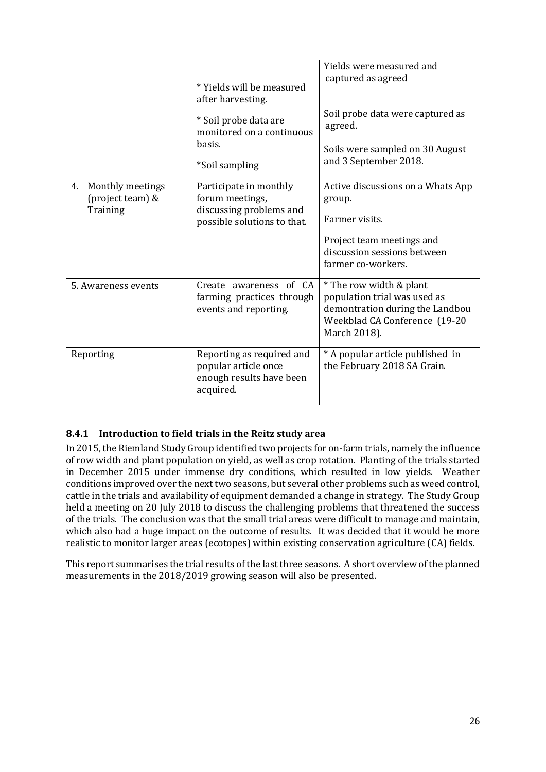|  |  |  |
|---|---|---|
|  | * Yields will be measured after harvesting.<br><br>* Soil probe data are monitored on a continuous basis.<br><br>*Soil sampling | Yields were measured and captured as agreed<br><br>Soil probe data were captured as agreed.<br><br>Soils were sampled on 30 August and 3 September 2018. |
| 4. Monthly meetings (project team) & Training | Participate in monthly forum meetings, discussing problems and possible solutions to that. | Active discussions on a Whats App group.<br><br>Farmer visits.<br><br>Project team meetings and discussion sessions between farmer co-workers. |
| 5. Awareness events | Create awareness of CA farming practices through events and reporting. | * The row width & plant population trial was used as demontration during the Landbou Weekblad CA Conference (19-20 March 2018). |
| Reporting | Reporting as required and popular article once enough results have been acquired. | * A popular article published in the February 2018 SA Grain. |

### 8.4.1 Introduction to field trials in the Reitz study area

In 2015, the Riemland Study Group identified two projects for on-farm trials, namely the influence of row width and plant population on yield, as well as crop rotation. Planting of the trials started in December 2015 under immense dry conditions, which resulted in low yields. Weather conditions improved over the next two seasons, but several other problems such as weed control, cattle in the trials and availability of equipment demanded a change in strategy. The Study Group held a meeting on 20 July 2018 to discuss the challenging problems that threatened the success of the trials. The conclusion was that the small trial areas were difficult to manage and maintain, which also had a huge impact on the outcome of results. It was decided that it would be more realistic to monitor larger areas (ecotopes) within existing conservation agriculture (CA) fields.

This report summarises the trial results of the last three seasons. A short overview of the planned measurements in the 2018/2019 growing season will also be presented.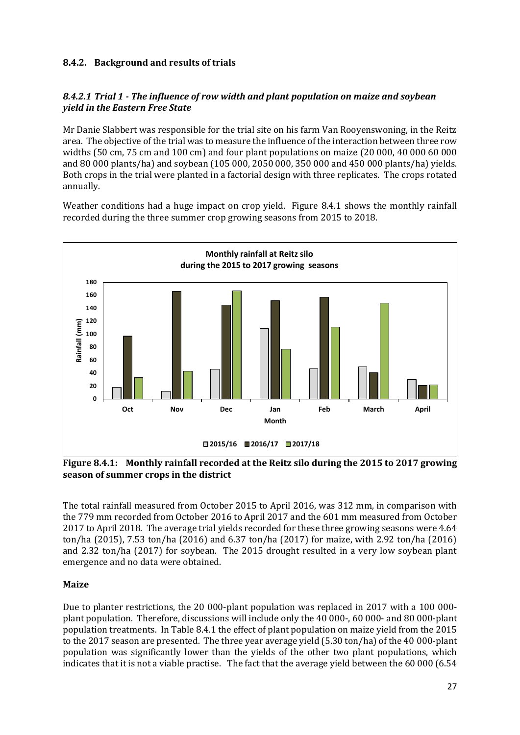### 8.4.2. Background and results of trials

#### *8.4.2.1 Trial 1 - The influence of row width and plant population on maize and soybean yield in the Eastern Free State*

Mr Danie Slabbert was responsible for the trial site on his farm Van Rooyenswoning, in the Reitz area. The objective of the trial was to measure the influence of the interaction between three row widths (50 cm, 75 cm and 100 cm) and four plant populations on maize (20 000, 40 000 60 000 and 80 000 plants/ha) and soybean (105 000, 2050 000, 350 000 and 450 000 plants/ha) yields. Both crops in the trial were planted in a factorial design with three replicates. The crops rotated annually.

Weather conditions had a huge impact on crop yield. Figure 8.4.1 shows the monthly rainfall recorded during the three summer crop growing seasons from 2015 to 2018.

**Figure 8.4.1: Monthly rainfall recorded at the Reitz silo during the 2015 to 2017 growing season of summer crops in the district**

The total rainfall measured from October 2015 to April 2016, was 312 mm, in comparison with the 779 mm recorded from October 2016 to April 2017 and the 601 mm measured from October 2017 to April 2018. The average trial yields recorded for these three growing seasons were 4.64 ton/ha (2015), 7.53 ton/ha (2016) and 6.37 ton/ha (2017) for maize, with 2.92 ton/ha (2016) and 2.32 ton/ha (2017) for soybean. The 2015 drought resulted in a very low soybean plant emergence and no data were obtained.

**Maize**

Due to planter restrictions, the 20 000-plant population was replaced in 2017 with a 100 000-plant population. Therefore, discussions will include only the 40 000-, 60 000- and 80 000-plant population treatments. In Table 8.4.1 the effect of plant population on maize yield from the 2015 to the 2017 season are presented. The three year average yield (5.30 ton/ha) of the 40 000-plant population was significantly lower than the yields of the other two plant populations, which indicates that it is not a viable practise. The fact that the average yield between the 60 000 (6.54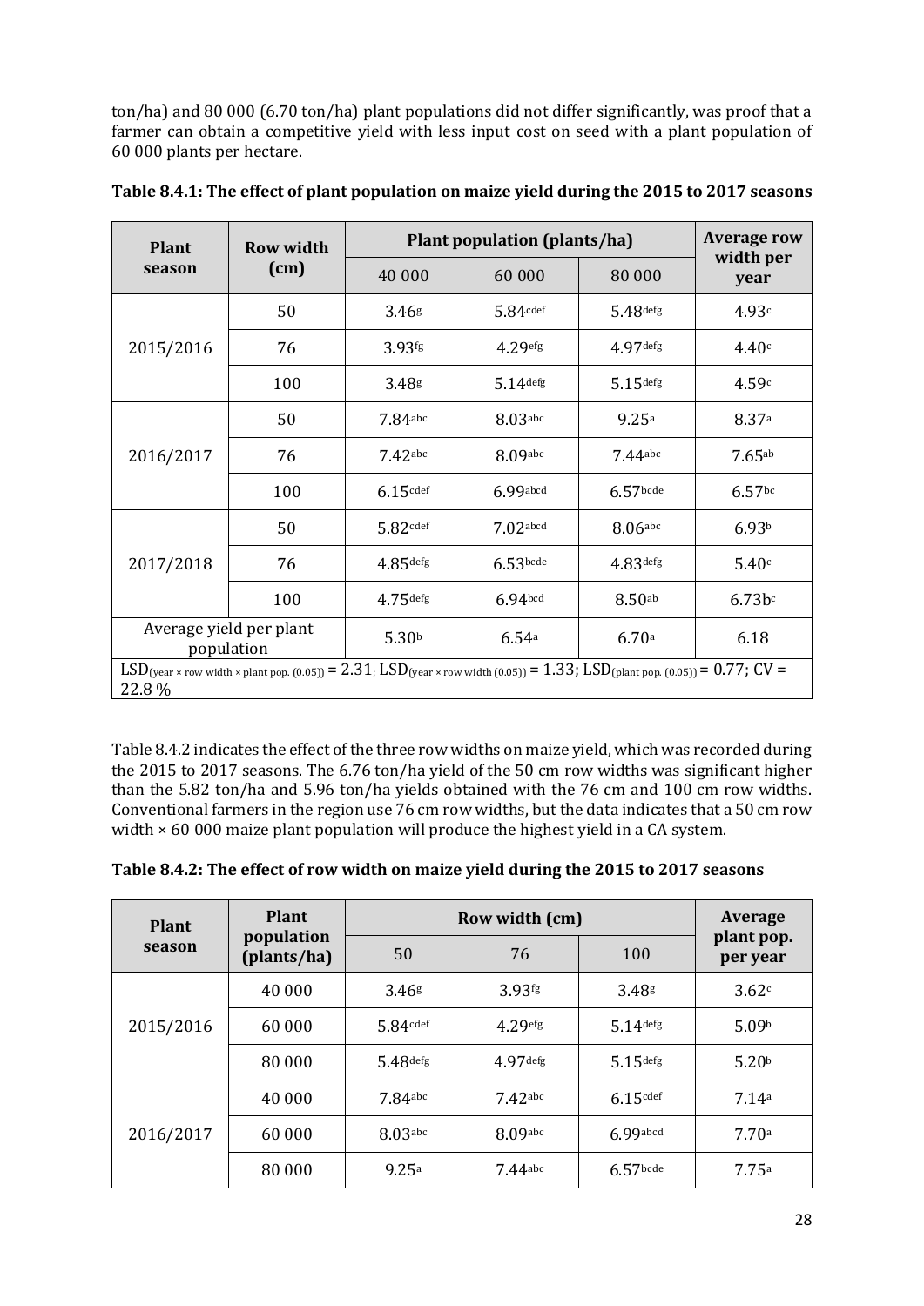ton/ha) and 80 000 (6.70 ton/ha) plant populations did not differ significantly, was proof that a farmer can obtain a competitive yield with less input cost on seed with a plant population of 60 000 plants per hectare.

**Table 8.4.1: The effect of plant population on maize yield during the 2015 to 2017 seasons**

| Plant season | Row width (cm) | Plant population (plants/ha) | | | Average row width per year |
|---|---|---|---|---|---|
| | | 40 000 | 60 000 | 80 000 | |
| 2015/2016 | 50 | 3.46$^{g}$ | 5.84$^{cdef}$ | 5.48$^{defg}$ | 4.93$^{c}$ |
| | 76 | 3.93$^{fg}$ | 4.29$^{efg}$ | 4.97$^{defg}$ | 4.40$^{c}$ |
| | 100 | 3.48$^{g}$ | 5.14$^{defg}$ | 5.15$^{defg}$ | 4.59$^{c}$ |
| 2016/2017 | 50 | 7.84$^{abc}$ | 8.03$^{abc}$ | 9.25$^{a}$ | 8.37$^{a}$ |
| | 76 | 7.42$^{abc}$ | 8.09$^{abc}$ | 7.44$^{abc}$ | 7.65$^{ab}$ |
| | 100 | 6.15$^{cdef}$ | 6.99$^{abcd}$ | 6.57$^{bcde}$ | 6.57$^{bc}$ |
| 2017/2018 | 50 | 5.82$^{cdef}$ | 7.02$^{abcd}$ | 8.06$^{abc}$ | 6.93$^{b}$ |
| | 76 | 4.85$^{defg}$ | 6.53$^{bcde}$ | 4.83$^{defg}$ | 5.40$^{c}$ |
| | 100 | 4.75$^{defg}$ | 6.94$^{bcd}$ | 8.50$^{ab}$ | 6.73$^{bc}$ |
| Average yield per plant population | | 5.30$^{b}$ | 6.54$^{a}$ | 6.70$^{a}$ | 6.18 |
| $LSD_{(year \times row\ width \times plant\ pop.\ (0.05))} = 2.31$; $LSD_{(year \times row\ width\ (0.05))} = 1.33$; $LSD_{(plant\ pop.\ (0.05))} = 0.77$; CV = 22.8 % | | | | | |

Table 8.4.2 indicates the effect of the three row widths on maize yield, which was recorded during the 2015 to 2017 seasons. The 6.76 ton/ha yield of the 50 cm row widths was significant higher than the 5.82 ton/ha and 5.96 ton/ha yields obtained with the 76 cm and 100 cm row widths. Conventional farmers in the region use 76 cm row widths, but the data indicates that a 50 cm row width × 60 000 maize plant population will produce the highest yield in a CA system.

**Table 8.4.2: The effect of row width on maize yield during the 2015 to 2017 seasons**

| Plant season | Plant population (plants/ha) | Row width (cm) | | | Average plant pop. per year |
|---|---|---|---|---|---|
| | | 50 | 76 | 100 | |
| 2015/2016 | 40 000 | 3.46$^{g}$ | 3.93$^{fg}$ | 3.48$^{g}$ | 3.62$^{c}$ |
| | 60 000 | 5.84$^{cdef}$ | 4.29$^{efg}$ | 5.14$^{defg}$ | 5.09$^{b}$ |
| | 80 000 | 5.48$^{defg}$ | 4.97$^{defg}$ | 5.15$^{defg}$ | 5.20$^{b}$ |
| 2016/2017 | 40 000 | 7.84$^{abc}$ | 7.42$^{abc}$ | 6.15$^{cdef}$ | 7.14$^{a}$ |
| | 60 000 | 8.03$^{abc}$ | 8.09$^{abc}$ | 6.99$^{abcd}$ | 7.70$^{a}$ |
| | 80 000 | 9.25$^{a}$ | 7.44$^{abc}$ | 6.57$^{bcde}$ | 7.75$^{a}$ |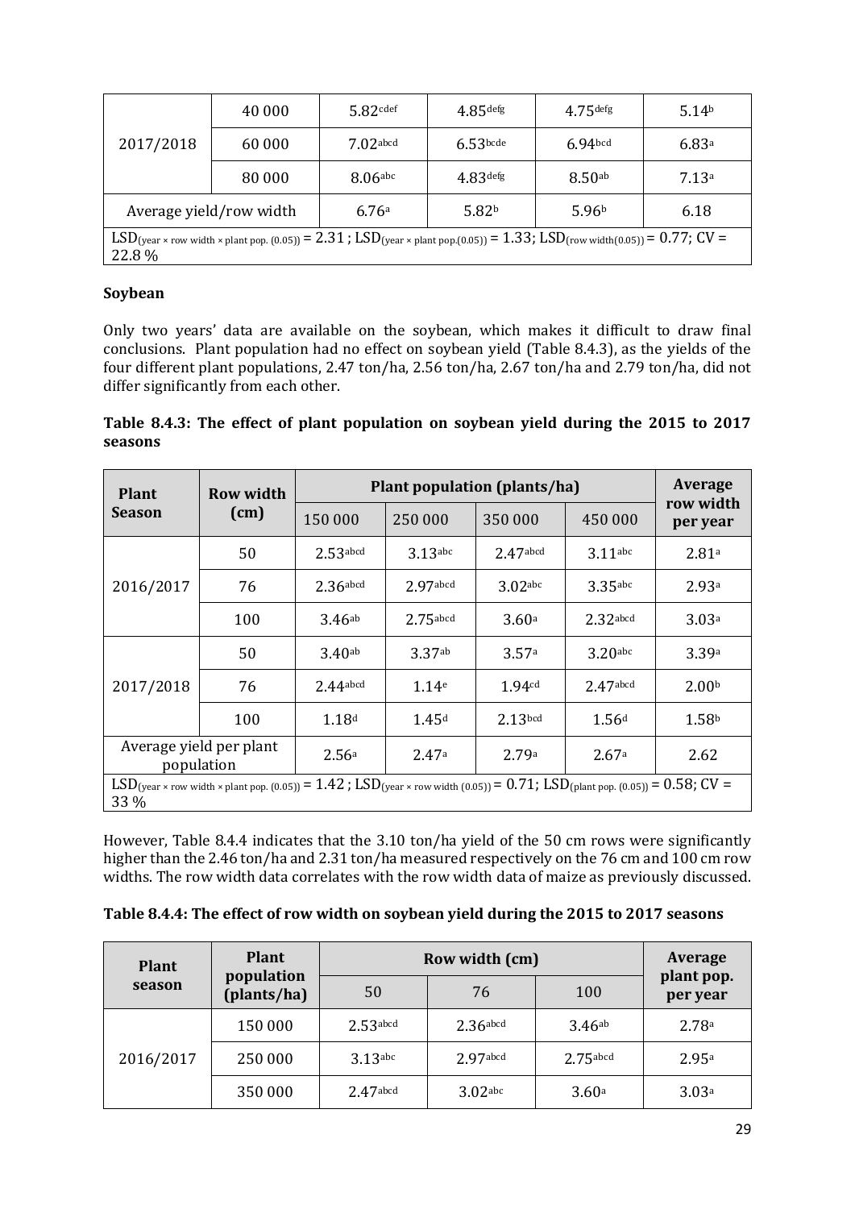| 2017/2018 | 40 000 | 5.82[cdef] | 4.85[defg] | 4.75[defg] | 5.14[b] |
|---|---|---|---|---|---|
| | 60 000 | 7.02[abcd] | 6.53[bcde] | 6.94[bcd] | 6.83[a] |
| | 80 000 | 8.06[abc] | 4.83[defg] | 8.50[ab] | 7.13[a] |
| Average yield/row width | | 6.76[a] | 5.82[b] | 5.96[b] | 6.18 |
| $LSD_{(year \times row\ width \times plant\ pop.\ (0.05))} = 2.31$ ; $LSD_{(year \times plant\ pop.(0.05))} = 1.33$; $LSD_{(row\ width(0.05))} = 0.77$; CV = 22.8 % | | | | | |

**Soybean**

Only two years' data are available on the soybean, which makes it difficult to draw final conclusions. Plant population had no effect on soybean yield (Table 8.4.3), as the yields of the four different plant populations, 2.47 ton/ha, 2.56 ton/ha, 2.67 ton/ha and 2.79 ton/ha, did not differ significantly from each other.

**Table 8.4.3: The effect of plant population on soybean yield during the 2015 to 2017 seasons**

| Plant Season | Row width (cm) | Plant population (plants/ha) | | | | Average row width per year |
|---|---|---|---|---|---|---|
| | | 150 000 | 250 000 | 350 000 | 450 000 | |
| 2016/2017 | 50 | 2.53[abcd] | 3.13[abc] | 2.47[abcd] | 3.11[abc] | 2.81[a] |
| | 76 | 2.36[abcd] | 2.97[abcd] | 3.02[abc] | 3.35[abc] | 2.93[a] |
| | 100 | 3.46[ab] | 2.75[abcd] | 3.60[a] | 2.32[abcd] | 3.03[a] |
| 2017/2018 | 50 | 3.40[ab] | 3.37[ab] | 3.57[a] | 3.20[abc] | 3.39[a] |
| | 76 | 2.44[abcd] | 1.14[e] | 1.94[cd] | 2.47[abcd] | 2.00[b] |
| | 100 | 1.18[d] | 1.45[d] | 2.13[bcd] | 1.56[d] | 1.58[b] |
| Average yield per plant population | | 2.56[a] | 2.47[a] | 2.79[a] | 2.67[a] | 2.62 |
| $LSD_{(year \times row\ width \times plant\ pop.\ (0.05))} = 1.42$ ; $LSD_{(year \times row\ width\ (0.05))} = 0.71$; $LSD_{(plant\ pop.\ (0.05))} = 0.58$; CV = 33 % | | | | | | |

However, Table 8.4.4 indicates that the 3.10 ton/ha yield of the 50 cm rows were significantly higher than the 2.46 ton/ha and 2.31 ton/ha measured respectively on the 76 cm and 100 cm row widths. The row width data correlates with the row width data of maize as previously discussed.

**Table 8.4.4: The effect of row width on soybean yield during the 2015 to 2017 seasons**

| Plant season | Plant population (plants/ha) | Row width (cm) | | | Average plant pop. per year |
|---|---|---|---|---|---|
| | | 50 | 76 | 100 | |
| 2016/2017 | 150 000 | 2.53[abcd] | 2.36[abcd] | 3.46[ab] | 2.78[a] |
| | 250 000 | 3.13[abc] | 2.97[abcd] | 2.75[abcd] | 2.95[a] |
| | 350 000 | 2.47[abcd] | 3.02[abc] | 3.60[a] | 3.03[a] |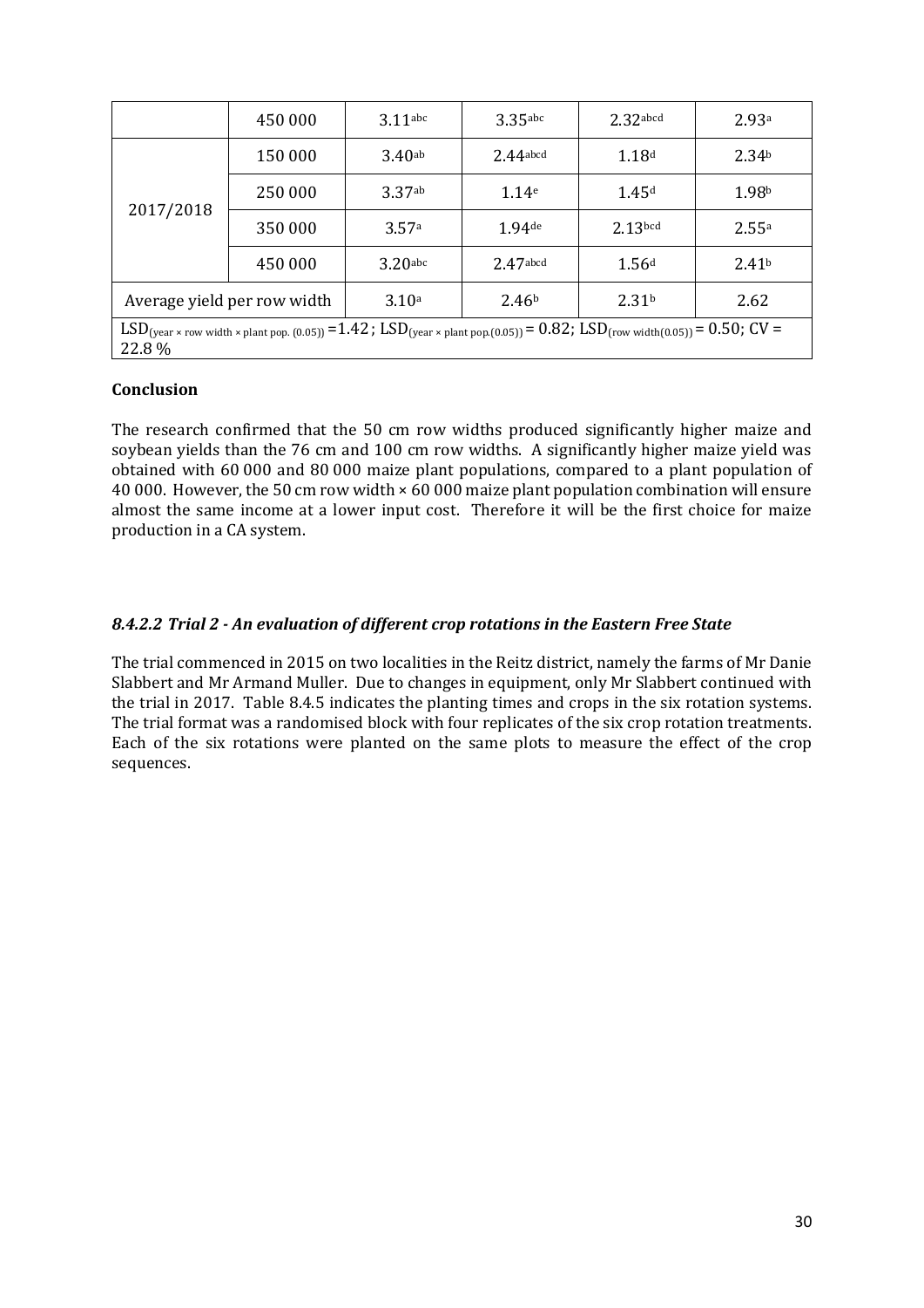|  | 450 000 | $3.11^{abc}$ | $3.35^{abc}$ | $2.32^{abcd}$ | $2.93^{a}$ |
|---|---|---|---|---|---|
| 2017/2018 | 150 000 | $3.40^{ab}$ | $2.44^{abcd}$ | $1.18^{d}$ | $2.34^{b}$ |
|  | 250 000 | $3.37^{ab}$ | $1.14^{e}$ | $1.45^{d}$ | $1.98^{b}$ |
|  | 350 000 | $3.57^{a}$ | $1.94^{de}$ | $2.13^{bcd}$ | $2.55^{a}$ |
|  | 450 000 | $3.20^{abc}$ | $2.47^{abcd}$ | $1.56^{d}$ | $2.41^{b}$ |
| Average yield per row width |  | $3.10^{a}$ | $2.46^{b}$ | $2.31^{b}$ | 2.62 |
| $LSD_{(year \times row\ width \times plant\ pop.\ (0.05))} = 1.42$; $LSD_{(year \times plant\ pop.(0.05))} = 0.82$; $LSD_{(row\ width(0.05))} = 0.50$; CV = 22.8 % |  |  |  |  |  |

**Conclusion**

The research confirmed that the 50 cm row widths produced significantly higher maize and soybean yields than the 76 cm and 100 cm row widths. A significantly higher maize yield was obtained with 60 000 and 80 000 maize plant populations, compared to a plant population of 40 000. However, the 50 cm row width × 60 000 maize plant population combination will ensure almost the same income at a lower input cost. Therefore it will be the first choice for maize production in a CA system.

#### *8.4.2.2 Trial 2 - An evaluation of different crop rotations in the Eastern Free State*

The trial commenced in 2015 on two localities in the Reitz district, namely the farms of Mr Danie Slabbert and Mr Armand Muller. Due to changes in equipment, only Mr Slabbert continued with the trial in 2017. Table 8.4.5 indicates the planting times and crops in the six rotation systems. The trial format was a randomised block with four replicates of the six crop rotation treatments. Each of the six rotations were planted on the same plots to measure the effect of the crop sequences.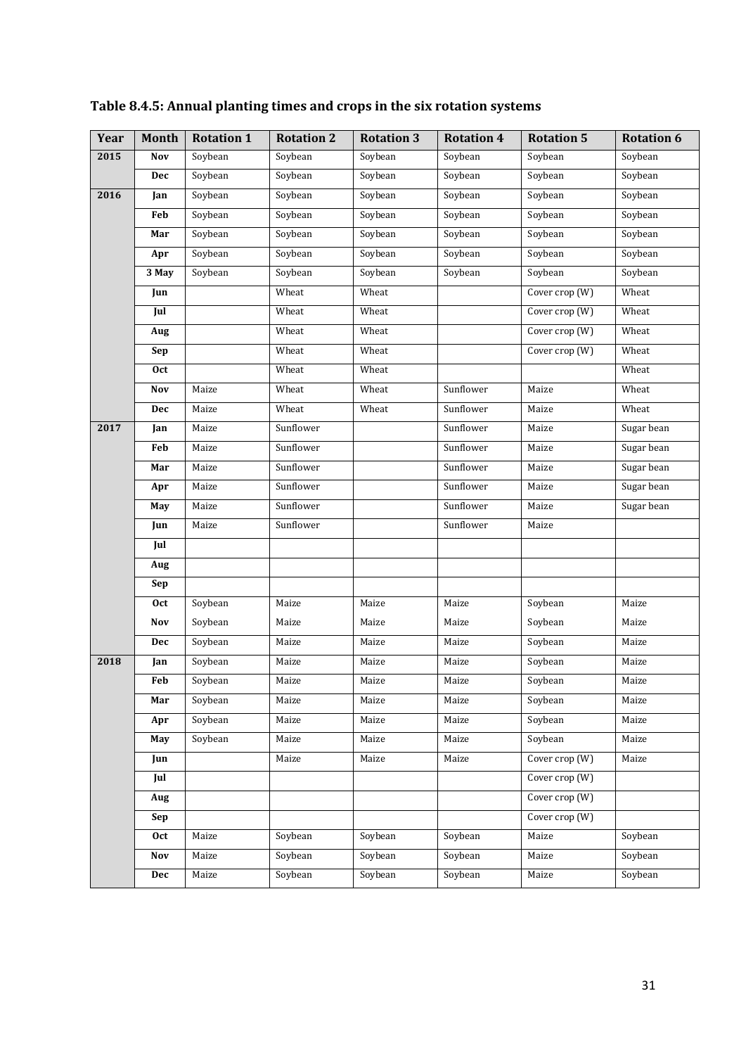**Table 8.4.5: Annual planting times and crops in the six rotation systems**

| Year | Month | Rotation 1 | Rotation 2 | Rotation 3 | Rotation 4 | Rotation 5 | Rotation 6 |
|---|---|---|---|---|---|---|---|
| 2015 | Nov | Soybean | Soybean | Soybean | Soybean | Soybean | Soybean |
| | Dec | Soybean | Soybean | Soybean | Soybean | Soybean | Soybean |
| 2016 | Jan | Soybean | Soybean | Soybean | Soybean | Soybean | Soybean |
| | Feb | Soybean | Soybean | Soybean | Soybean | Soybean | Soybean |
| | Mar | Soybean | Soybean | Soybean | Soybean | Soybean | Soybean |
| | Apr | Soybean | Soybean | Soybean | Soybean | Soybean | Soybean |
| | 3 May | Soybean | Soybean | Soybean | Soybean | Soybean | Soybean |
| | Jun | | Wheat | Wheat | | Cover crop (W) | Wheat |
| | Jul | | Wheat | Wheat | | Cover crop (W) | Wheat |
| | Aug | | Wheat | Wheat | | Cover crop (W) | Wheat |
| | Sep | | Wheat | Wheat | | Cover crop (W) | Wheat |
| | Oct | | Wheat | Wheat | | | Wheat |
| | Nov | Maize | Wheat | Wheat | Sunflower | Maize | Wheat |
| | Dec | Maize | Wheat | Wheat | Sunflower | Maize | Wheat |
| 2017 | Jan | Maize | Sunflower | | Sunflower | Maize | Sugar bean |
| | Feb | Maize | Sunflower | | Sunflower | Maize | Sugar bean |
| | Mar | Maize | Sunflower | | Sunflower | Maize | Sugar bean |
| | Apr | Maize | Sunflower | | Sunflower | Maize | Sugar bean |
| | May | Maize | Sunflower | | Sunflower | Maize | Sugar bean |
| | Jun | Maize | Sunflower | | Sunflower | Maize | |
| | Jul | | | | | | |
| | Aug | | | | | | |
| | Sep | | | | | | |
| | Oct | Soybean | Maize | Maize | Maize | Soybean | Maize |
| | Nov | Soybean | Maize | Maize | Maize | Soybean | Maize |
| | Dec | Soybean | Maize | Maize | Maize | Soybean | Maize |
| 2018 | Jan | Soybean | Maize | Maize | Maize | Soybean | Maize |
| | Feb | Soybean | Maize | Maize | Maize | Soybean | Maize |
| | Mar | Soybean | Maize | Maize | Maize | Soybean | Maize |
| | Apr | Soybean | Maize | Maize | Maize | Soybean | Maize |
| | May | Soybean | Maize | Maize | Maize | Soybean | Maize |
| | Jun | | Maize | Maize | Maize | Cover crop (W) | Maize |
| | Jul | | | | | Cover crop (W) | |
| | Aug | | | | | Cover crop (W) | |
| | Sep | | | | | Cover crop (W) | |
| | Oct | Maize | Soybean | Soybean | Soybean | Maize | Soybean |
| | Nov | Maize | Soybean | Soybean | Soybean | Maize | Soybean |
| | Dec | Maize | Soybean | Soybean | Soybean | Maize | Soybean |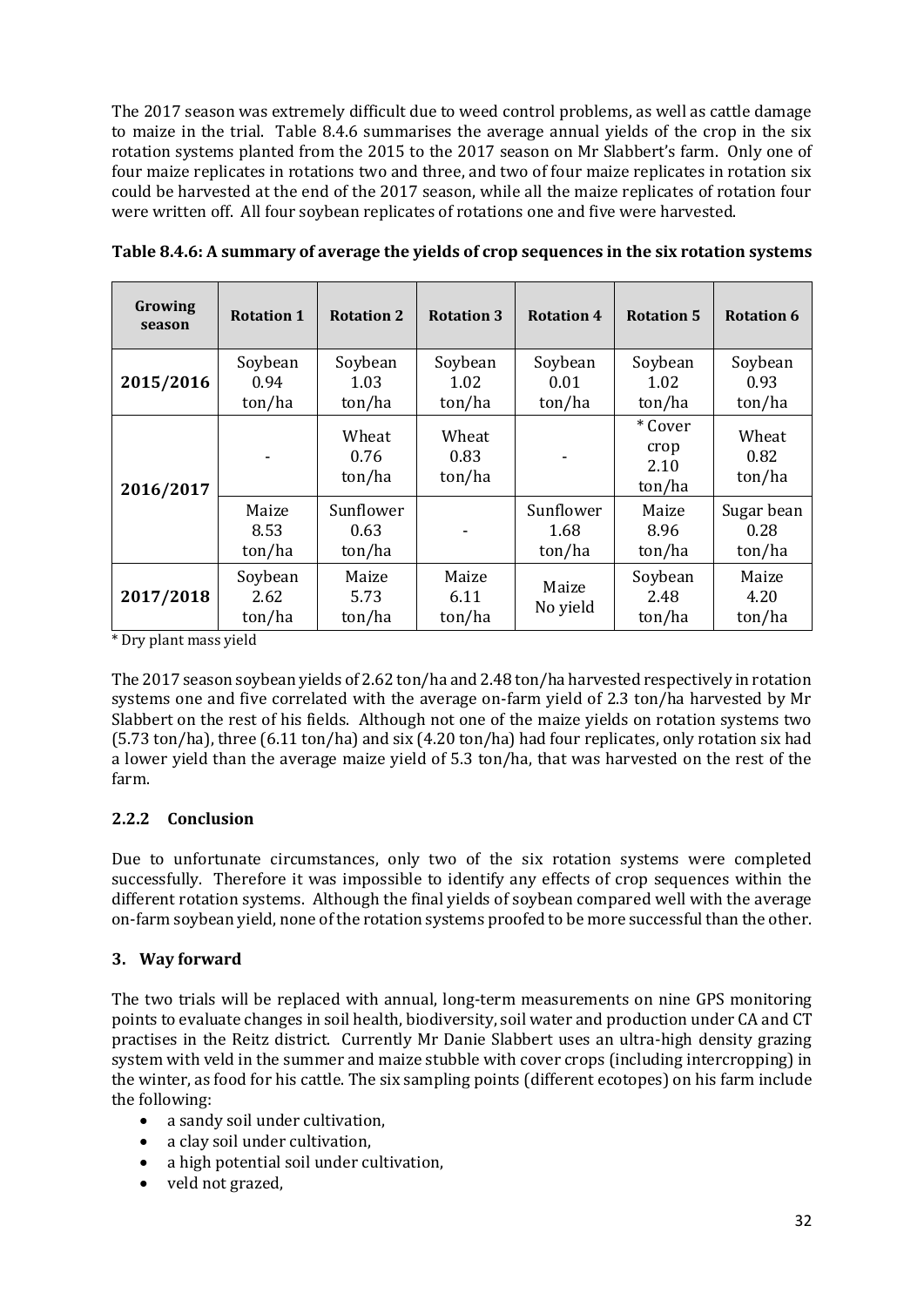The 2017 season was extremely difficult due to weed control problems, as well as cattle damage to maize in the trial. Table 8.4.6 summarises the average annual yields of the crop in the six rotation systems planted from the 2015 to the 2017 season on Mr Slabbert's farm. Only one of four maize replicates in rotations two and three, and two of four maize replicates in rotation six could be harvested at the end of the 2017 season, while all the maize replicates of rotation four were written off. All four soybean replicates of rotations one and five were harvested.

**Table 8.4.6: A summary of average the yields of crop sequences in the six rotation systems**

| Growing season | Rotation 1 | Rotation 2 | Rotation 3 | Rotation 4 | Rotation 5 | Rotation 6 |
|---|---|---|---|---|---|---|
| **2015/2016** | Soybean 0.94 ton/ha | Soybean 1.03 ton/ha | Soybean 1.02 ton/ha | Soybean 0.01 ton/ha | Soybean 1.02 ton/ha | Soybean 0.93 ton/ha |
| **2016/2017** | - | Wheat 0.76 ton/ha | Wheat 0.83 ton/ha | - | * Cover crop 2.10 ton/ha | Wheat 0.82 ton/ha |
| | Maize 8.53 ton/ha | Sunflower 0.63 ton/ha | - | Sunflower 1.68 ton/ha | Maize 8.96 ton/ha | Sugar bean 0.28 ton/ha |
| **2017/2018** | Soybean 2.62 ton/ha | Maize 5.73 ton/ha | Maize 6.11 ton/ha | Maize No yield | Soybean 2.48 ton/ha | Maize 4.20 ton/ha |

* Dry plant mass yield

The 2017 season soybean yields of 2.62 ton/ha and 2.48 ton/ha harvested respectively in rotation systems one and five correlated with the average on-farm yield of 2.3 ton/ha harvested by Mr Slabbert on the rest of his fields. Although not one of the maize yields on rotation systems two (5.73 ton/ha), three (6.11 ton/ha) and six (4.20 ton/ha) had four replicates, only rotation six had a lower yield than the average maize yield of 5.3 ton/ha, that was harvested on the rest of the farm.

### 2.2.2 Conclusion

Due to unfortunate circumstances, only two of the six rotation systems were completed successfully. Therefore it was impossible to identify any effects of crop sequences within the different rotation systems. Although the final yields of soybean compared well with the average on-farm soybean yield, none of the rotation systems proofed to be more successful than the other.

## 3. Way forward

The two trials will be replaced with annual, long-term measurements on nine GPS monitoring points to evaluate changes in soil health, biodiversity, soil water and production under CA and CT practises in the Reitz district. Currently Mr Danie Slabbert uses an ultra-high density grazing system with veld in the summer and maize stubble with cover crops (including intercropping) in the winter, as food for his cattle. The six sampling points (different ecotopes) on his farm include the following:

- a sandy soil under cultivation,
- a clay soil under cultivation,
- a high potential soil under cultivation,
- veld not grazed,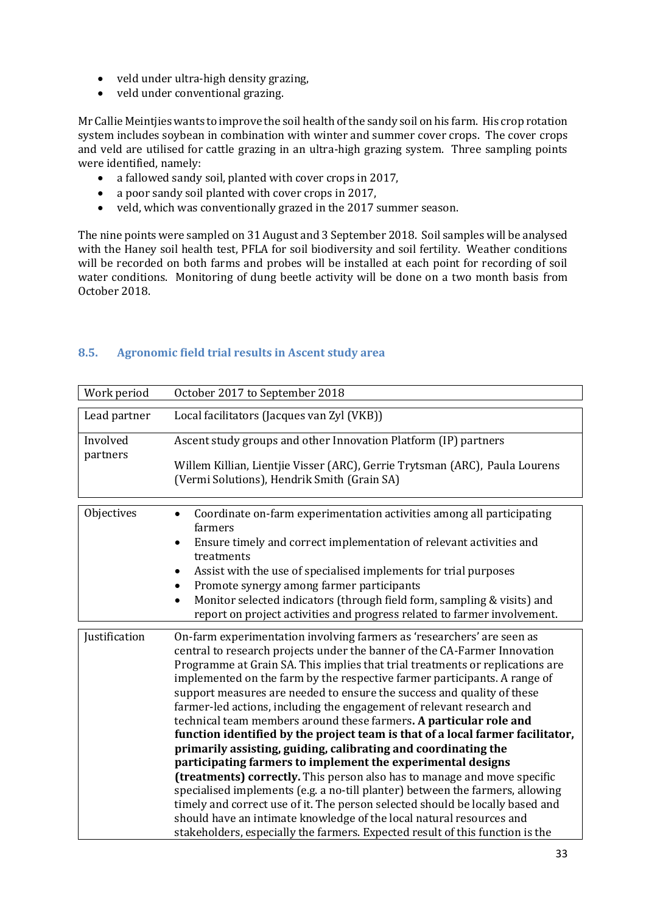- veld under ultra-high density grazing,
- veld under conventional grazing.

Mr Callie Meintjies wants to improve the soil health of the sandy soil on his farm. His crop rotation system includes soybean in combination with winter and summer cover crops. The cover crops and veld are utilised for cattle grazing in an ultra-high grazing system. Three sampling points were identified, namely:

- a fallowed sandy soil, planted with cover crops in 2017,
- a poor sandy soil planted with cover crops in 2017,
- veld, which was conventionally grazed in the 2017 summer season.

The nine points were sampled on 31 August and 3 September 2018. Soil samples will be analysed with the Haney soil health test, PFLA for soil biodiversity and soil fertility. Weather conditions will be recorded on both farms and probes will be installed at each point for recording of soil water conditions. Monitoring of dung beetle activity will be done on a two month basis from October 2018.

### 8.5. Agronomic field trial results in Ascent study area

| | |
|---|---|
| Work period | October 2017 to September 2018 |
| Lead partner | Local facilitators (Jacques van Zyl (VKB)) |
| Involved partners | Ascent study groups and other Innovation Platform (IP) partners<br><br>Willem Killian, Lientjie Visser (ARC), Gerrie Trytsman (ARC), Paula Lourens (Vermi Solutions), Hendrik Smith (Grain SA) |
| Objectives | • Coordinate on-farm experimentation activities among all participating farmers<br>• Ensure timely and correct implementation of relevant activities and treatments<br>• Assist with the use of specialised implements for trial purposes<br>• Promote synergy among farmer participants<br>• Monitor selected indicators (through field form, sampling & visits) and report on project activities and progress related to farmer involvement. |
| Justification | On-farm experimentation involving farmers as 'researchers' are seen as central to research projects under the banner of the CA-Farmer Innovation Programme at Grain SA. This implies that trial treatments or replications are implemented on the farm by the respective farmer participants. A range of support measures are needed to ensure the success and quality of these farmer-led actions, including the engagement of relevant research and technical team members around these farmers**. A particular role and function identified by the project team is that of a local farmer facilitator, primarily assisting, guiding, calibrating and coordinating the participating farmers to implement the experimental designs (treatments) correctly.** This person also has to manage and move specific specialised implements (e.g. a no-till planter) between the farmers, allowing timely and correct use of it. The person selected should be locally based and should have an intimate knowledge of the local natural resources and stakeholders, especially the farmers. Expected result of this function is the |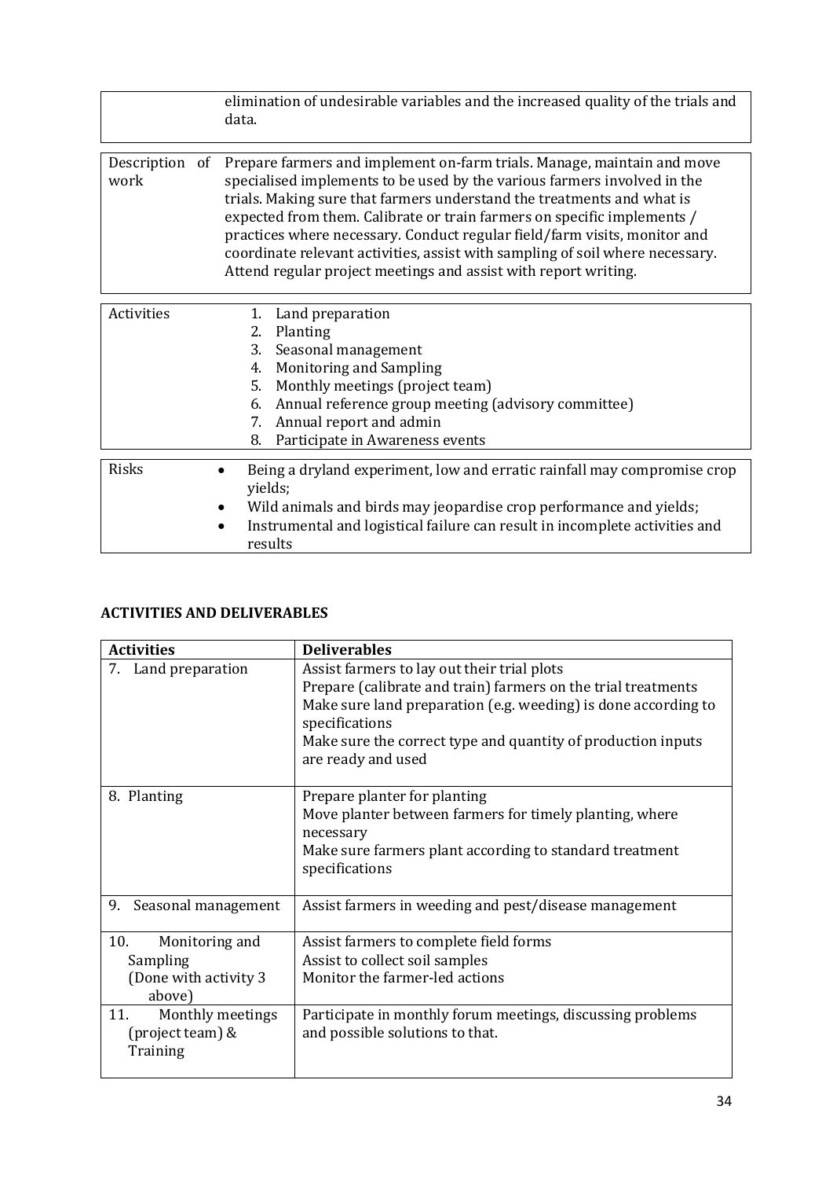| | |
|---|---|
| | elimination of undesirable variables and the increased quality of the trials and data. |

| | |
|---|---|
| Description of work | Prepare farmers and implement on-farm trials. Manage, maintain and move specialised implements to be used by the various farmers involved in the trials. Making sure that farmers understand the treatments and what is expected from them. Calibrate or train farmers on specific implements / practices where necessary. Conduct regular field/farm visits, monitor and coordinate relevant activities, assist with sampling of soil where necessary. Attend regular project meetings and assist with report writing. |

| | |
|---|---|
| Activities | 1. Land preparation<br>2. Planting<br>3. Seasonal management<br>4. Monitoring and Sampling<br>5. Monthly meetings (project team)<br>6. Annual reference group meeting (advisory committee)<br>7. Annual report and admin<br>8. Participate in Awareness events |

| | |
|---|---|
| Risks | • Being a dryland experiment, low and erratic rainfall may compromise crop yields;<br>• Wild animals and birds may jeopardise crop performance and yields;<br>• Instrumental and logistical failure can result in incomplete activities and results |

**ACTIVITIES AND DELIVERABLES**

| Activities | Deliverables |
|---|---|
| 7. Land preparation | Assist farmers to lay out their trial plots<br>Prepare (calibrate and train) farmers on the trial treatments<br>Make sure land preparation (e.g. weeding) is done according to specifications<br>Make sure the correct type and quantity of production inputs are ready and used |
| 8. Planting | Prepare planter for planting<br>Move planter between farmers for timely planting, where necessary<br>Make sure farmers plant according to standard treatment specifications |
| 9. Seasonal management | Assist farmers in weeding and pest/disease management |
| 10. Monitoring and Sampling (Done with activity 3 above) | Assist farmers to complete field forms<br>Assist to collect soil samples<br>Monitor the farmer-led actions |
| 11. Monthly meetings (project team) & Training | Participate in monthly forum meetings, discussing problems and possible solutions to that. |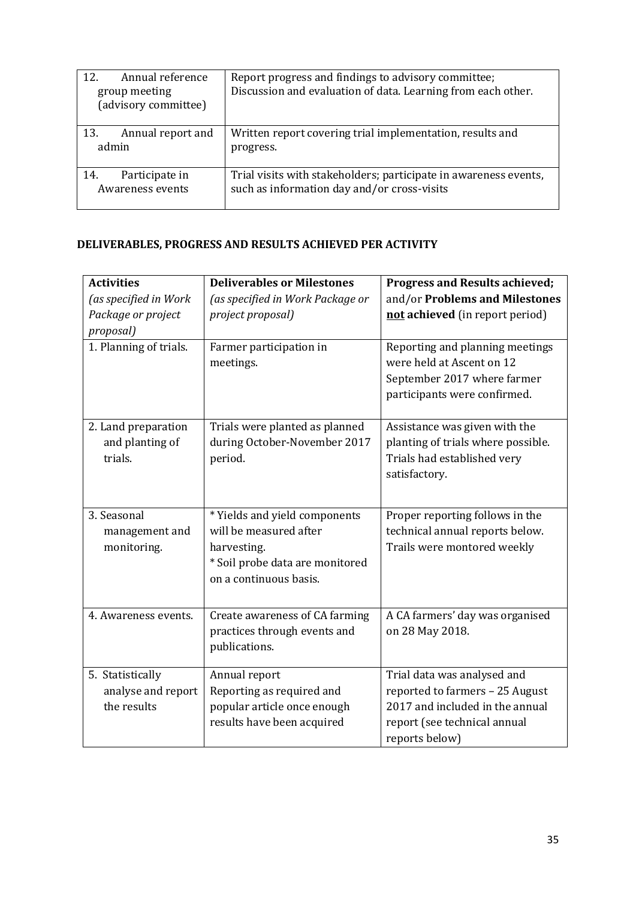| | |
|---|---|
| 12. Annual reference group meeting (advisory committee) | Report progress and findings to advisory committee; Discussion and evaluation of data. Learning from each other. |
| 13. Annual report and admin | Written report covering trial implementation, results and progress. |
| 14. Participate in Awareness events | Trial visits with stakeholders; participate in awareness events, such as information day and/or cross-visits |

**DELIVERABLES, PROGRESS AND RESULTS ACHIEVED PER ACTIVITY**

| **Activities** *(as specified in Work Package or project proposal)* | **Deliverables or Milestones** *(as specified in Work Package or project proposal)* | **Progress and Results achieved;** and/or **Problems and Milestones not achieved** (in report period) |
|---|---|---|
| 1. Planning of trials. | Farmer participation in meetings. | Reporting and planning meetings were held at Ascent on 12 September 2017 where farmer participants were confirmed. |
| 2. Land preparation and planting of trials. | Trials were planted as planned during October-November 2017 period. | Assistance was given with the planting of trials where possible. Trials had established very satisfactory. |
| 3. Seasonal management and monitoring. | * Yields and yield components will be measured after harvesting.<br>* Soil probe data are monitored on a continuous basis. | Proper reporting follows in the technical annual reports below. Trails were montored weekly |
| 4. Awareness events. | Create awareness of CA farming practices through events and publications. | A CA farmers' day was organised on 28 May 2018. |
| 5. Statistically analyse and report the results | Annual report<br>Reporting as required and popular article once enough results have been acquired | Trial data was analysed and reported to farmers – 25 August 2017 and included in the annual report (see technical annual reports below) |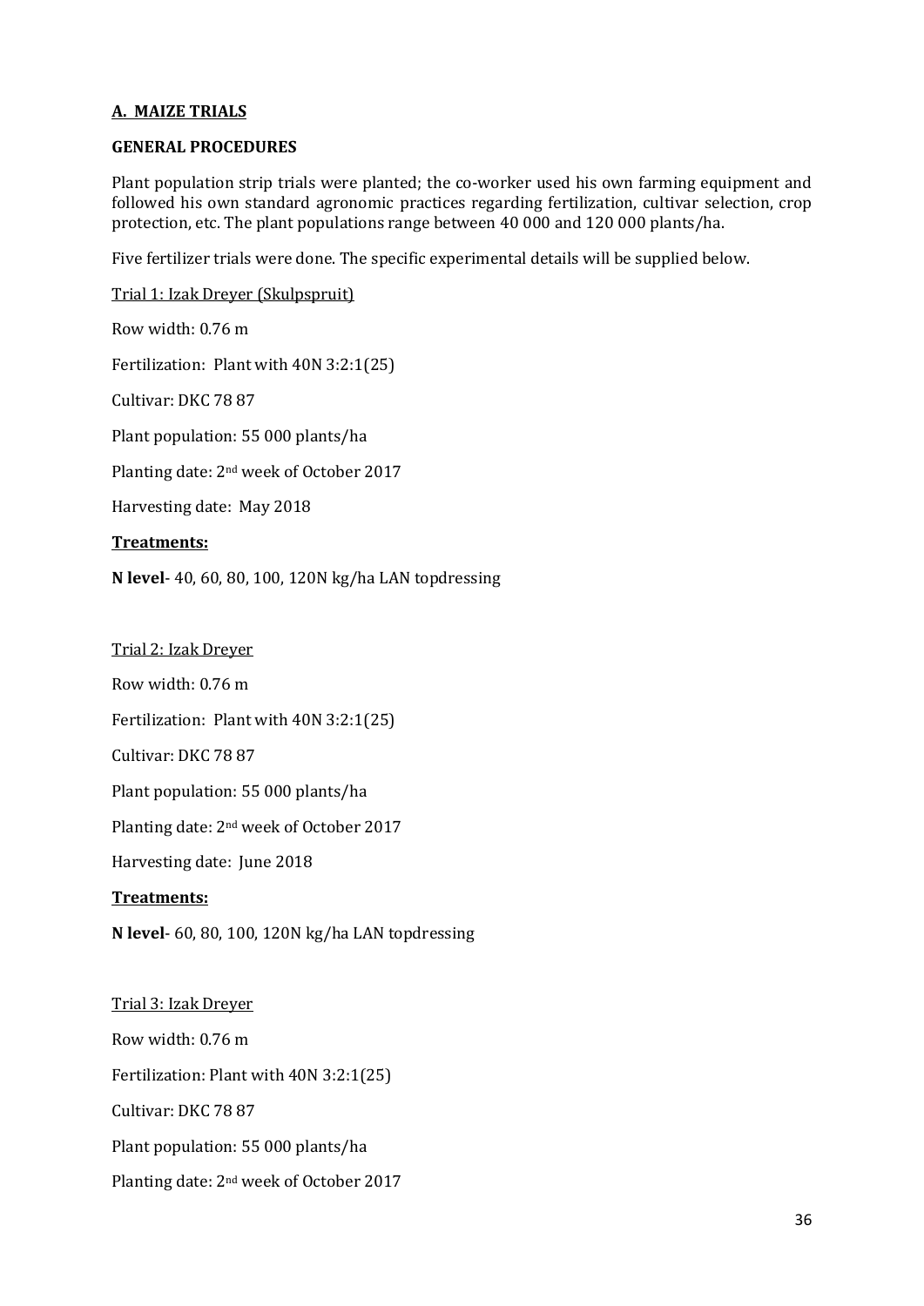## A. MAIZE TRIALS

**GENERAL PROCEDURES**

Plant population strip trials were planted; the co-worker used his own farming equipment and followed his own standard agronomic practices regarding fertilization, cultivar selection, crop protection, etc. The plant populations range between 40 000 and 120 000 plants/ha.

Five fertilizer trials were done. The specific experimental details will be supplied below.

Trial 1: Izak Dreyer (Skulpspruit)

Row width: 0.76 m

Fertilization: Plant with 40N 3:2:1(25)

Cultivar: DKC 78 87

Plant population: 55 000 plants/ha

Planting date: 2nd week of October 2017

Harvesting date: May 2018

**Treatments:**

**N level**- 40, 60, 80, 100, 120N kg/ha LAN topdressing

Trial 2: Izak Dreyer

Row width: 0.76 m

Fertilization: Plant with 40N 3:2:1(25)

Cultivar: DKC 78 87

Plant population: 55 000 plants/ha

Planting date: 2nd week of October 2017

Harvesting date: June 2018

**Treatments:**

**N level**- 60, 80, 100, 120N kg/ha LAN topdressing

Trial 3: Izak Dreyer

Row width: 0.76 m

Fertilization: Plant with 40N 3:2:1(25)

Cultivar: DKC 78 87

Plant population: 55 000 plants/ha

Planting date: 2nd week of October 2017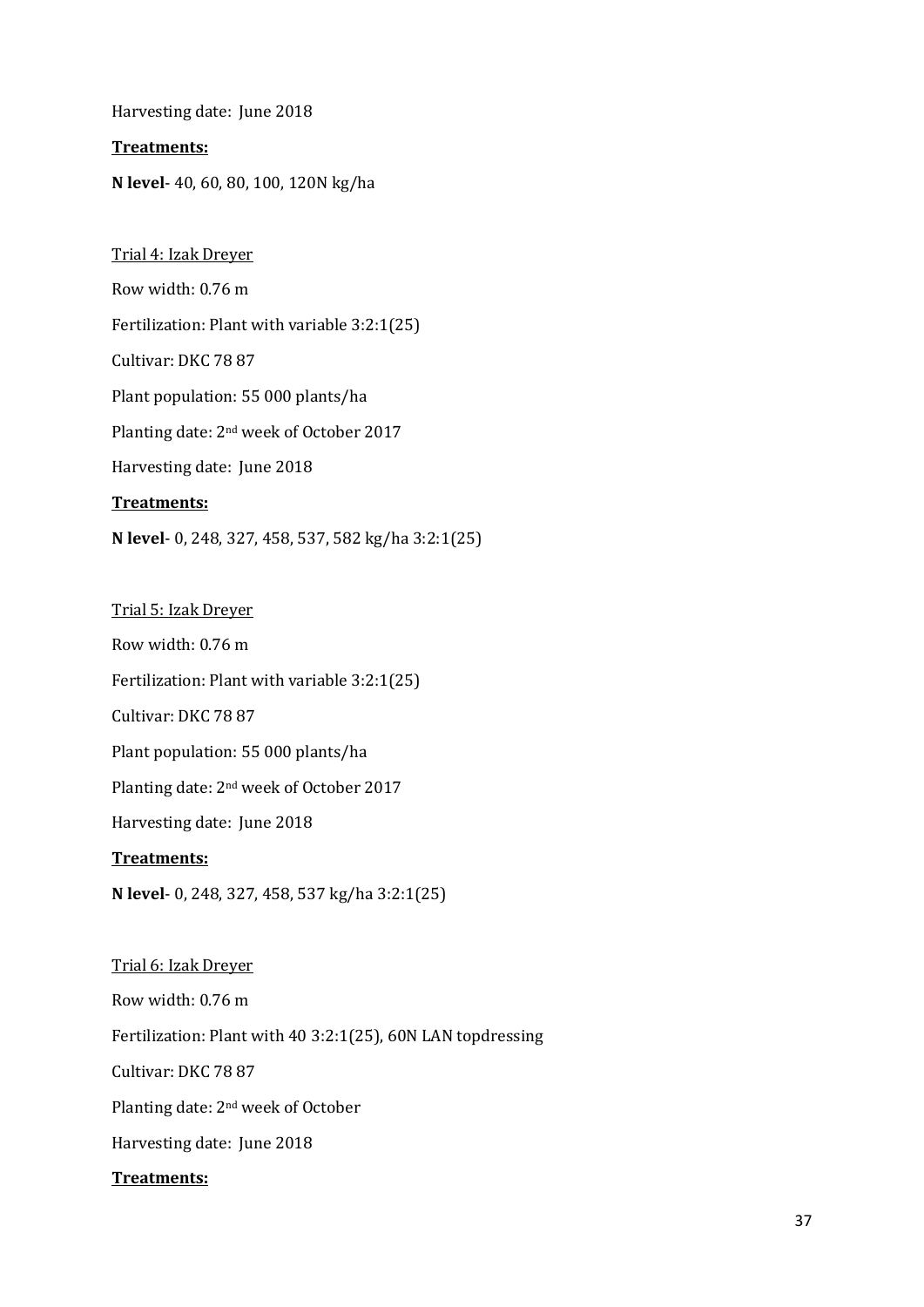Harvesting date: June 2018

**Treatments:**

**N level**- 40, 60, 80, 100, 120N kg/ha

Trial 4: Izak Dreyer

Row width: 0.76 m

Fertilization: Plant with variable 3:2:1(25)

Cultivar: DKC 78 87

Plant population: 55 000 plants/ha

Planting date: 2nd week of October 2017

Harvesting date: June 2018

**Treatments:**

**N level**- 0, 248, 327, 458, 537, 582 kg/ha 3:2:1(25)

Trial 5: Izak Dreyer

Row width: 0.76 m

Fertilization: Plant with variable 3:2:1(25)

Cultivar: DKC 78 87

Plant population: 55 000 plants/ha

Planting date: 2nd week of October 2017

Harvesting date: June 2018

**Treatments:**

**N level**- 0, 248, 327, 458, 537 kg/ha 3:2:1(25)

Trial 6: Izak Dreyer

Row width: 0.76 m

Fertilization: Plant with 40 3:2:1(25), 60N LAN topdressing

Cultivar: DKC 78 87

Planting date: 2nd week of October

Harvesting date: June 2018

**Treatments:**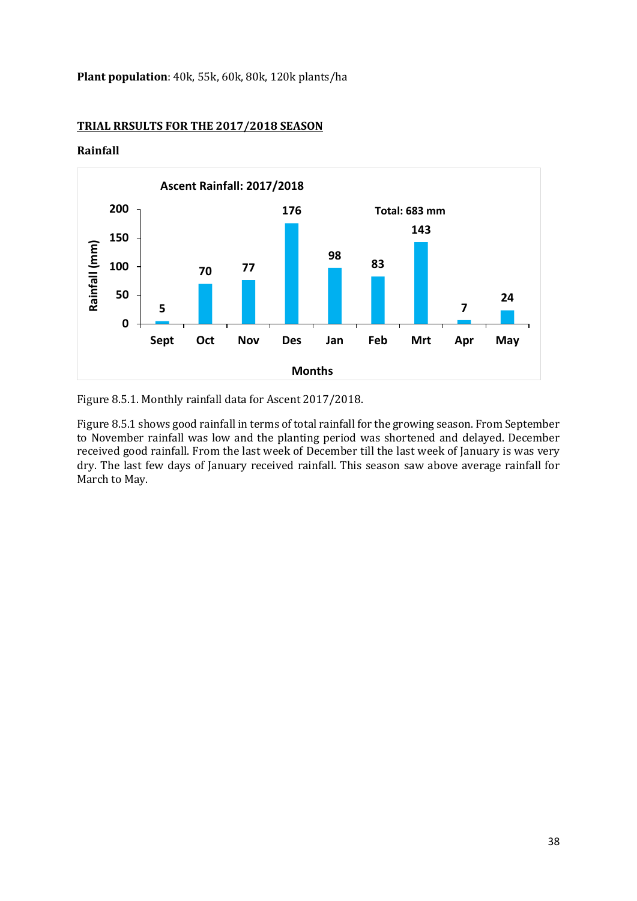**Plant population**: 40k, 55k, 60k, 80k, 120k plants/ha

## TRIAL RRSULTS FOR THE 2017/2018 SEASON

### Rainfall

**Ascent Rainfall: 2017/2018**

Total: 683 mm

| Months | Rainfall (mm) |
|---|---|
| Sept | 5 |
| Oct | 70 |
| Nov | 77 |
| Des | 176 |
| Jan | 98 |
| Feb | 83 |
| Mrt | 143 |
| Apr | 7 |
| May | 24 |

Figure 8.5.1. Monthly rainfall data for Ascent 2017/2018.

Figure 8.5.1 shows good rainfall in terms of total rainfall for the growing season. From September to November rainfall was low and the planting period was shortened and delayed. December received good rainfall. From the last week of December till the last week of January is was very dry. The last few days of January received rainfall. This season saw above average rainfall for March to May.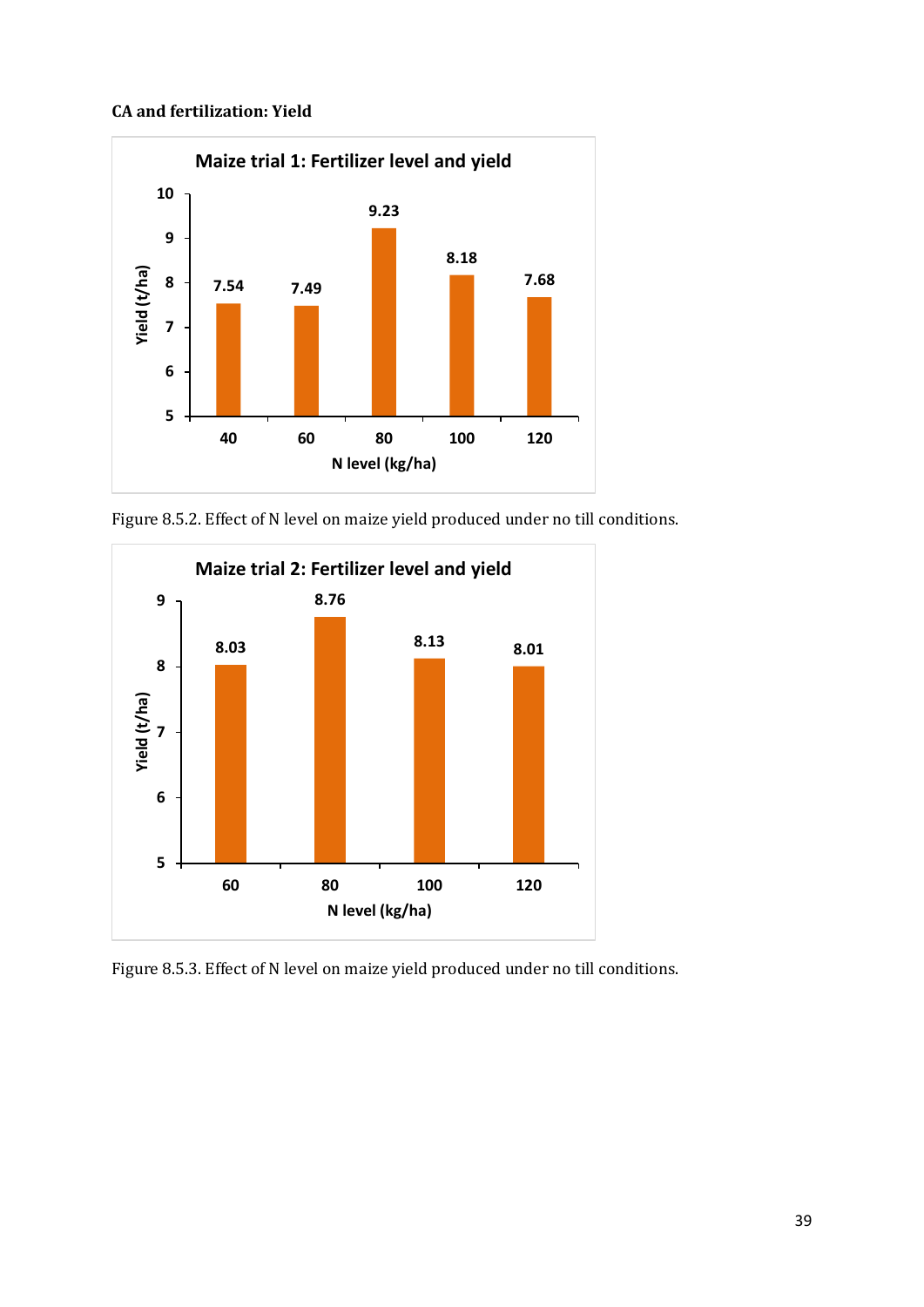**CA and fertilization: Yield**

Figure 8.5.2. Effect of N level on maize yield produced under no till conditions.

Figure 8.5.3. Effect of N level on maize yield produced under no till conditions.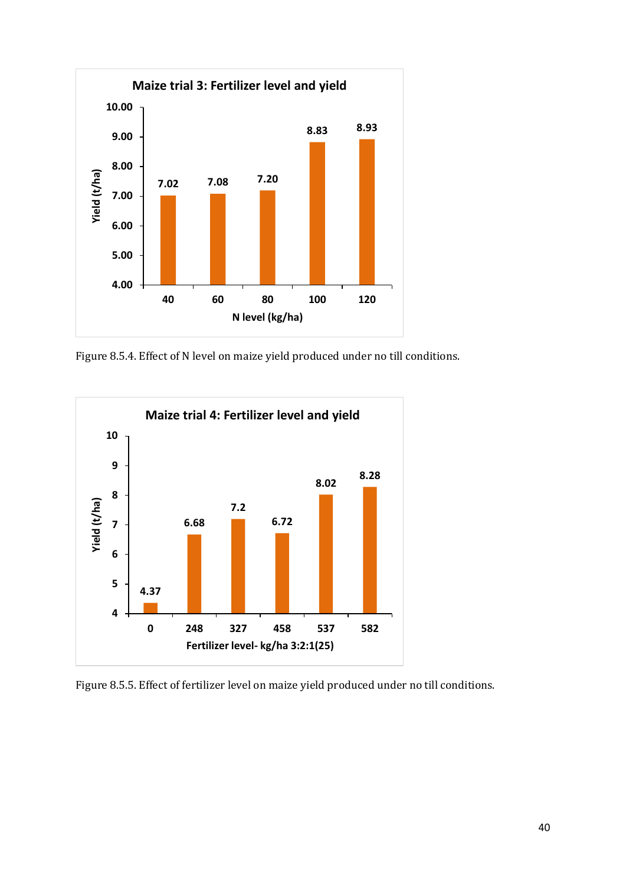**Maize trial 3: Fertilizer level and yield**

| N level (kg/ha) | Yield (t/ha) |
|---|---|
| 40 | 7.02 |
| 60 | 7.08 |
| 80 | 7.20 |
| 100 | 8.83 |
| 120 | 8.93 |

Figure 8.5.4. Effect of N level on maize yield produced under no till conditions.

**Maize trial 4: Fertilizer level and yield**

| Fertilizer level- kg/ha 3:2:1(25) | Yield (t/ha) |
|---|---|
| 0 | 4.37 |
| 248 | 6.68 |
| 327 | 7.2 |
| 458 | 6.72 |
| 537 | 8.02 |
| 582 | 8.28 |

Figure 8.5.5. Effect of fertilizer level on maize yield produced under no till conditions.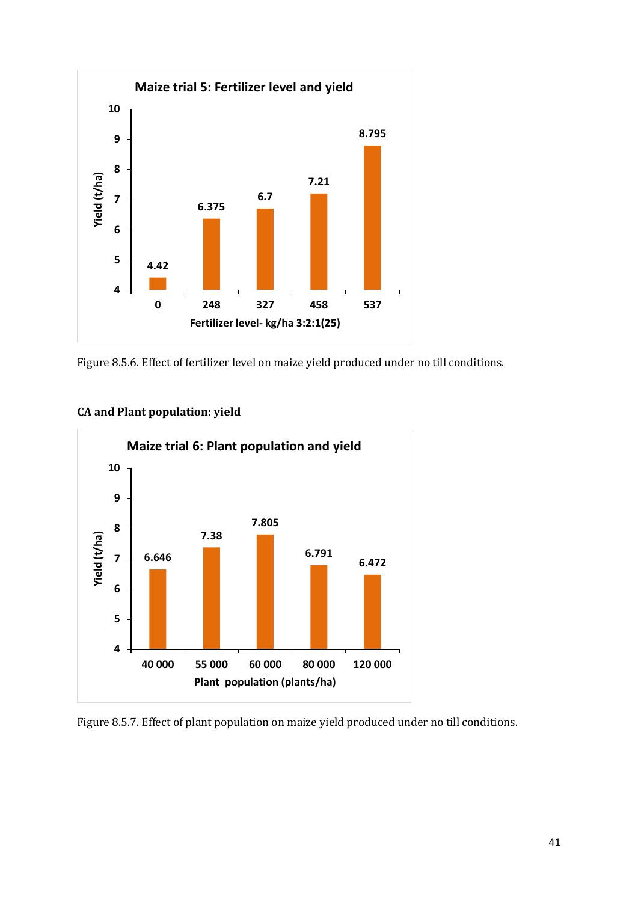**Maize trial 5: Fertilizer level and yield**

| Fertilizer level- kg/ha 3:2:1(25) | Yield (t/ha) |
|---|---|
| 0 | 4.42 |
| 248 | 6.375 |
| 327 | 6.7 |
| 458 | 7.21 |
| 537 | 8.795 |

Figure 8.5.6. Effect of fertilizer level on maize yield produced under no till conditions.

### CA and Plant population: yield

**Maize trial 6: Plant population and yield**

| Plant population (plants/ha) | Yield (t/ha) |
|---|---|
| 40 000 | 6.646 |
| 55 000 | 7.38 |
| 60 000 | 7.805 |
| 80 000 | 6.791 |
| 120 000 | 6.472 |

Figure 8.5.7. Effect of plant population on maize yield produced under no till conditions.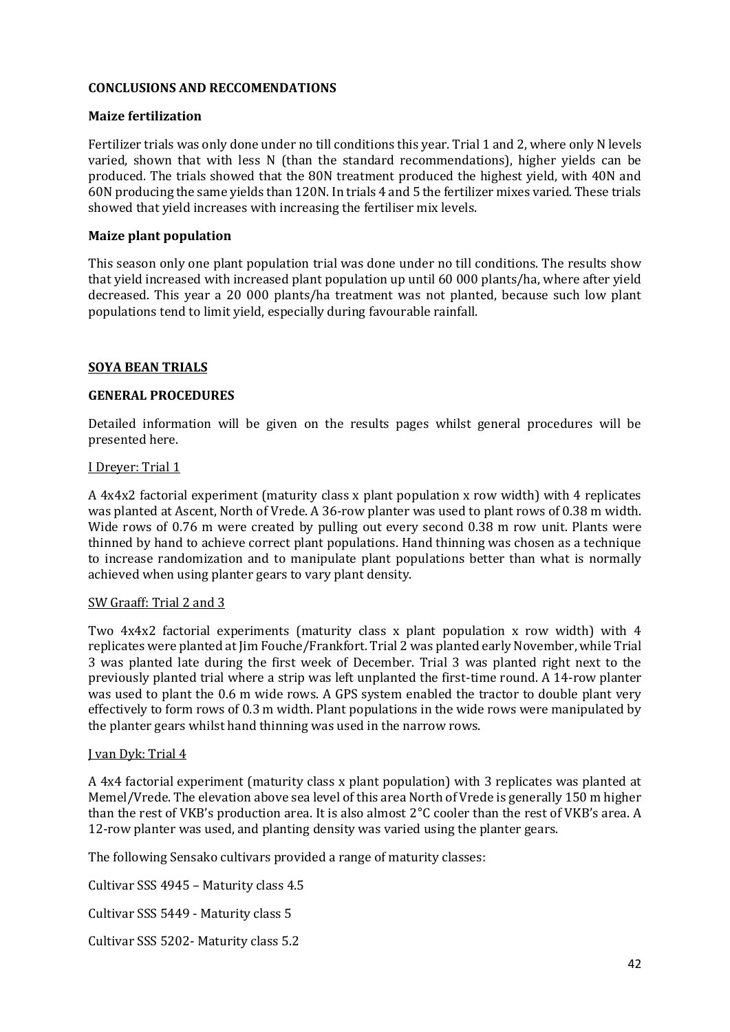## CONCLUSIONS AND RECCOMENDATIONS

### Maize fertilization

Fertilizer trials was only done under no till conditions this year. Trial 1 and 2, where only N levels varied, shown that with less N (than the standard recommendations), higher yields can be produced. The trials showed that the 80N treatment produced the highest yield, with 40N and 60N producing the same yields than 120N. In trials 4 and 5 the fertilizer mixes varied. These trials showed that yield increases with increasing the fertiliser mix levels.

### Maize plant population

This season only one plant population trial was done under no till conditions. The results show that yield increased with increased plant population up until 60 000 plants/ha, where after yield decreased. This year a 20 000 plants/ha treatment was not planted, because such low plant populations tend to limit yield, especially during favourable rainfall.

## SOYA BEAN TRIALS

### GENERAL PROCEDURES

Detailed information will be given on the results pages whilst general procedures will be presented here.

#### I Dreyer: Trial 1

A 4x4x2 factorial experiment (maturity class x plant population x row width) with 4 replicates was planted at Ascent, North of Vrede. A 36-row planter was used to plant rows of 0.38 m width. Wide rows of 0.76 m were created by pulling out every second 0.38 m row unit. Plants were thinned by hand to achieve correct plant populations. Hand thinning was chosen as a technique to increase randomization and to manipulate plant populations better than what is normally achieved when using planter gears to vary plant density.

#### SW Graaff: Trial 2 and 3

Two 4x4x2 factorial experiments (maturity class x plant population x row width) with 4 replicates were planted at Jim Fouche/Frankfort. Trial 2 was planted early November, while Trial 3 was planted late during the first week of December. Trial 3 was planted right next to the previously planted trial where a strip was left unplanted the first-time round. A 14-row planter was used to plant the 0.6 m wide rows. A GPS system enabled the tractor to double plant very effectively to form rows of 0.3 m width. Plant populations in the wide rows were manipulated by the planter gears whilst hand thinning was used in the narrow rows.

#### J van Dyk: Trial 4

A 4x4 factorial experiment (maturity class x plant population) with 3 replicates was planted at Memel/Vrede. The elevation above sea level of this area North of Vrede is generally 150 m higher than the rest of VKB's production area. It is also almost 2°C cooler than the rest of VKB's area. A 12-row planter was used, and planting density was varied using the planter gears.

The following Sensako cultivars provided a range of maturity classes:

Cultivar SSS 4945 – Maturity class 4.5

Cultivar SSS 5449 - Maturity class 5

Cultivar SSS 5202- Maturity class 5.2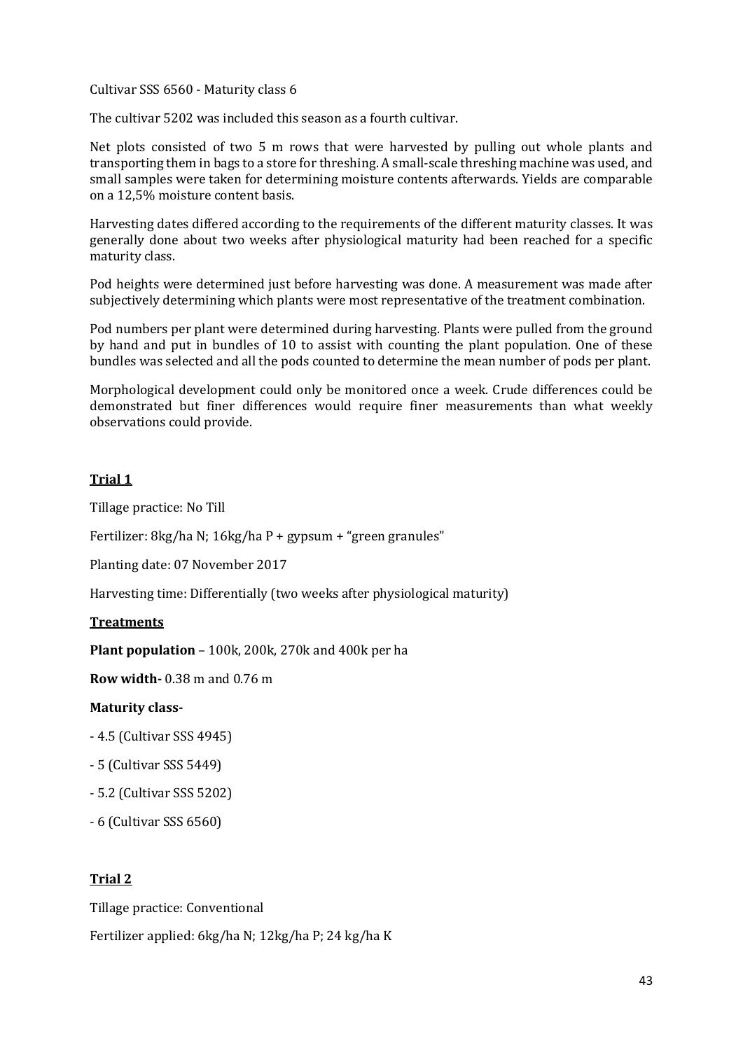Cultivar SSS 6560 - Maturity class 6

The cultivar 5202 was included this season as a fourth cultivar.

Net plots consisted of two 5 m rows that were harvested by pulling out whole plants and transporting them in bags to a store for threshing. A small-scale threshing machine was used, and small samples were taken for determining moisture contents afterwards. Yields are comparable on a 12,5% moisture content basis.

Harvesting dates differed according to the requirements of the different maturity classes. It was generally done about two weeks after physiological maturity had been reached for a specific maturity class.

Pod heights were determined just before harvesting was done. A measurement was made after subjectively determining which plants were most representative of the treatment combination.

Pod numbers per plant were determined during harvesting. Plants were pulled from the ground by hand and put in bundles of 10 to assist with counting the plant population. One of these bundles was selected and all the pods counted to determine the mean number of pods per plant.

Morphological development could only be monitored once a week. Crude differences could be demonstrated but finer differences would require finer measurements than what weekly observations could provide.

## Trial 1

Tillage practice: No Till

Fertilizer: 8kg/ha N; 16kg/ha P + gypsum + "green granules"

Planting date: 07 November 2017

Harvesting time: Differentially (two weeks after physiological maturity)

### Treatments

**Plant population** – 100k, 200k, 270k and 400k per ha

**Row width-** 0.38 m and 0.76 m

**Maturity class-**

- 4.5 (Cultivar SSS 4945)
- 5 (Cultivar SSS 5449)
- 5.2 (Cultivar SSS 5202)
- 6 (Cultivar SSS 6560)

## Trial 2

Tillage practice: Conventional

Fertilizer applied: 6kg/ha N; 12kg/ha P; 24 kg/ha K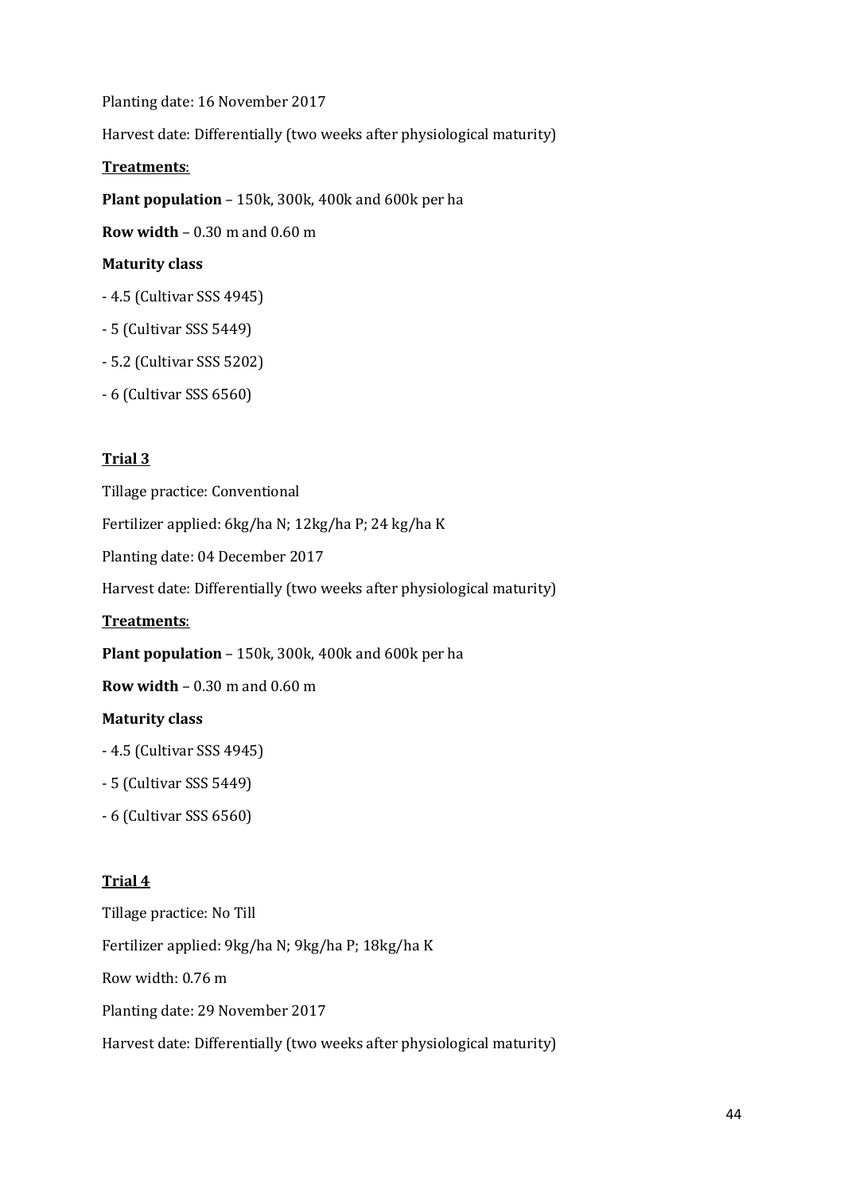Planting date: 16 November 2017

Harvest date: Differentially (two weeks after physiological maturity)

**Treatments**:

**Plant population** – 150k, 300k, 400k and 600k per ha

**Row width** – 0.30 m and 0.60 m

**Maturity class**

- 4.5 (Cultivar SSS 4945)
- 5 (Cultivar SSS 5449)
- 5.2 (Cultivar SSS 5202)
- 6 (Cultivar SSS 6560)

**Trial 3**

Tillage practice: Conventional

Fertilizer applied: 6kg/ha N; 12kg/ha P; 24 kg/ha K

Planting date: 04 December 2017

Harvest date: Differentially (two weeks after physiological maturity)

**Treatments**:

**Plant population** – 150k, 300k, 400k and 600k per ha

**Row width** – 0.30 m and 0.60 m

**Maturity class**

- 4.5 (Cultivar SSS 4945)
- 5 (Cultivar SSS 5449)
- 6 (Cultivar SSS 6560)

**Trial 4**

Tillage practice: No Till

Fertilizer applied: 9kg/ha N; 9kg/ha P; 18kg/ha K

Row width: 0.76 m

Planting date: 29 November 2017

Harvest date: Differentially (two weeks after physiological maturity)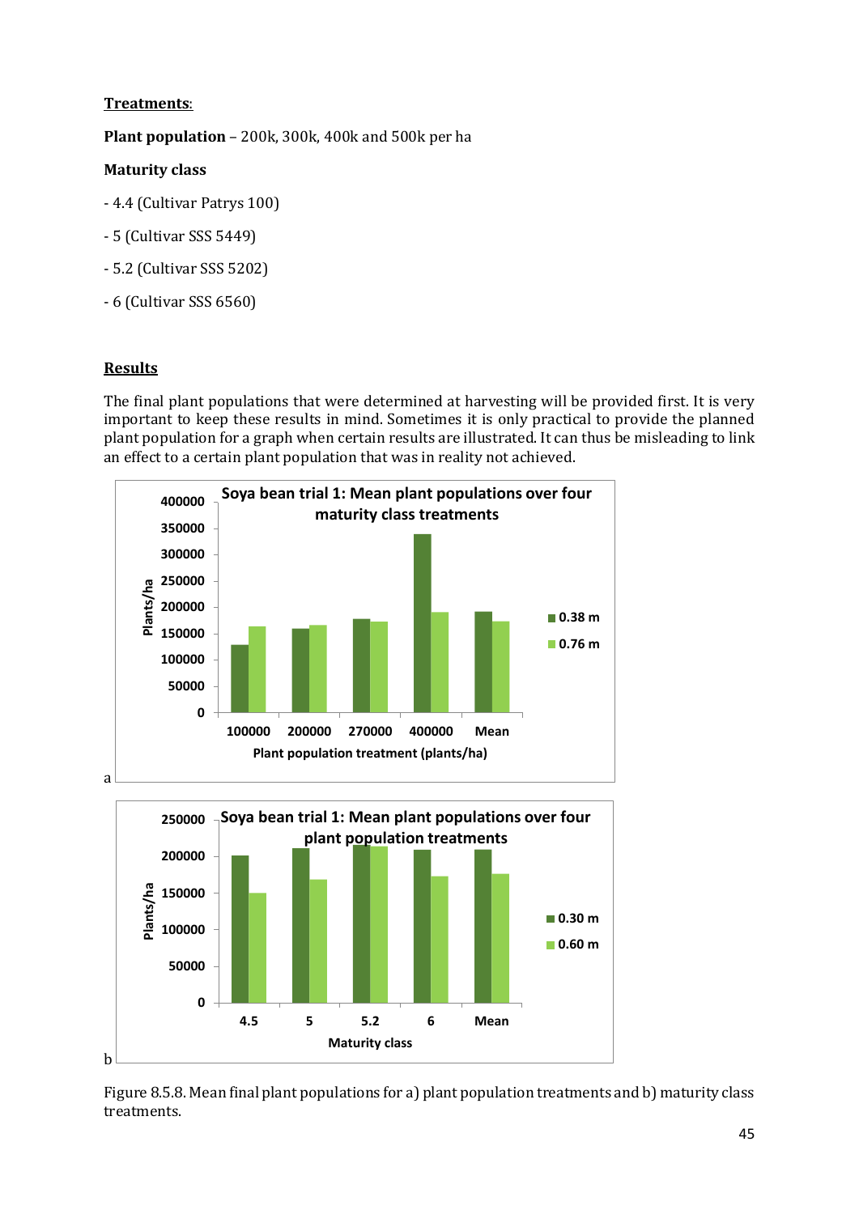**Treatments:**

**Plant population** – 200k, 300k, 400k and 500k per ha

**Maturity class**

- 4.4 (Cultivar Patrys 100)
- 5 (Cultivar SSS 5449)
- 5.2 (Cultivar SSS 5202)
- 6 (Cultivar SSS 6560)

**Results**

The final plant populations that were determined at harvesting will be provided first. It is very important to keep these results in mind. Sometimes it is only practical to provide the planned plant population for a graph when certain results are illustrated. It can thus be misleading to link an effect to a certain plant population that was in reality not achieved.

Figure 8.5.8. Mean final plant populations for a) plant population treatments and b) maturity class treatments.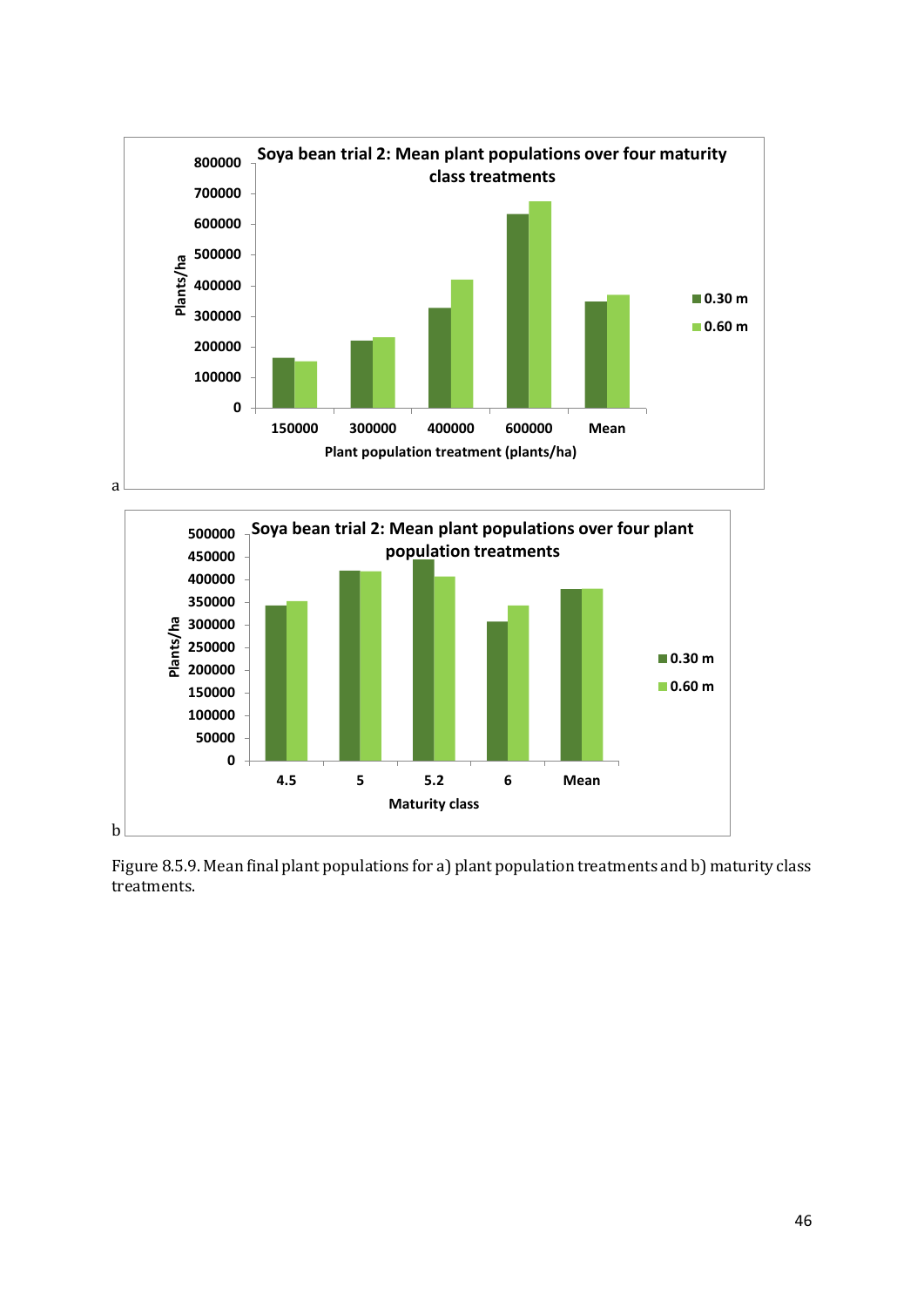a

b

Figure 8.5.9. Mean final plant populations for a) plant population treatments and b) maturity class treatments.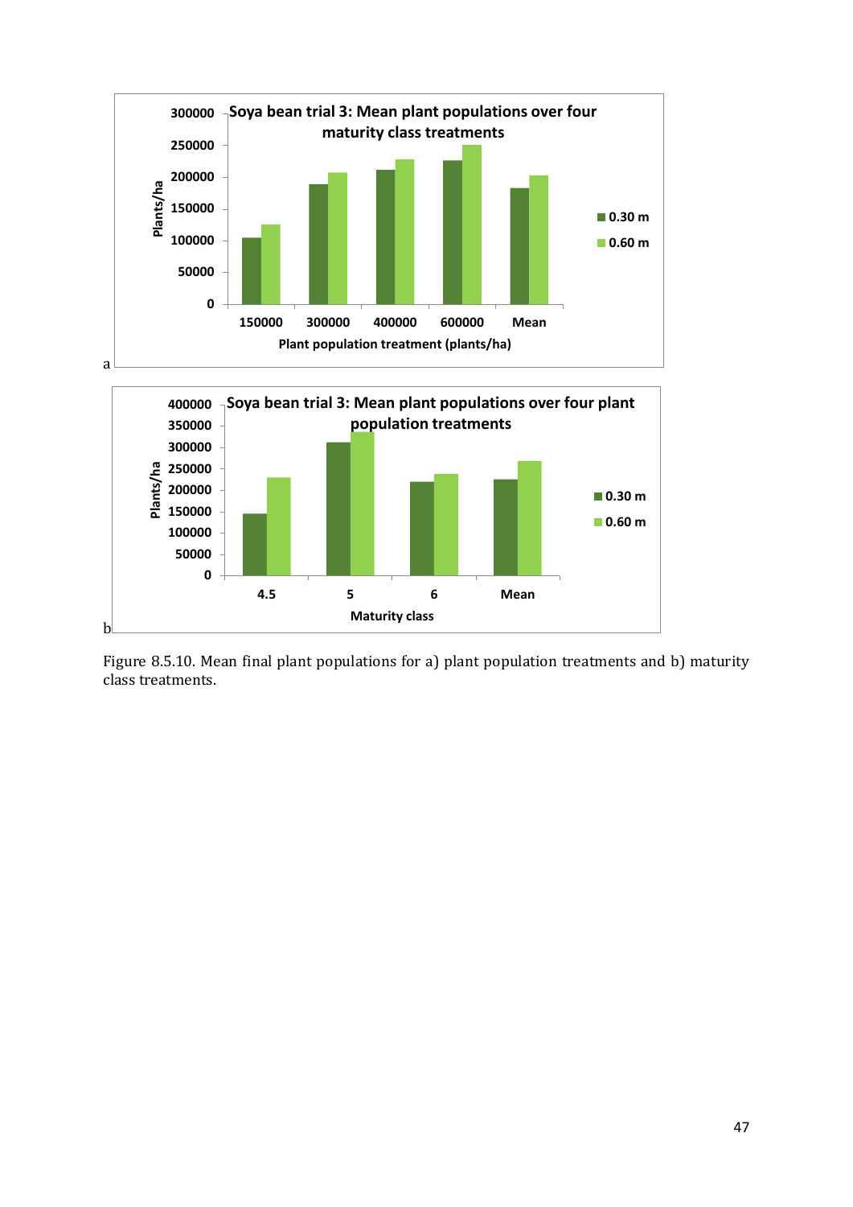Figure 8.5.10. Mean final plant populations for a) plant population treatments and b) maturity class treatments.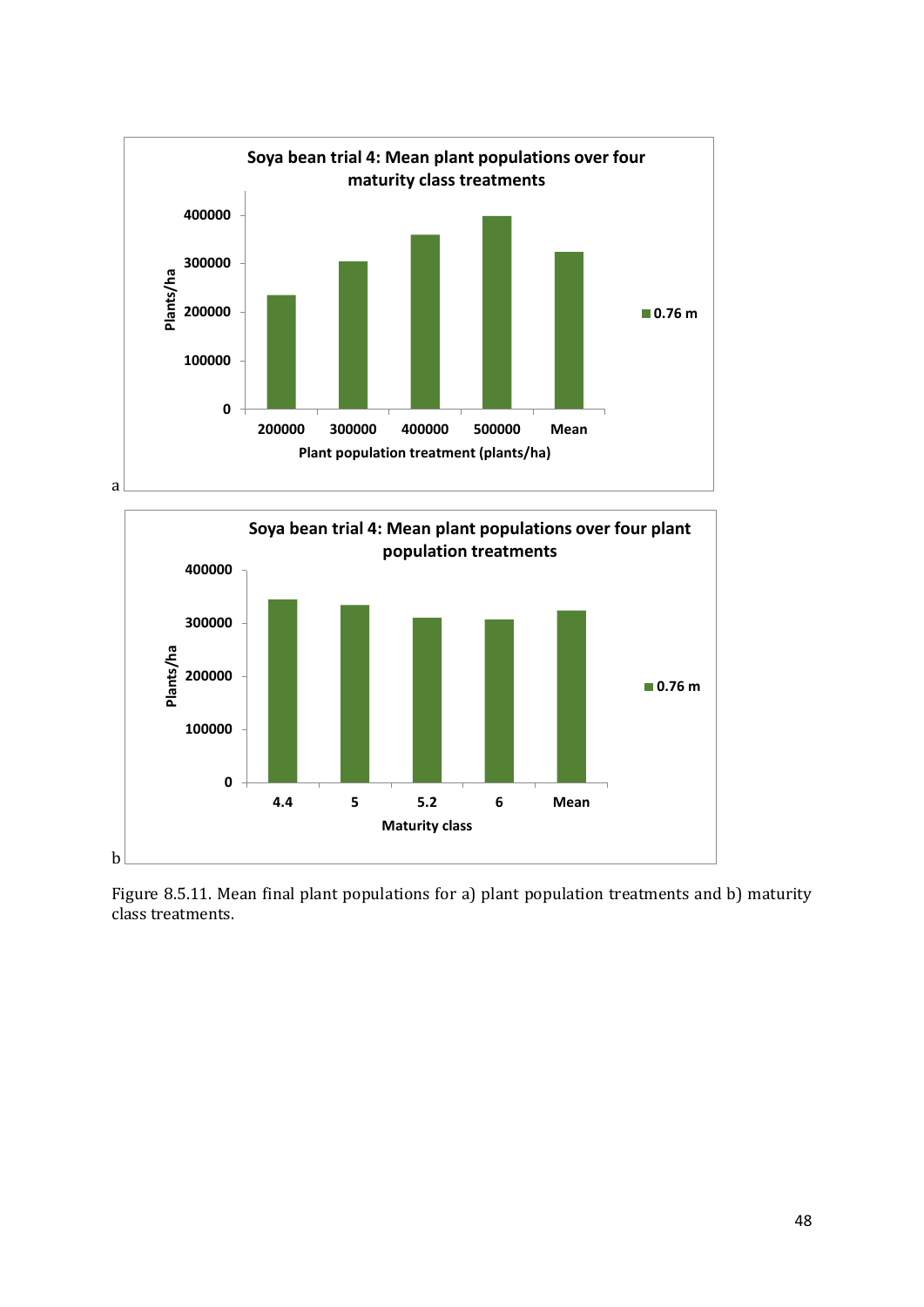**Soya bean trial 4: Mean plant populations over four maturity class treatments**

a

**Soya bean trial 4: Mean plant populations over four plant population treatments**

b

Figure 8.5.11. Mean final plant populations for a) plant population treatments and b) maturity class treatments.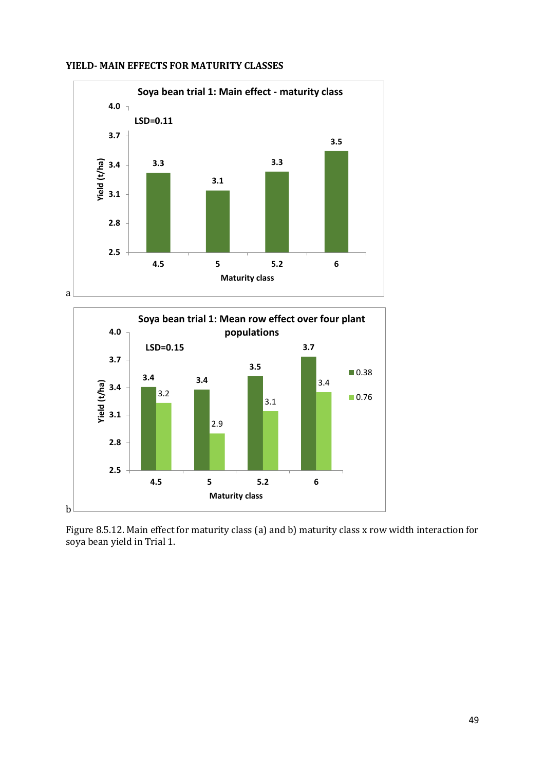**YIELD- MAIN EFFECTS FOR MATURITY CLASSES**

**Soya bean trial 1: Main effect - maturity class**

LSD=0.11

| Maturity class | Yield (t/ha) |
|---|---|
| 4.5 | 3.3 |
| 5 | 3.1 |
| 5.2 | 3.3 |
| 6 | 3.5 |

a

**Soya bean trial 1: Mean row effect over four plant populations**

LSD=0.15

| Maturity class | 0.38 | 0.76 |
|---|---|---|
| 4.5 | 3.4 | 3.2 |
| 5 | 3.4 | 2.9 |
| 5.2 | 3.5 | 3.1 |
| 6 | 3.7 | 3.4 |

b

Figure 8.5.12. Main effect for maturity class (a) and b) maturity class x row width interaction for soya bean yield in Trial 1.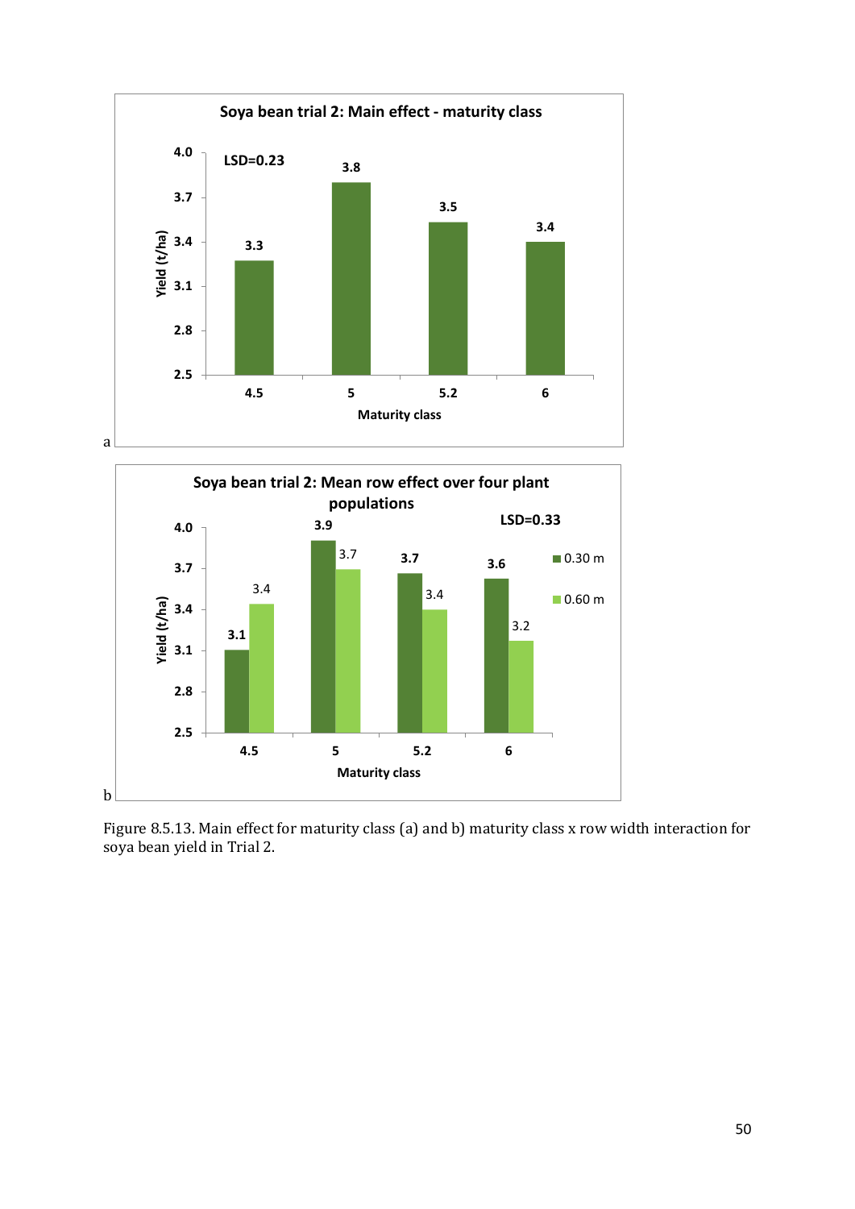**Soya bean trial 2: Main effect - maturity class**

LSD=0.23

| Maturity class | Yield (t/ha) |
|---|---|
| 4.5 | 3.3 |
| 5 | 3.8 |
| 5.2 | 3.5 |
| 6 | 3.4 |

a

**Soya bean trial 2: Mean row effect over four plant populations**

LSD=0.33

| Maturity class | 0.30 m | 0.60 m |
|---|---|---|
| 4.5 | 3.1 | 3.4 |
| 5 | 3.9 | 3.7 |
| 5.2 | 3.7 | 3.4 |
| 6 | 3.6 | 3.2 |

b

Figure 8.5.13. Main effect for maturity class (a) and b) maturity class x row width interaction for soya bean yield in Trial 2.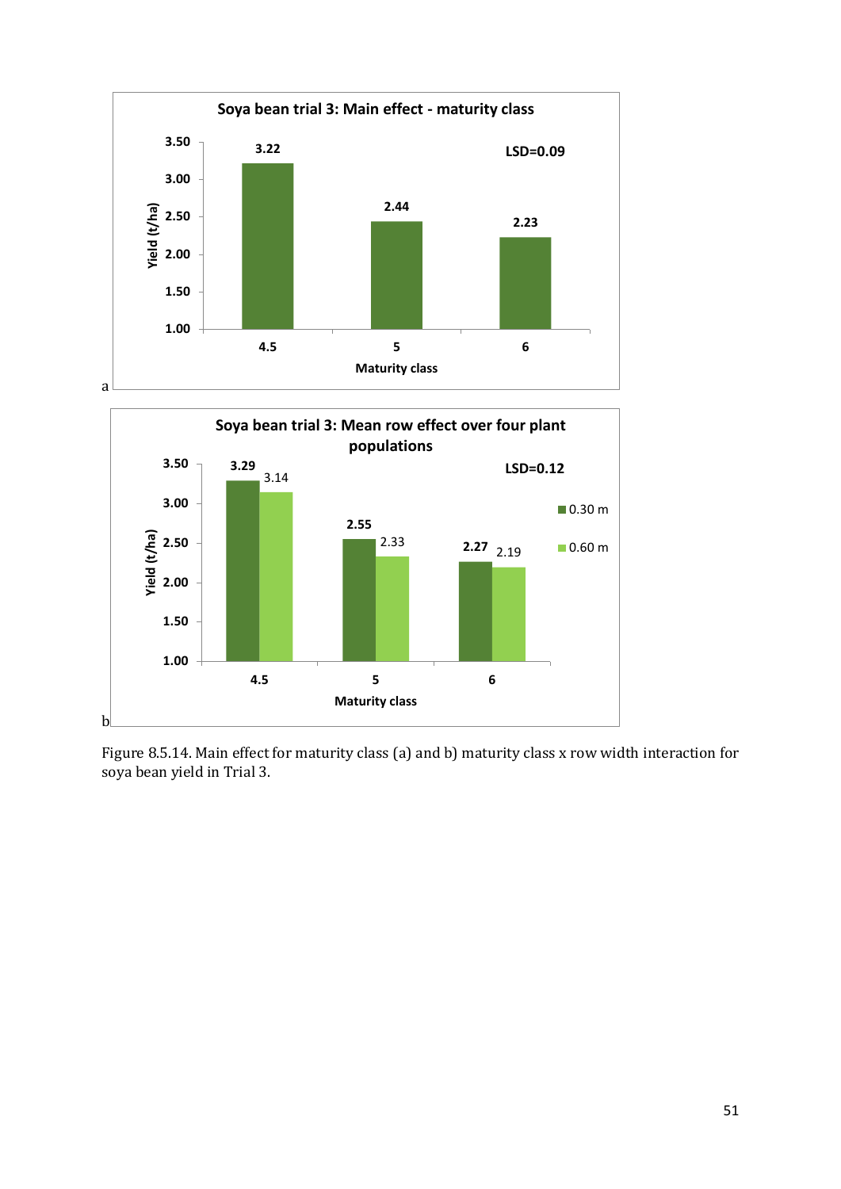Soya bean trial 3: Main effect - maturity class

LSD=0.09

| Maturity class | Yield (t/ha) |
|---|---|
| 4.5 | 3.22 |
| 5 | 2.44 |
| 6 | 2.23 |

a

Soya bean trial 3: Mean row effect over four plant populations

LSD=0.12

| Maturity class | 0.30 m | 0.60 m |
|---|---|---|
| 4.5 | 3.29 | 3.14 |
| 5 | 2.55 | 2.33 |
| 6 | 2.27 | 2.19 |

b

Figure 8.5.14. Main effect for maturity class (a) and b) maturity class x row width interaction for soya bean yield in Trial 3.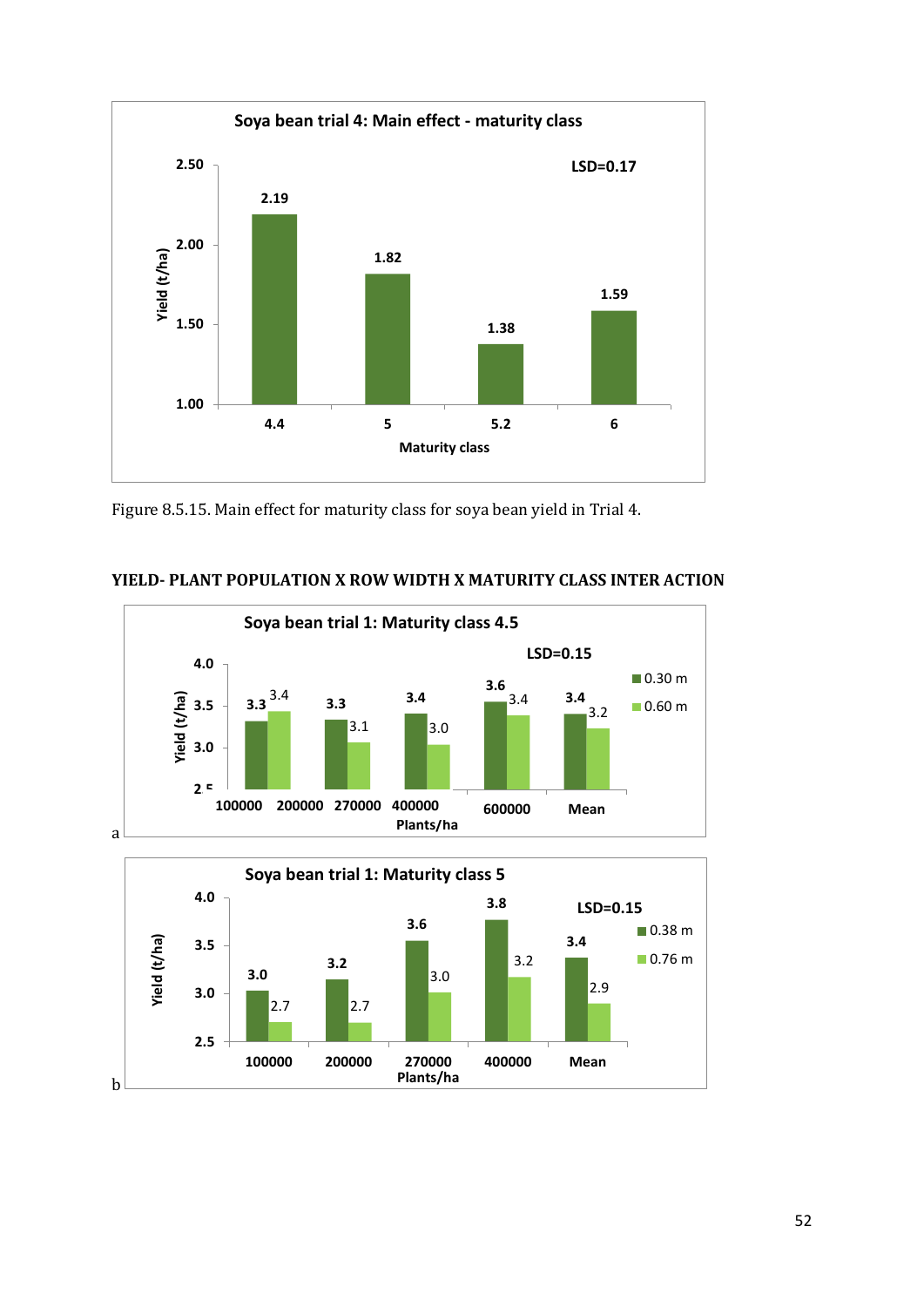**Soya bean trial 4: Main effect - maturity class**

LSD=0.17

| Maturity class | Yield (t/ha) |
|---|---|
| 4.4 | 2.19 |
| 5 | 1.82 |
| 5.2 | 1.38 |
| 6 | 1.59 |

Figure 8.5.15. Main effect for maturity class for soya bean yield in Trial 4.

## YIELD- PLANT POPULATION X ROW WIDTH X MATURITY CLASS INTER ACTION

a

**Soya bean trial 1: Maturity class 4.5**

LSD=0.15

| Plants/ha | 0.30 m | 0.60 m |
|---|---|---|
| 100000 | 3.3 | 3.4 |
| 200000 | 3.3 | 3.1 |
| 270000 / 400000 | 3.4 | 3.0 |
| 600000 | 3.6 | 3.4 |
| Mean | 3.4 | 3.2 |

b

**Soya bean trial 1: Maturity class 5**

LSD=0.15

| Plants/ha | 0.38 m | 0.76 m |
|---|---|---|
| 100000 | 3.0 | 2.7 |
| 200000 | 3.2 | 2.7 |
| 270000 | 3.6 | 3.0 |
| 400000 | 3.8 | 3.2 |
| Mean | 3.4 | 2.9 |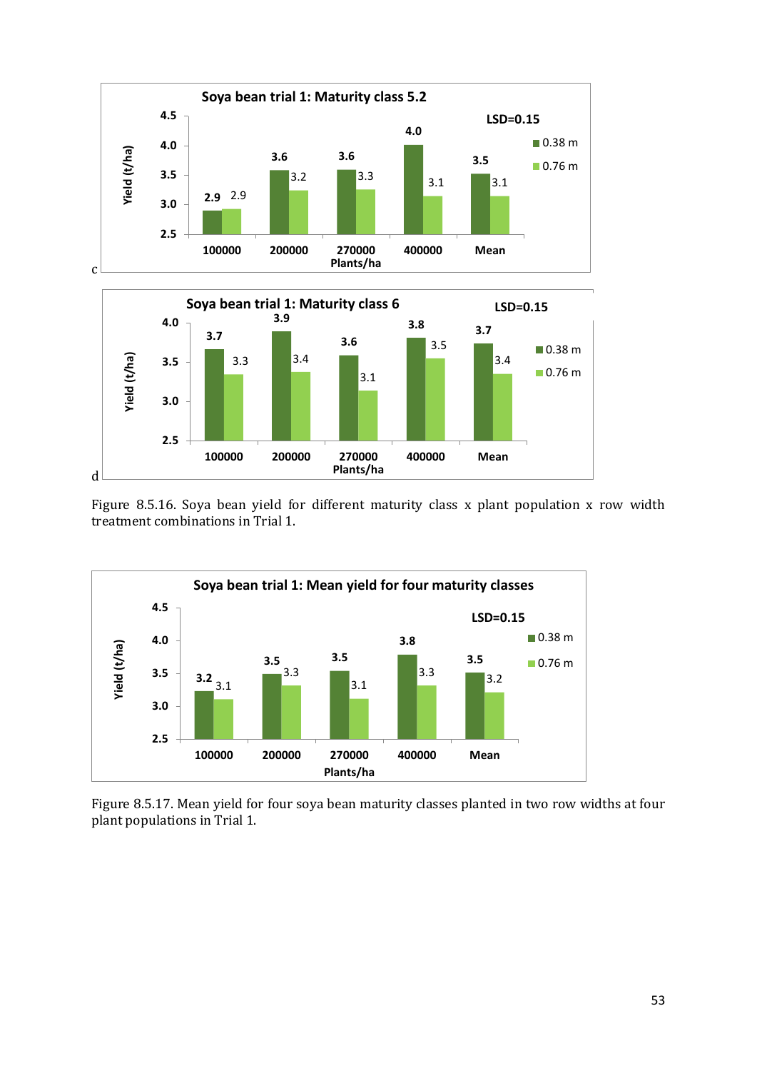c

**Soya bean trial 1: Maturity class 5.2**

LSD=0.15

| Plants/ha | 0.38 m | 0.76 m |
| --- | --- | --- |
| 100000 | 2.9 | 2.9 |
| 200000 | 3.6 | 3.2 |
| 270000 | 3.6 | 3.3 |
| 400000 | 4.0 | 3.1 |
| Mean | 3.5 | 3.1 |

d

**Soya bean trial 1: Maturity class 6**

LSD=0.15

| Plants/ha | 0.38 m | 0.76 m |
| --- | --- | --- |
| 100000 | 3.7 | 3.3 |
| 200000 | 3.9 | 3.4 |
| 270000 | 3.6 | 3.1 |
| 400000 | 3.8 | 3.5 |
| Mean | 3.7 | 3.4 |

Figure 8.5.16. Soya bean yield for different maturity class x plant population x row width treatment combinations in Trial 1.

**Soya bean trial 1: Mean yield for four maturity classes**

LSD=0.15

| Plants/ha | 0.38 m | 0.76 m |
| --- | --- | --- |
| 100000 | 3.2 | 3.1 |
| 200000 | 3.5 | 3.3 |
| 270000 | 3.5 | 3.1 |
| 400000 | 3.8 | 3.3 |
| Mean | 3.5 | 3.2 |

Figure 8.5.17. Mean yield for four soya bean maturity classes planted in two row widths at four plant populations in Trial 1.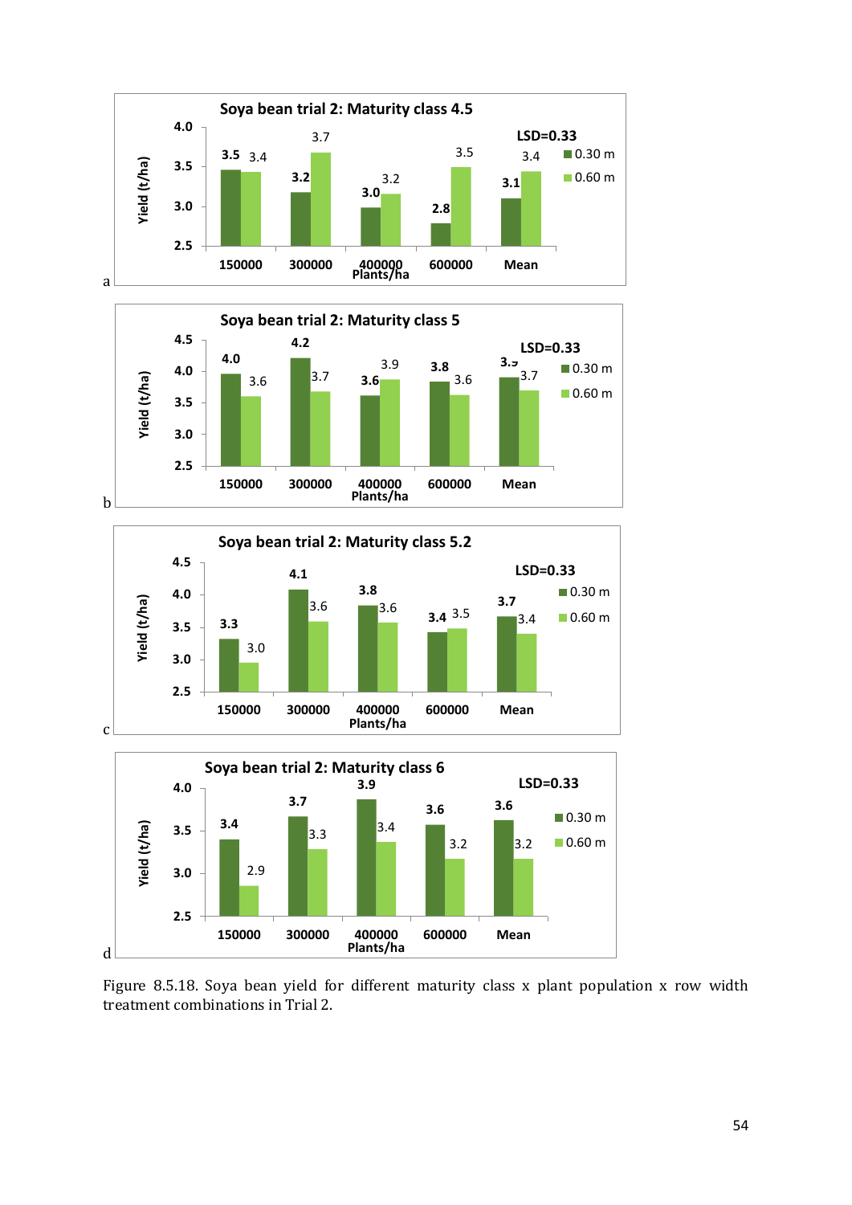**Soya bean trial 2: Maturity class 4.5**

| Plants/ha | 0.30 m | 0.60 m |
|---|---|---|
| 150000 | 3.5 | 3.4 |
| 300000 | 3.2 | 3.7 |
| 400000 | 3.0 | 3.2 |
| 600000 | 2.8 | 3.5 |
| Mean | 3.1 | 3.4 |

LSD=0.33

a

**Soya bean trial 2: Maturity class 5**

| Plants/ha | 0.30 m | 0.60 m |
|---|---|---|
| 150000 | 4.0 | 3.6 |
| 300000 | 4.2 | 3.7 |
| 400000 | 3.6 | 3.9 |
| 600000 | 3.8 | 3.6 |
| Mean | 3.9 | 3.7 |

LSD=0.33

b

**Soya bean trial 2: Maturity class 5.2**

| Plants/ha | 0.30 m | 0.60 m |
|---|---|---|
| 150000 | 3.3 | 3.0 |
| 300000 | 4.1 | 3.6 |
| 400000 | 3.8 | 3.6 |
| 600000 | 3.4 | 3.5 |
| Mean | 3.7 | 3.4 |

LSD=0.33

c

**Soya bean trial 2: Maturity class 6**

| Plants/ha | 0.30 m | 0.60 m |
|---|---|---|
| 150000 | 3.4 | 2.9 |
| 300000 | 3.7 | 3.3 |
| 400000 | 3.9 | 3.4 |
| 600000 | 3.6 | 3.2 |
| Mean | 3.6 | 3.2 |

LSD=0.33

d

Figure 8.5.18. Soya bean yield for different maturity class x plant population x row width treatment combinations in Trial 2.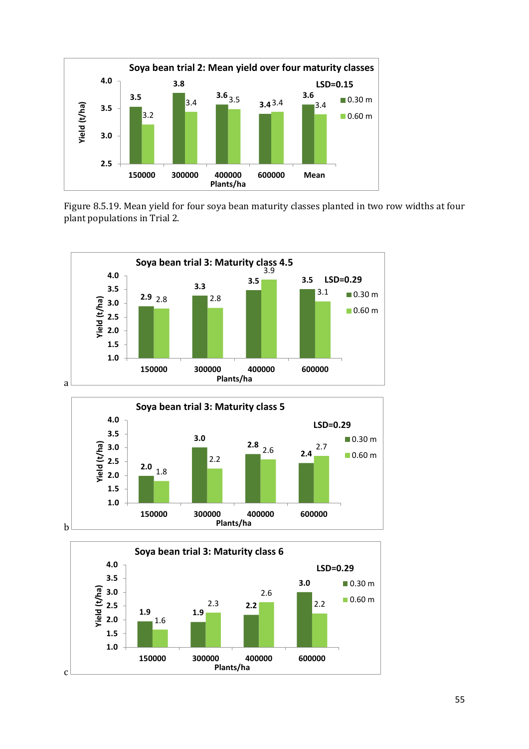**Soya bean trial 2: Mean yield over four maturity classes**

LSD=0.15

| Plants/ha | 0.30 m | 0.60 m |
|---|---|---|
| 150000 | 3.5 | 3.2 |
| 300000 | 3.8 | 3.4 |
| 400000 | 3.6 | 3.5 |
| 600000 | 3.4 | 3.4 |
| Mean | 3.6 | 3.4 |

Yield (t/ha)

Figure 8.5.19. Mean yield for four soya bean maturity classes planted in two row widths at four plant populations in Trial 2.

a

**Soya bean trial 3: Maturity class 4.5**

LSD=0.29

| Plants/ha | 0.30 m | 0.60 m |
|---|---|---|
| 150000 | 2.9 | 2.8 |
| 300000 | 3.3 | 2.8 |
| 400000 | 3.5 | 3.9 |
| 600000 | 3.5 | 3.1 |

Yield (t/ha)

b

**Soya bean trial 3: Maturity class 5**

LSD=0.29

| Plants/ha | 0.30 m | 0.60 m |
|---|---|---|
| 150000 | 2.0 | 1.8 |
| 300000 | 3.0 | 2.2 |
| 400000 | 2.8 | 2.6 |
| 600000 | 2.4 | 2.7 |

Yield (t/ha)

c

**Soya bean trial 3: Maturity class 6**

LSD=0.29

| Plants/ha | 0.30 m | 0.60 m |
|---|---|---|
| 150000 | 1.9 | 1.6 |
| 300000 | 1.9 | 2.3 |
| 400000 | 2.2 | 2.6 |
| 600000 | 3.0 | 2.2 |

Yield (t/ha)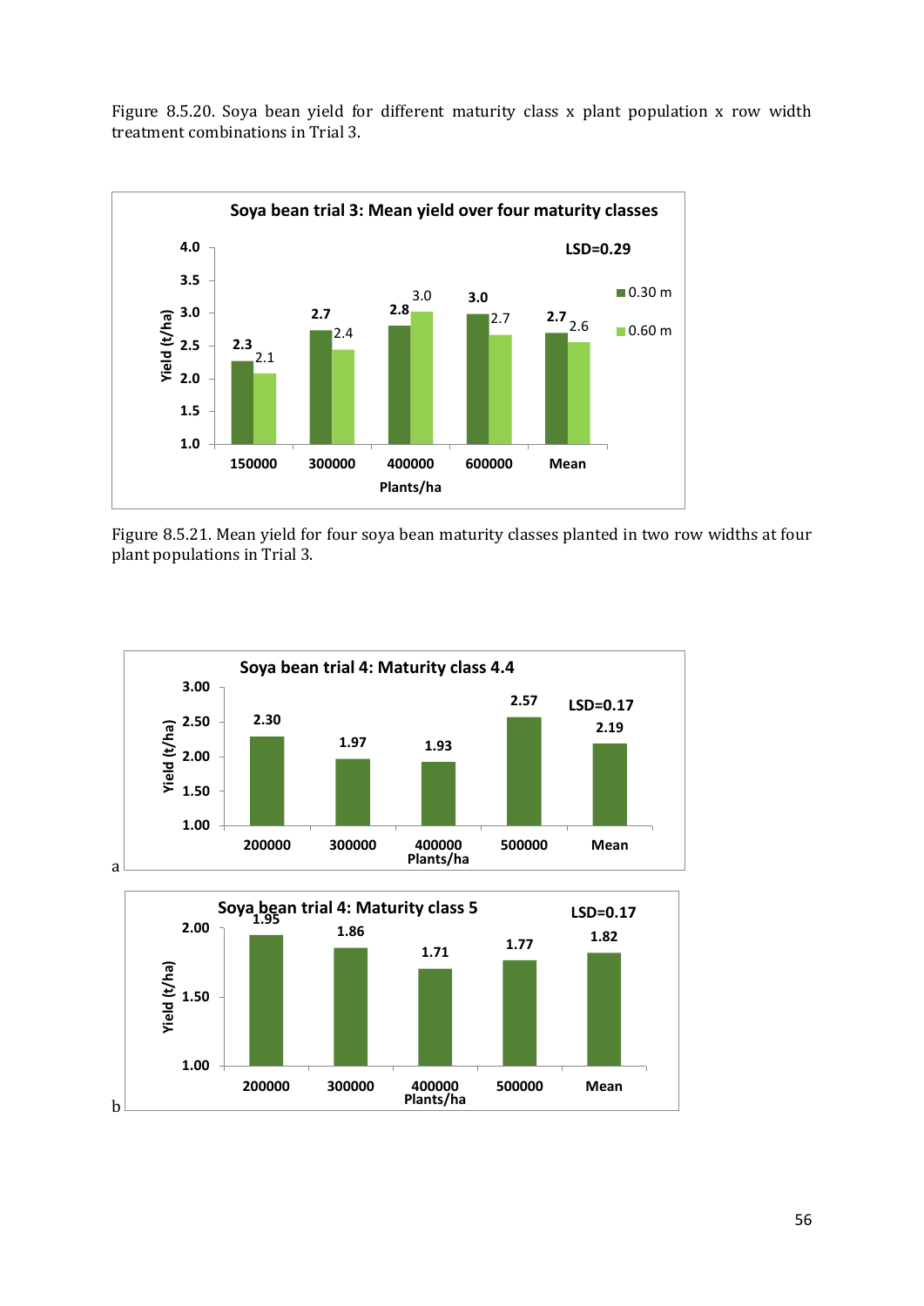Figure 8.5.20. Soya bean yield for different maturity class x plant population x row width treatment combinations in Trial 3.

**Soya bean trial 3: Mean yield over four maturity classes**

LSD=0.29

| Plants/ha | 0.30 m | 0.60 m |
|---|---|---|
| 150000 | 2.3 | 2.1 |
| 300000 | 2.7 | 2.4 |
| 400000 | 2.8 | 3.0 |
| 600000 | 3.0 | 2.7 |
| Mean | 2.7 | 2.6 |

Yield (t/ha)

Figure 8.5.21. Mean yield for four soya bean maturity classes planted in two row widths at four plant populations in Trial 3.

a

**Soya bean trial 4: Maturity class 4.4**

LSD=0.17

| Plants/ha | Yield (t/ha) |
|---|---|
| 200000 | 2.30 |
| 300000 | 1.97 |
| 400000 | 1.93 |
| 500000 | 2.57 |
| Mean | 2.19 |

b

**Soya bean trial 4: Maturity class 5**

LSD=0.17

| Plants/ha | Yield (t/ha) |
|---|---|
| 200000 | 1.95 |
| 300000 | 1.86 |
| 400000 | 1.71 |
| 500000 | 1.77 |
| Mean | 1.82 |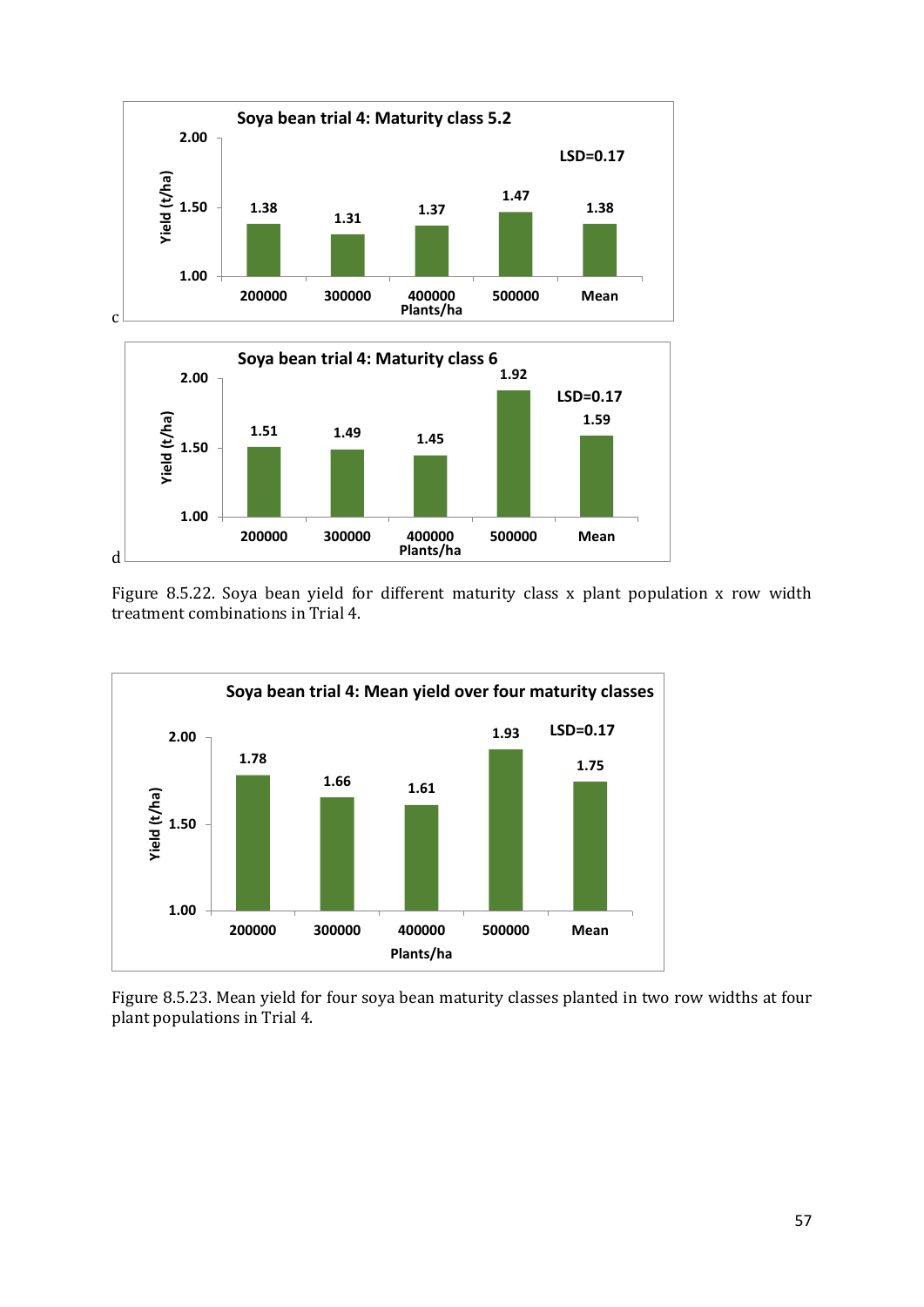**Soya bean trial 4: Maturity class 5.2**

| Plants/ha | Yield (t/ha) |
|---|---|
| 200000 | 1.38 |
| 300000 | 1.31 |
| 400000 | 1.37 |
| 500000 | 1.47 |
| Mean | 1.38 |

LSD=0.17

c

**Soya bean trial 4: Maturity class 6**

| Plants/ha | Yield (t/ha) |
|---|---|
| 200000 | 1.51 |
| 300000 | 1.49 |
| 400000 | 1.45 |
| 500000 | 1.92 |
| Mean | 1.59 |

LSD=0.17

d

Figure 8.5.22. Soya bean yield for different maturity class x plant population x row width treatment combinations in Trial 4.

**Soya bean trial 4: Mean yield over four maturity classes**

| Plants/ha | Yield (t/ha) |
|---|---|
| 200000 | 1.78 |
| 300000 | 1.66 |
| 400000 | 1.61 |
| 500000 | 1.93 |
| Mean | 1.75 |

LSD=0.17

Figure 8.5.23. Mean yield for four soya bean maturity classes planted in two row widths at four plant populations in Trial 4.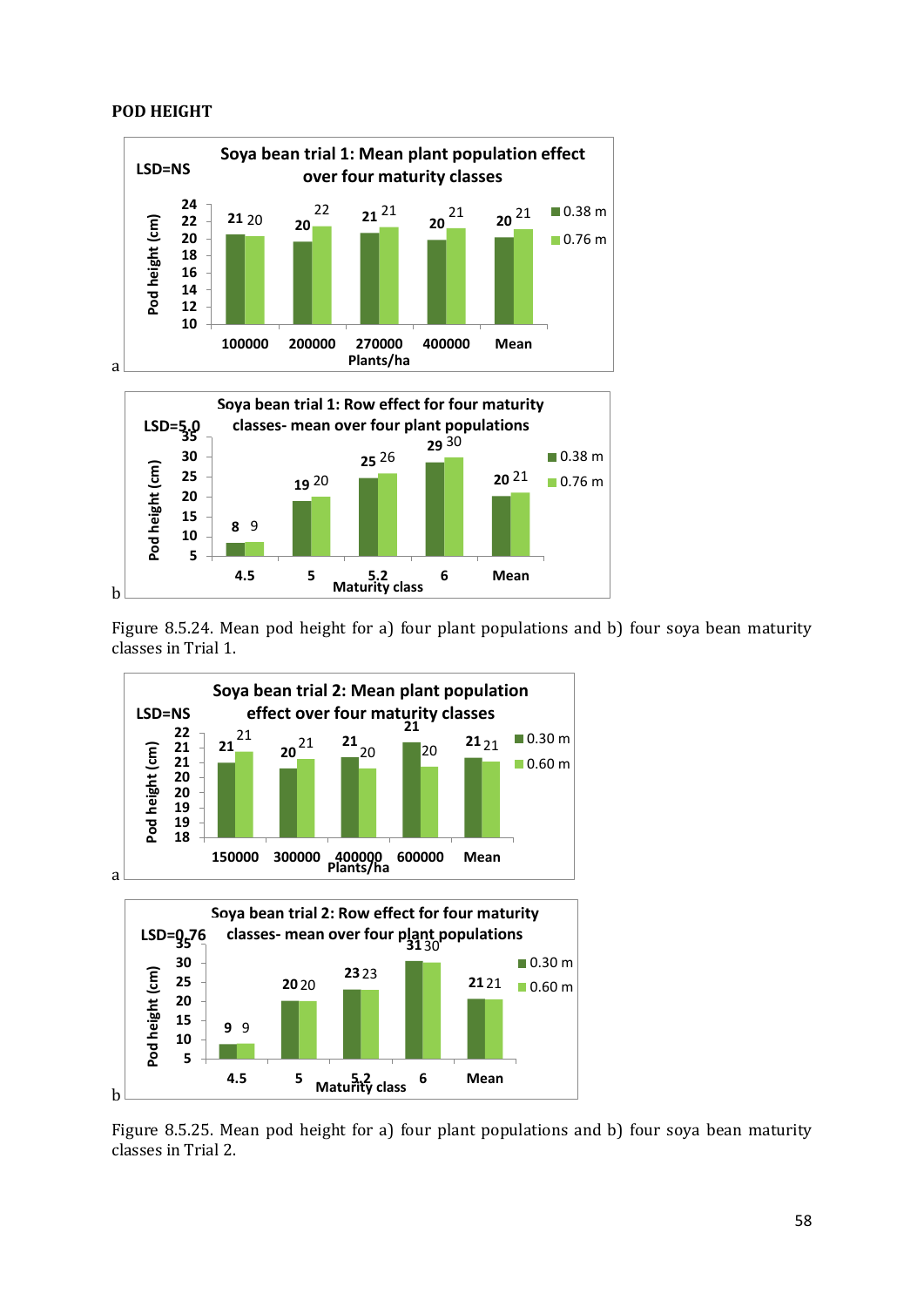## POD HEIGHT

**Soya bean trial 1: Mean plant population effect over four maturity classes**

LSD=NS

Pod height (cm)

| Plants/ha | 0.38 m | 0.76 m |
|---|---|---|
| 100000 | 21 | 20 |
| 200000 | 20 | 22 |
| 270000 | 21 | 21 |
| 400000 | 20 | 21 |
| Mean | 20 | 21 |

a

**Soya bean trial 1: Row effect for four maturity classes- mean over four plant populations**

LSD=5.0

Pod height (cm)

| Maturity class | 0.38 m | 0.76 m |
|---|---|---|
| 4.5 | 8 | 9 |
| 5 | 19 | 20 |
| 5.2 | 25 | 26 |
| 6 | 29 | 30 |
| Mean | 20 | 21 |

b

Figure 8.5.24. Mean pod height for a) four plant populations and b) four soya bean maturity classes in Trial 1.

**Soya bean trial 2: Mean plant population effect over four maturity classes**

LSD=NS

Pod height (cm)

| Plants/ha | 0.30 m | 0.60 m |
|---|---|---|
| 150000 | 21 | 21 |
| 300000 | 20 | 21 |
| 400000 | 21 | 20 |
| 600000 | 21 | 20 |
| Mean | 21 | 21 |

a

**Soya bean trial 2: Row effect for four maturity classes- mean over four plant populations**

LSD=0.76

Pod height (cm)

| Maturity class | 0.30 m | 0.60 m |
|---|---|---|
| 4.5 | 9 | 9 |
| 5 | 20 | 20 |
| 5.2 | 23 | 23 |
| 6 | 31 | 30 |
| Mean | 21 | 21 |

b

Figure 8.5.25. Mean pod height for a) four plant populations and b) four soya bean maturity classes in Trial 2.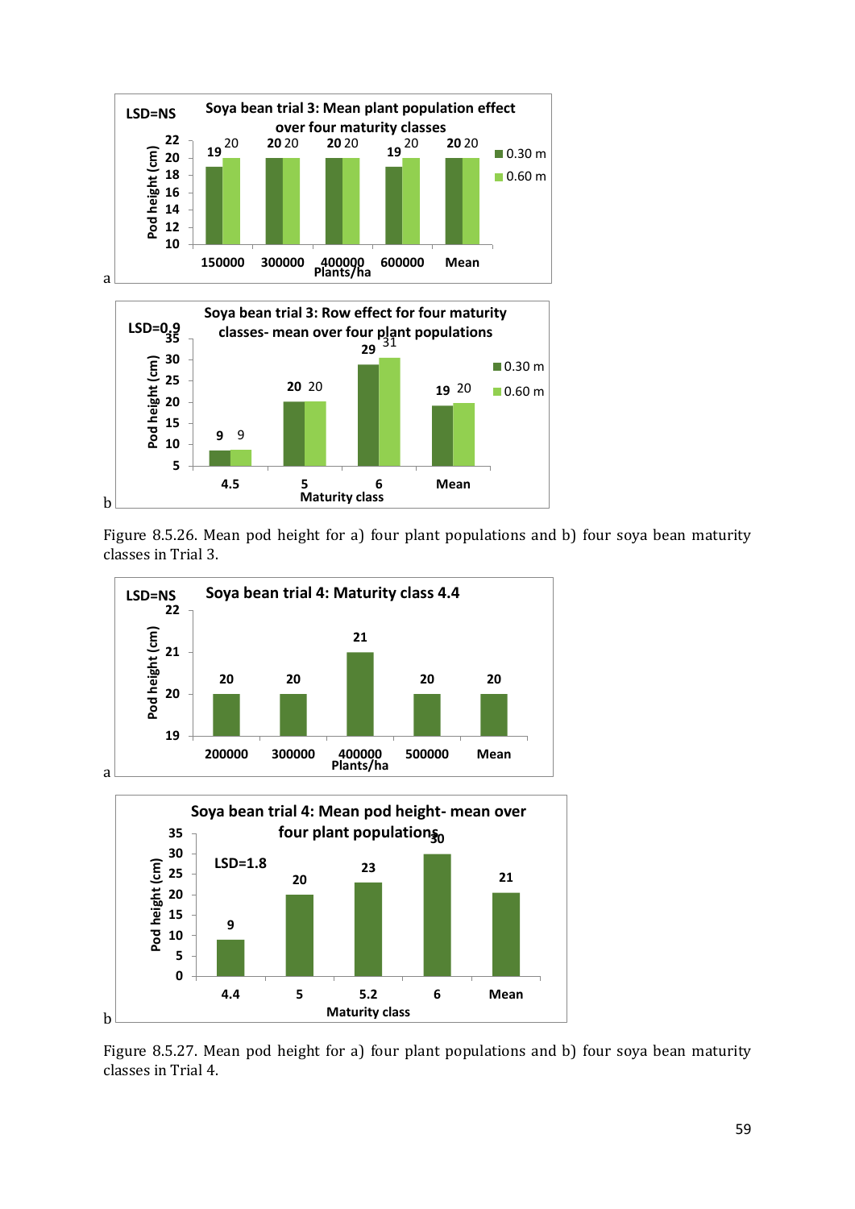Figure 8.5.26. Mean pod height for a) four plant populations and b) four soya bean maturity classes in Trial 3.

Figure 8.5.27. Mean pod height for a) four plant populations and b) four soya bean maturity classes in Trial 4.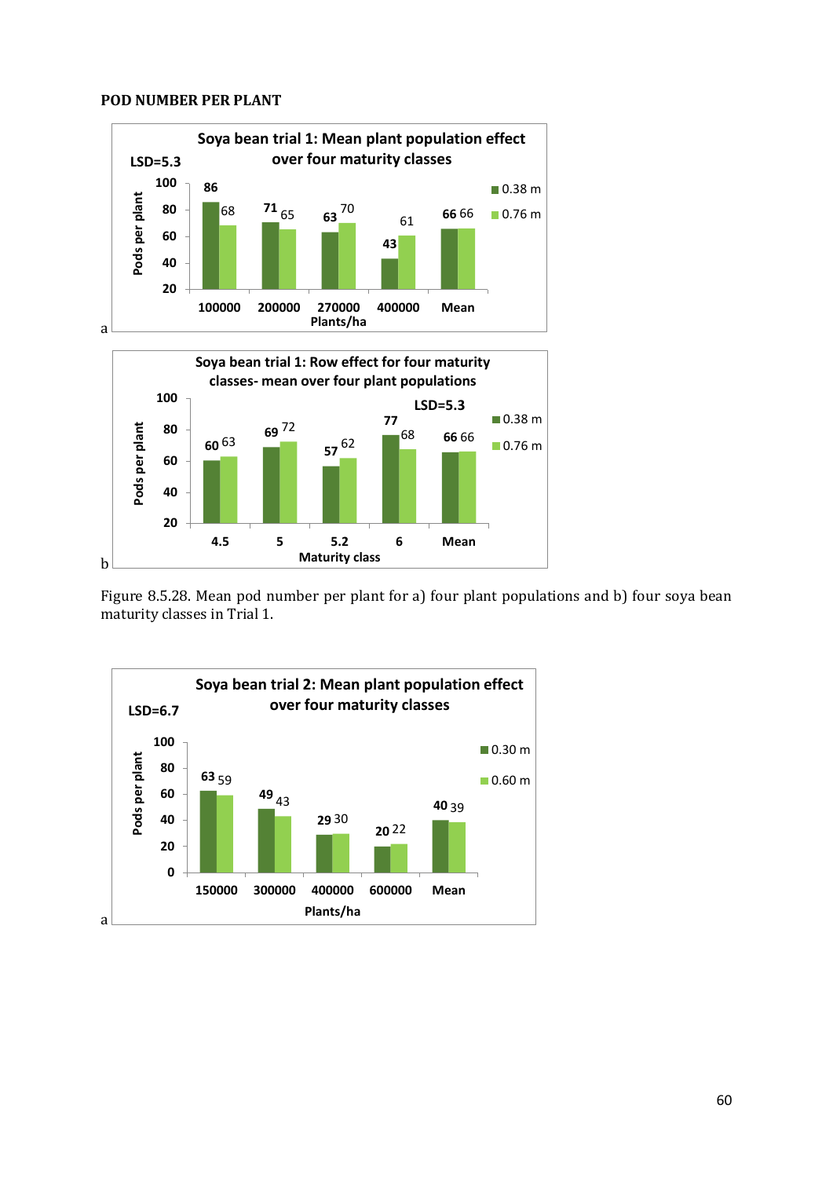**POD NUMBER PER PLANT**

**Soya bean trial 1: Mean plant population effect over four maturity classes**

LSD=5.3

| Plants/ha | 0.38 m | 0.76 m |
|---|---|---|
| 100000 | 86 | 68 |
| 200000 | 71 | 65 |
| 270000 | 63 | 70 |
| 400000 | 43 | 61 |
| Mean | 66 | 66 |

a

**Soya bean trial 1: Row effect for four maturity classes- mean over four plant populations**

LSD=5.3

| Maturity class | 0.38 m | 0.76 m |
|---|---|---|
| 4.5 | 60 | 63 |
| 5 | 69 | 72 |
| 5.2 | 57 | 62 |
| 6 | 77 | 68 |
| Mean | 66 | 66 |

b

Figure 8.5.28. Mean pod number per plant for a) four plant populations and b) four soya bean maturity classes in Trial 1.

**Soya bean trial 2: Mean plant population effect over four maturity classes**

LSD=6.7

| Plants/ha | 0.30 m | 0.60 m |
|---|---|---|
| 150000 | 63 | 59 |
| 300000 | 49 | 43 |
| 400000 | 29 | 30 |
| 600000 | 20 | 22 |
| Mean | 40 | 39 |

a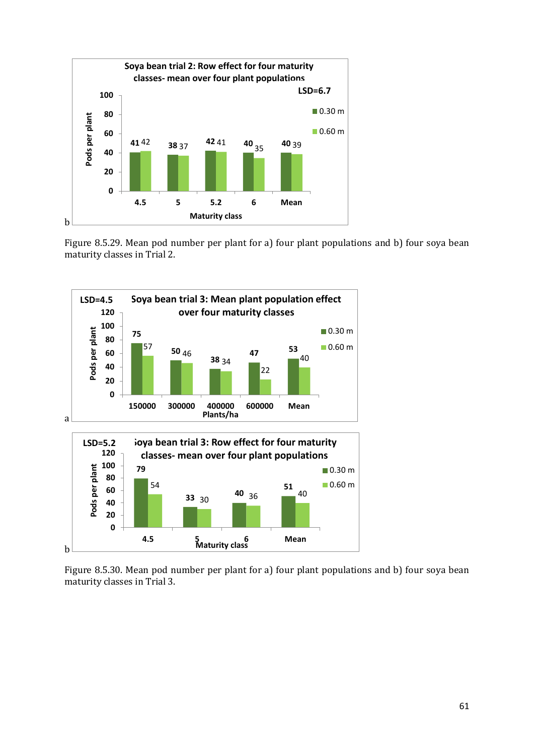Figure 8.5.29. Mean pod number per plant for a) four plant populations and b) four soya bean maturity classes in Trial 2.

Figure 8.5.30. Mean pod number per plant for a) four plant populations and b) four soya bean maturity classes in Trial 3.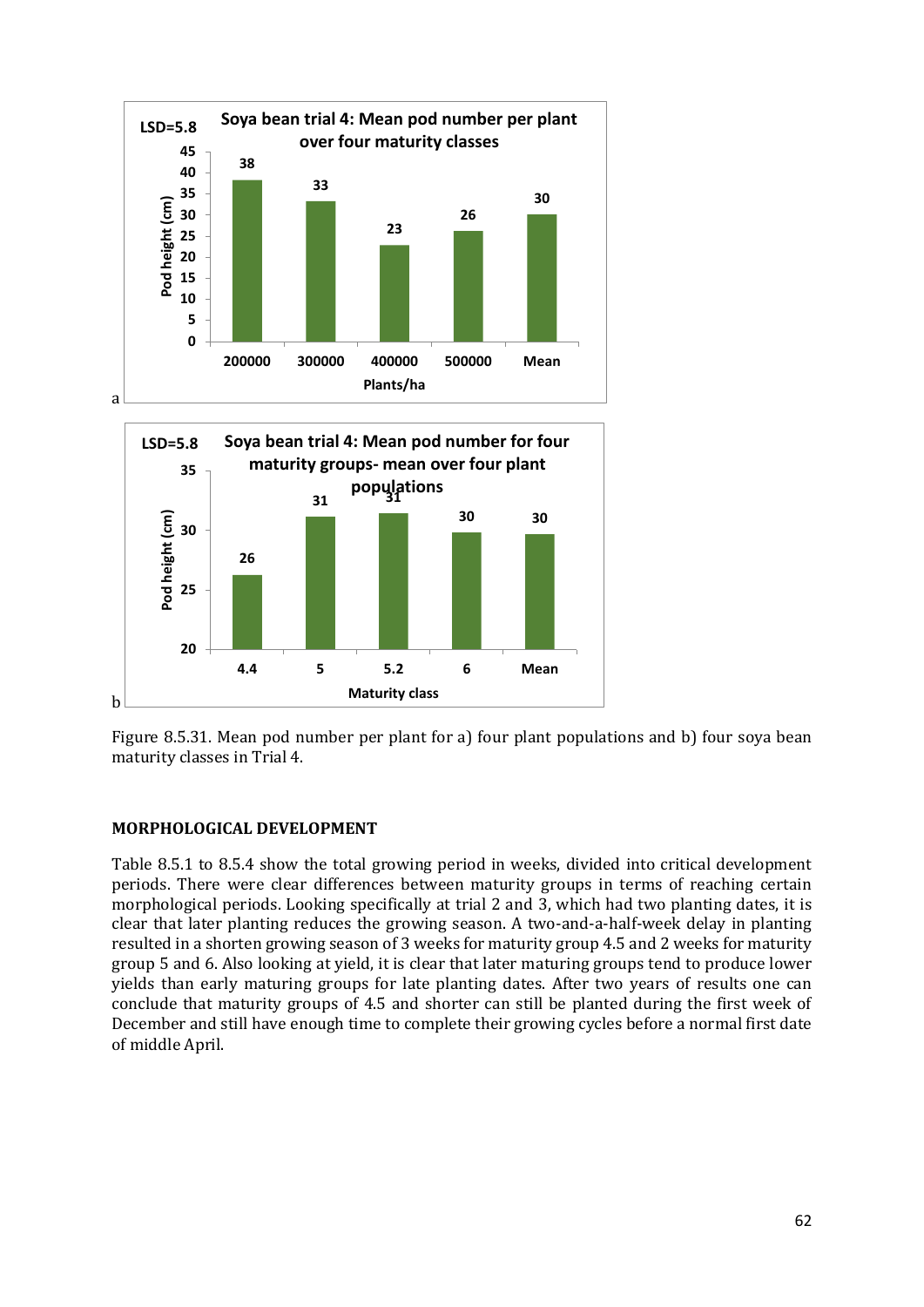LSD=5.8

**Soya bean trial 4: Mean pod number per plant over four maturity classes**

| Plants/ha | Pod height (cm) |
|---|---|
| 200000 | 38 |
| 300000 | 33 |
| 400000 | 23 |
| 500000 | 26 |
| Mean | 30 |

a

LSD=5.8

**Soya bean trial 4: Mean pod number for four maturity groups- mean over four plant populations**

| Maturity class | Pod height (cm) |
|---|---|
| 4.4 | 26 |
| 5 | 31 |
| 5.2 | 31 |
| 6 | 30 |
| Mean | 30 |

b

Figure 8.5.31. Mean pod number per plant for a) four plant populations and b) four soya bean maturity classes in Trial 4.

## MORPHOLOGICAL DEVELOPMENT

Table 8.5.1 to 8.5.4 show the total growing period in weeks, divided into critical development periods. There were clear differences between maturity groups in terms of reaching certain morphological periods. Looking specifically at trial 2 and 3, which had two planting dates, it is clear that later planting reduces the growing season. A two-and-a-half-week delay in planting resulted in a shorten growing season of 3 weeks for maturity group 4.5 and 2 weeks for maturity group 5 and 6. Also looking at yield, it is clear that later maturing groups tend to produce lower yields than early maturing groups for late planting dates. After two years of results one can conclude that maturity groups of 4.5 and shorter can still be planted during the first week of December and still have enough time to complete their growing cycles before a normal first date of middle April.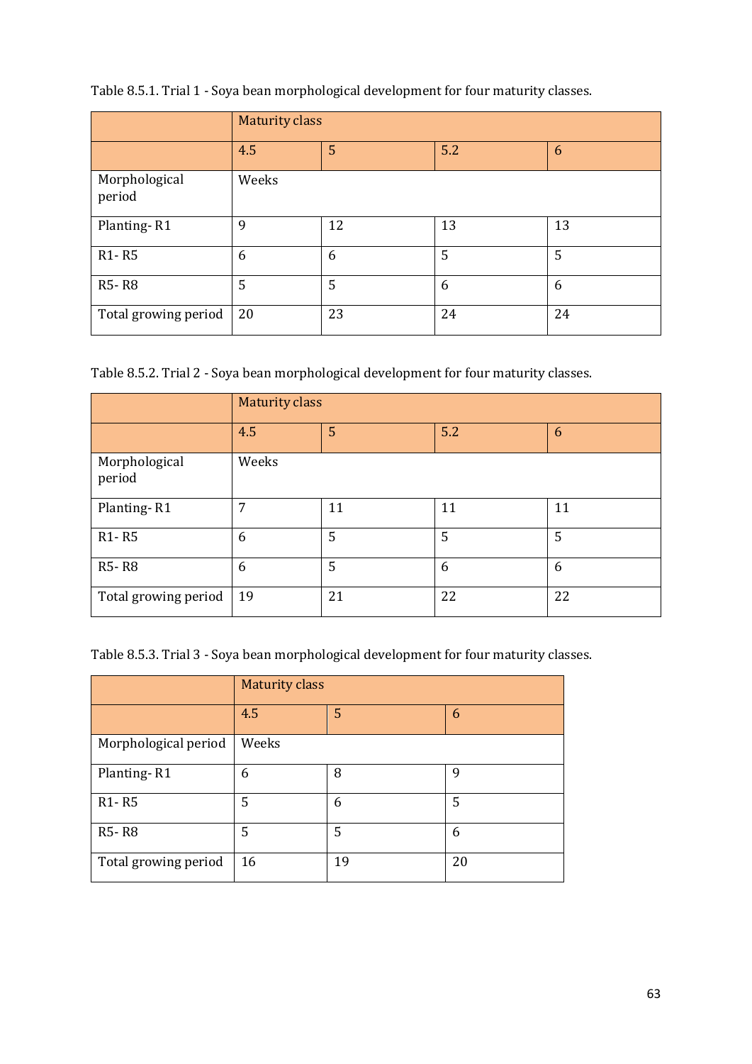Table 8.5.1. Trial 1 - Soya bean morphological development for four maturity classes.

| | Maturity class | | | |
|---|---|---|---|---|
| | 4.5 | 5 | 5.2 | 6 |
| Morphological period | Weeks | | | |
| Planting- R1 | 9 | 12 | 13 | 13 |
| R1- R5 | 6 | 6 | 5 | 5 |
| R5- R8 | 5 | 5 | 6 | 6 |
| Total growing period | 20 | 23 | 24 | 24 |

Table 8.5.2. Trial 2 - Soya bean morphological development for four maturity classes.

| | Maturity class | | | |
|---|---|---|---|---|
| | 4.5 | 5 | 5.2 | 6 |
| Morphological period | Weeks | | | |
| Planting- R1 | 7 | 11 | 11 | 11 |
| R1- R5 | 6 | 5 | 5 | 5 |
| R5- R8 | 6 | 5 | 6 | 6 |
| Total growing period | 19 | 21 | 22 | 22 |

Table 8.5.3. Trial 3 - Soya bean morphological development for four maturity classes.

| | Maturity class | | |
|---|---|---|---|
| | 4.5 | 5 | 6 |
| Morphological period | Weeks | | |
| Planting- R1 | 6 | 8 | 9 |
| R1- R5 | 5 | 6 | 5 |
| R5- R8 | 5 | 5 | 6 |
| Total growing period | 16 | 19 | 20 |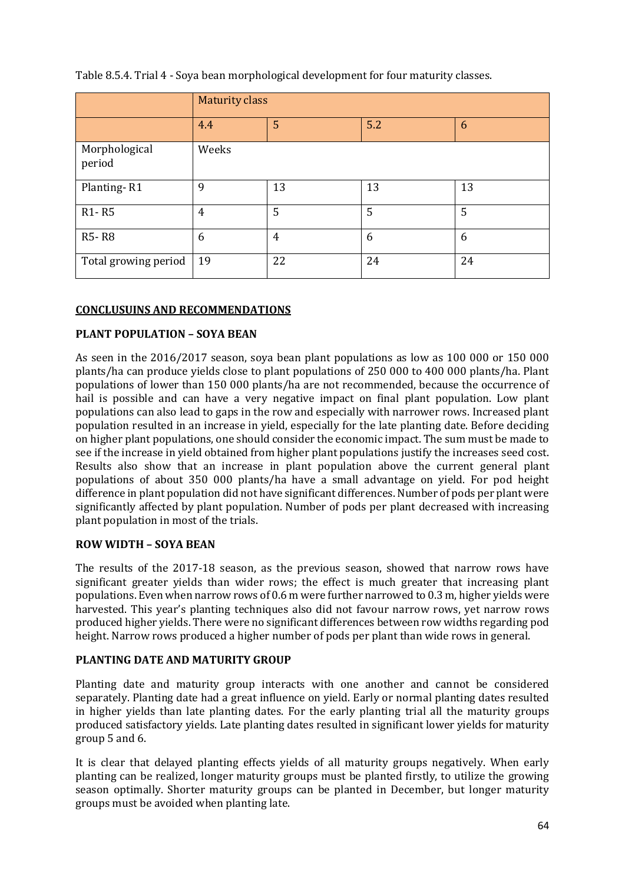Table 8.5.4. Trial 4 - Soya bean morphological development for four maturity classes.

| | Maturity class | | | |
|---|---|---|---|---|
| | 4.4 | 5 | 5.2 | 6 |
| Morphological period | Weeks | | | |
| Planting- R1 | 9 | 13 | 13 | 13 |
| R1- R5 | 4 | 5 | 5 | 5 |
| R5- R8 | 6 | 4 | 6 | 6 |
| Total growing period | 19 | 22 | 24 | 24 |

## CONCLUSUINS AND RECOMMENDATIONS

### PLANT POPULATION – SOYA BEAN

As seen in the 2016/2017 season, soya bean plant populations as low as 100 000 or 150 000 plants/ha can produce yields close to plant populations of 250 000 to 400 000 plants/ha. Plant populations of lower than 150 000 plants/ha are not recommended, because the occurrence of hail is possible and can have a very negative impact on final plant population. Low plant populations can also lead to gaps in the row and especially with narrower rows. Increased plant population resulted in an increase in yield, especially for the late planting date. Before deciding on higher plant populations, one should consider the economic impact. The sum must be made to see if the increase in yield obtained from higher plant populations justify the increases seed cost. Results also show that an increase in plant population above the current general plant populations of about 350 000 plants/ha have a small advantage on yield. For pod height difference in plant population did not have significant differences. Number of pods per plant were significantly affected by plant population. Number of pods per plant decreased with increasing plant population in most of the trials.

### ROW WIDTH – SOYA BEAN

The results of the 2017-18 season, as the previous season, showed that narrow rows have significant greater yields than wider rows; the effect is much greater that increasing plant populations. Even when narrow rows of 0.6 m were further narrowed to 0.3 m, higher yields were harvested. This year's planting techniques also did not favour narrow rows, yet narrow rows produced higher yields. There were no significant differences between row widths regarding pod height. Narrow rows produced a higher number of pods per plant than wide rows in general.

### PLANTING DATE AND MATURITY GROUP

Planting date and maturity group interacts with one another and cannot be considered separately. Planting date had a great influence on yield. Early or normal planting dates resulted in higher yields than late planting dates. For the early planting trial all the maturity groups produced satisfactory yields. Late planting dates resulted in significant lower yields for maturity group 5 and 6.

It is clear that delayed planting effects yields of all maturity groups negatively. When early planting can be realized, longer maturity groups must be planted firstly, to utilize the growing season optimally. Shorter maturity groups can be planted in December, but longer maturity groups must be avoided when planting late.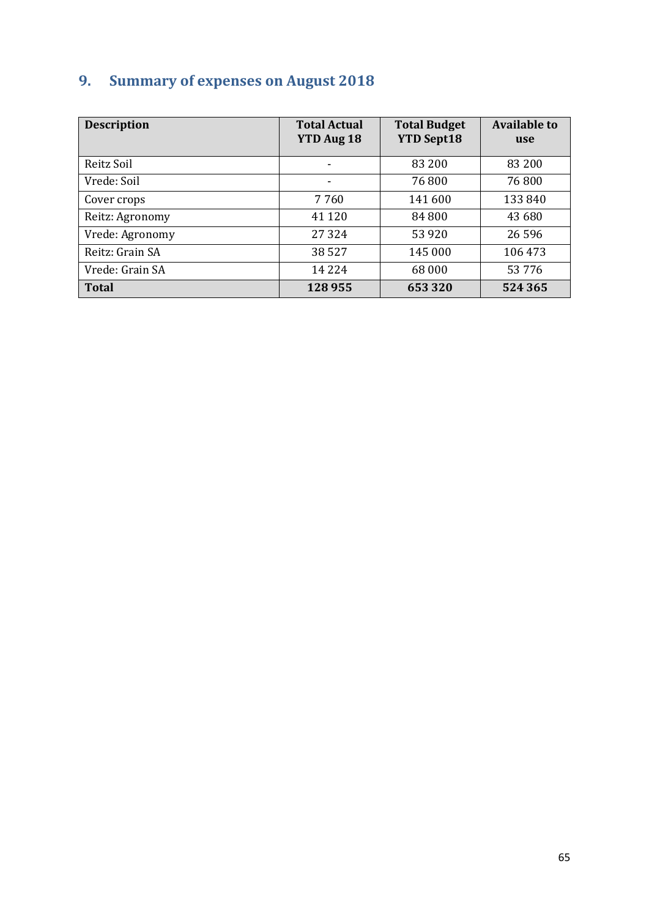## 9. Summary of expenses on August 2018

| Description | Total Actual YTD Aug 18 | Total Budget YTD Sept18 | Available to use |
|---|---|---|---|
| Reitz Soil | - | 83 200 | 83 200 |
| Vrede: Soil | - | 76 800 | 76 800 |
| Cover crops | 7 760 | 141 600 | 133 840 |
| Reitz: Agronomy | 41 120 | 84 800 | 43 680 |
| Vrede: Agronomy | 27 324 | 53 920 | 26 596 |
| Reitz: Grain SA | 38 527 | 145 000 | 106 473 |
| Vrede: Grain SA | 14 224 | 68 000 | 53 776 |
| **Total** | **128 955** | **653 320** | **524 365** |